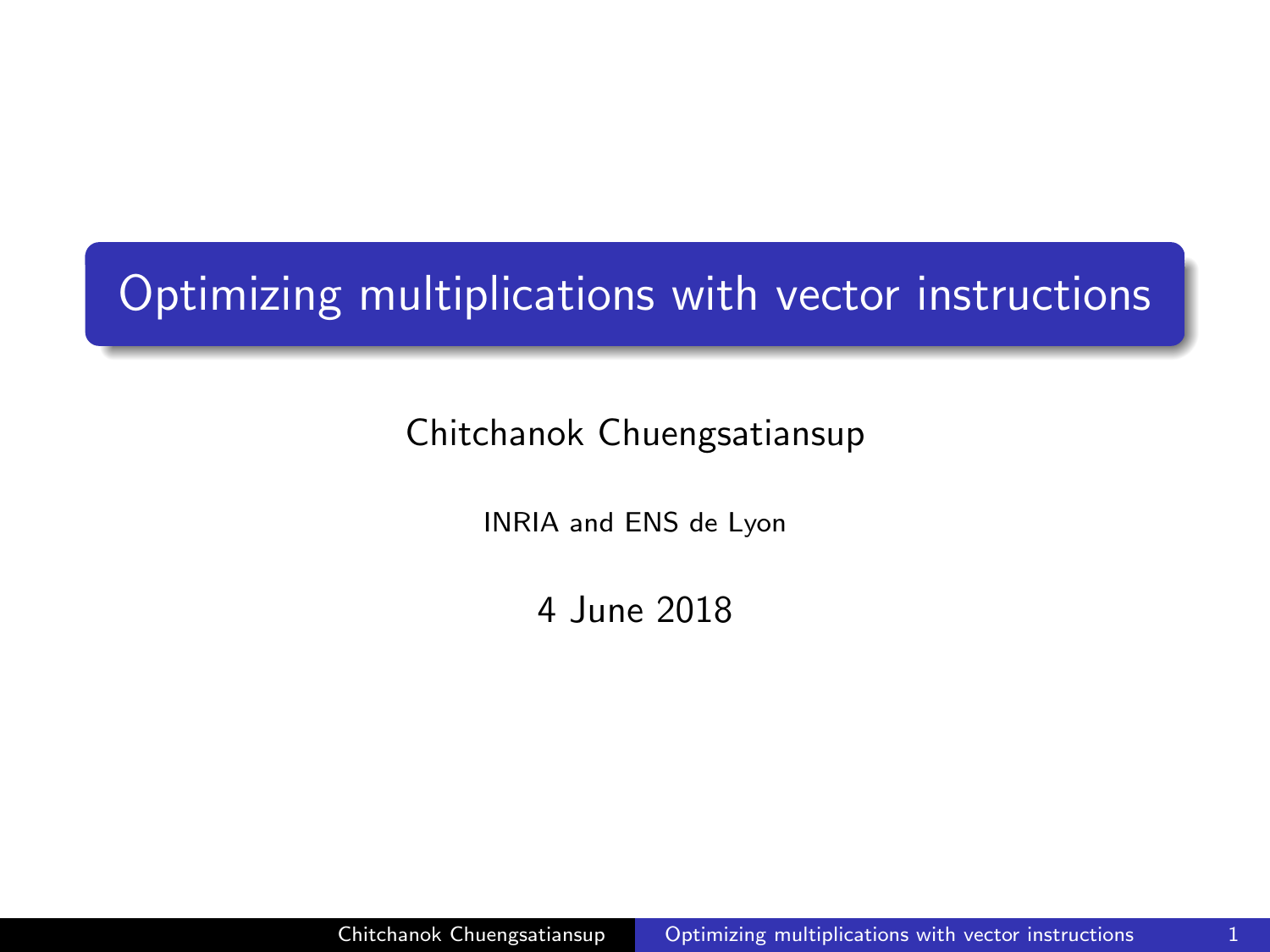# Optimizing multiplications with vector instructions

Chitchanok Chuengsatiansup

INRIA and ENS de Lyon

4 June 2018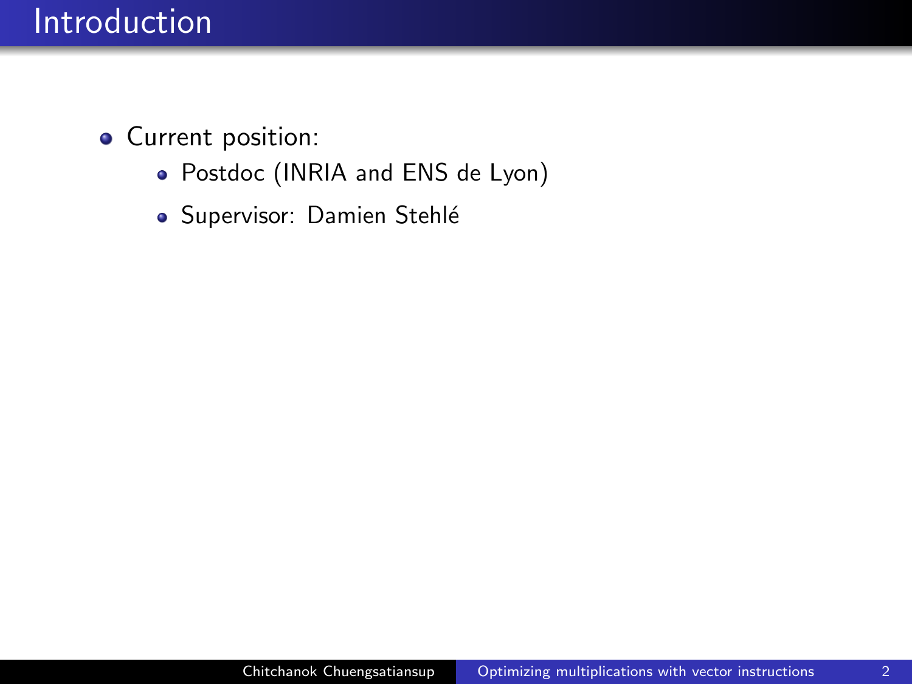# Introduction

- Current position:
  - Postdoc (INRIA and ENS de Lyon)
  - Supervisor: Damien Stehlé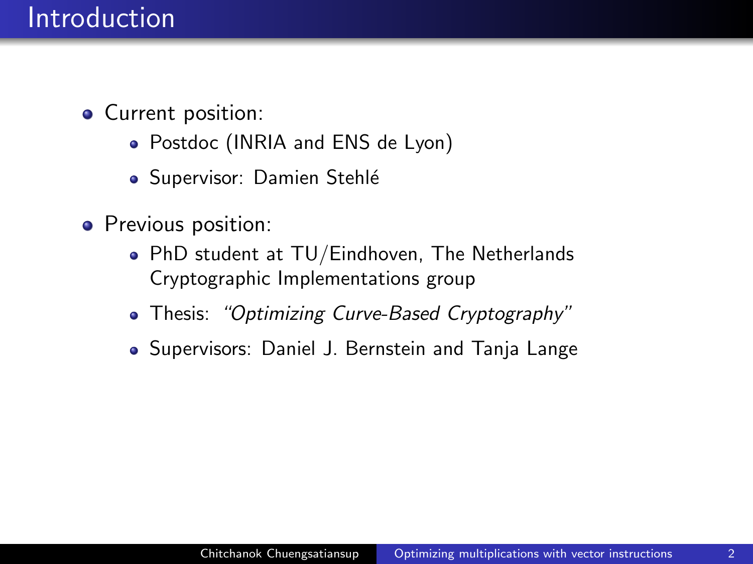# Introduction

- Current position:
  - Postdoc (INRIA and ENS de Lyon)
  - Supervisor: Damien Stehlé
- Previous position:
  - PhD student at TU/Eindhoven, The Netherlands
    Cryptographic Implementations group
  - Thesis: *"Optimizing Curve-Based Cryptography"*
  - Supervisors: Daniel J. Bernstein and Tanja Lange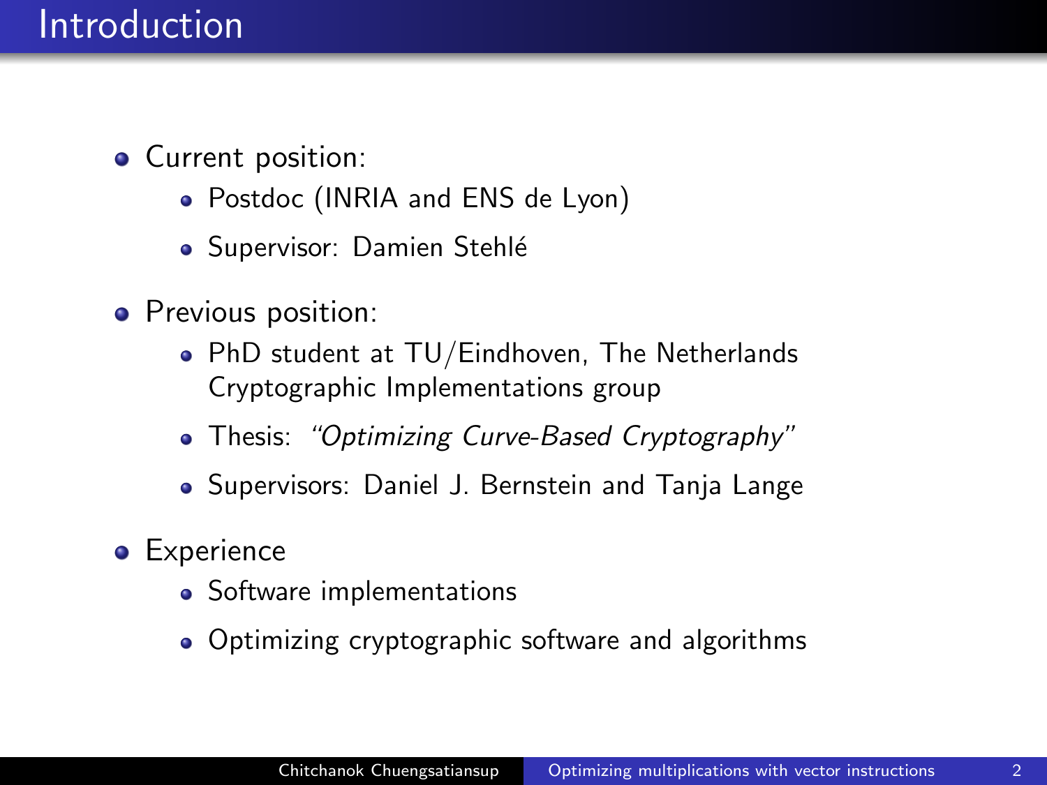# Introduction

- Current position:
  - Postdoc (INRIA and ENS de Lyon)
  - Supervisor: Damien Stehlé
- Previous position:
  - PhD student at TU/Eindhoven, The Netherlands
    Cryptographic Implementations group
  - Thesis: *"Optimizing Curve-Based Cryptography"*
  - Supervisors: Daniel J. Bernstein and Tanja Lange
- Experience
  - Software implementations
  - Optimizing cryptographic software and algorithms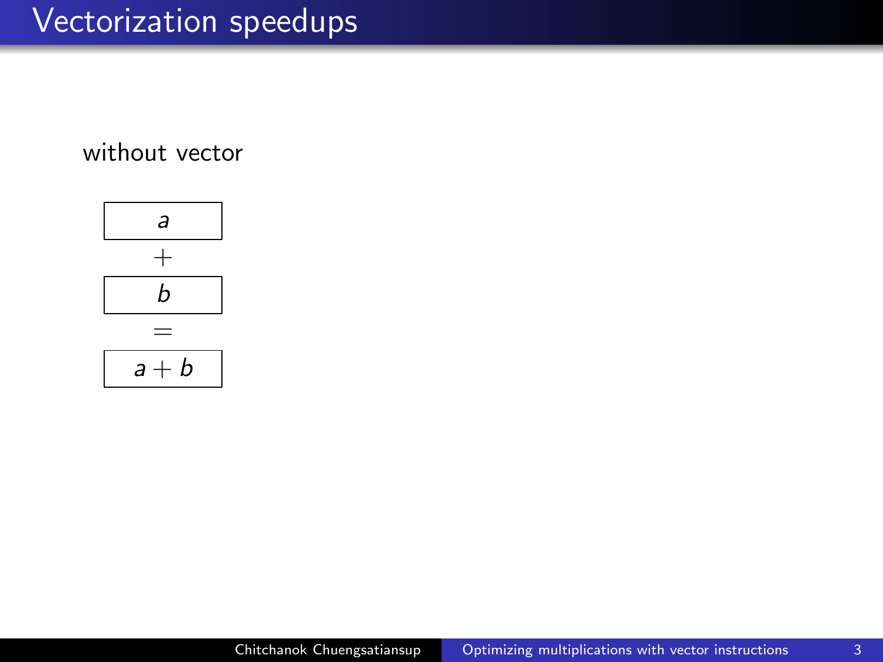# Vectorization speedups

without vector

| $a$ |
|---|

$+$

| $b$ |
|---|

$=$

| $a + b$ |
|---|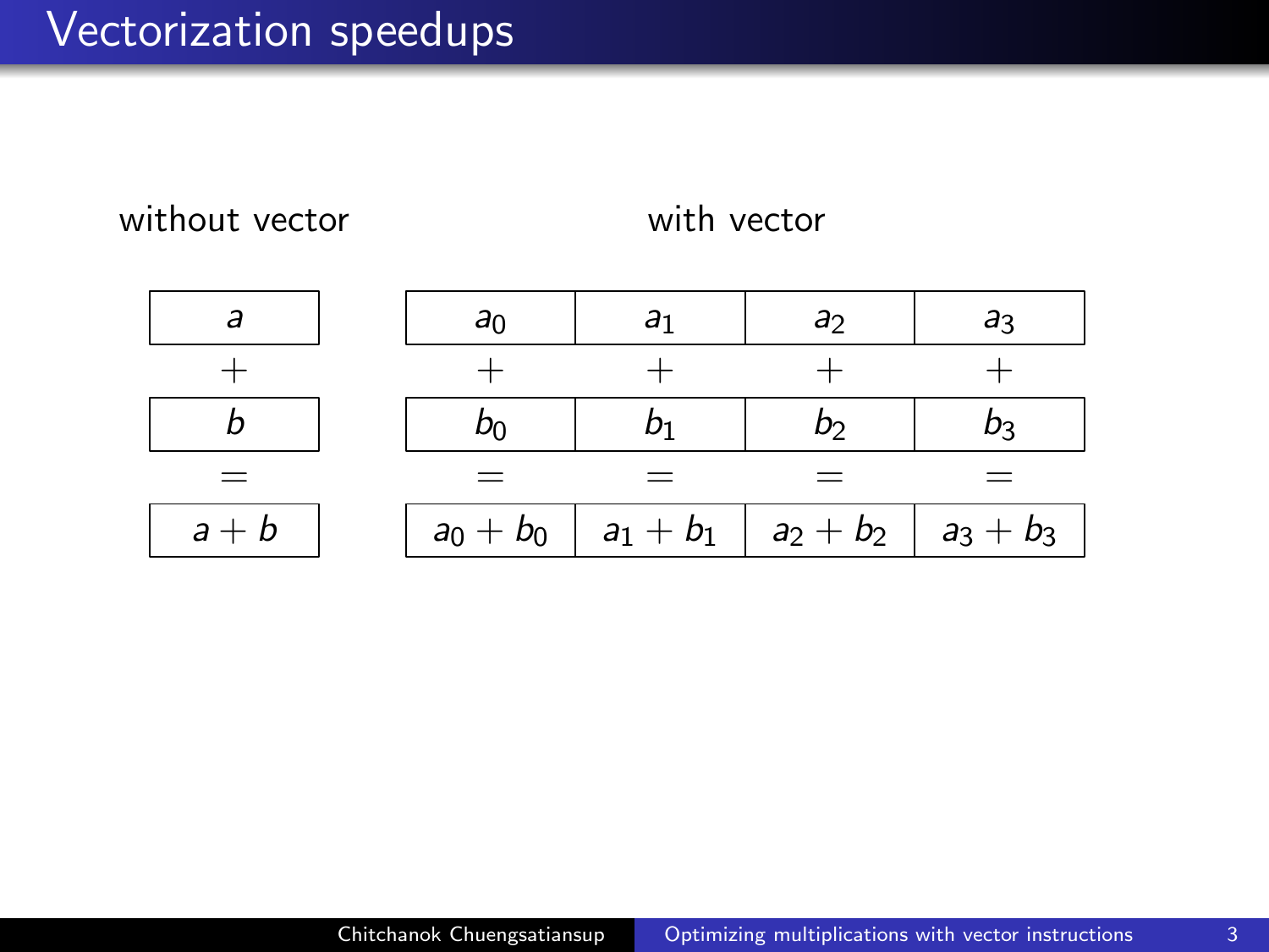# Vectorization speedups

**without vector**

| $a$ |
|---|
| $+$ |
| $b$ |
| $=$ |
| $a+b$ |

**with vector**

| $a_0$ | $a_1$ | $a_2$ | $a_3$ |
|---|---|---|---|
| $+$ | $+$ | $+$ | $+$ |
| $b_0$ | $b_1$ | $b_2$ | $b_3$ |
| $=$ | $=$ | $=$ | $=$ |
| $a_0+b_0$ | $a_1+b_1$ | $a_2+b_2$ | $a_3+b_3$ |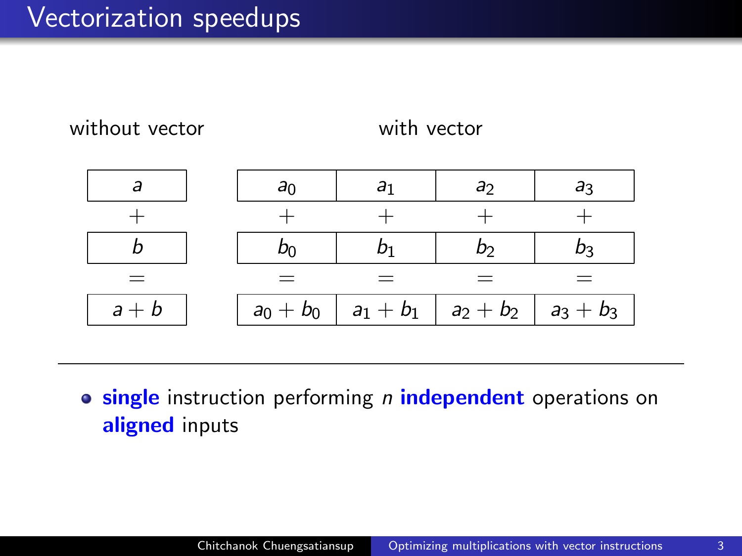# Vectorization speedups

without vector

| $a$ |
|---|
| $+$ |
| $b$ |
| $=$ |
| $a+b$ |

with vector

| $a_0$ | $a_1$ | $a_2$ | $a_3$ |
|---|---|---|---|
| $+$ | $+$ | $+$ | $+$ |
| $b_0$ | $b_1$ | $b_2$ | $b_3$ |
| $=$ | $=$ | $=$ | $=$ |
| $a_0+b_0$ | $a_1+b_1$ | $a_2+b_2$ | $a_3+b_3$ |

---

- **single** instruction performing $n$ **independent** operations on **aligned** inputs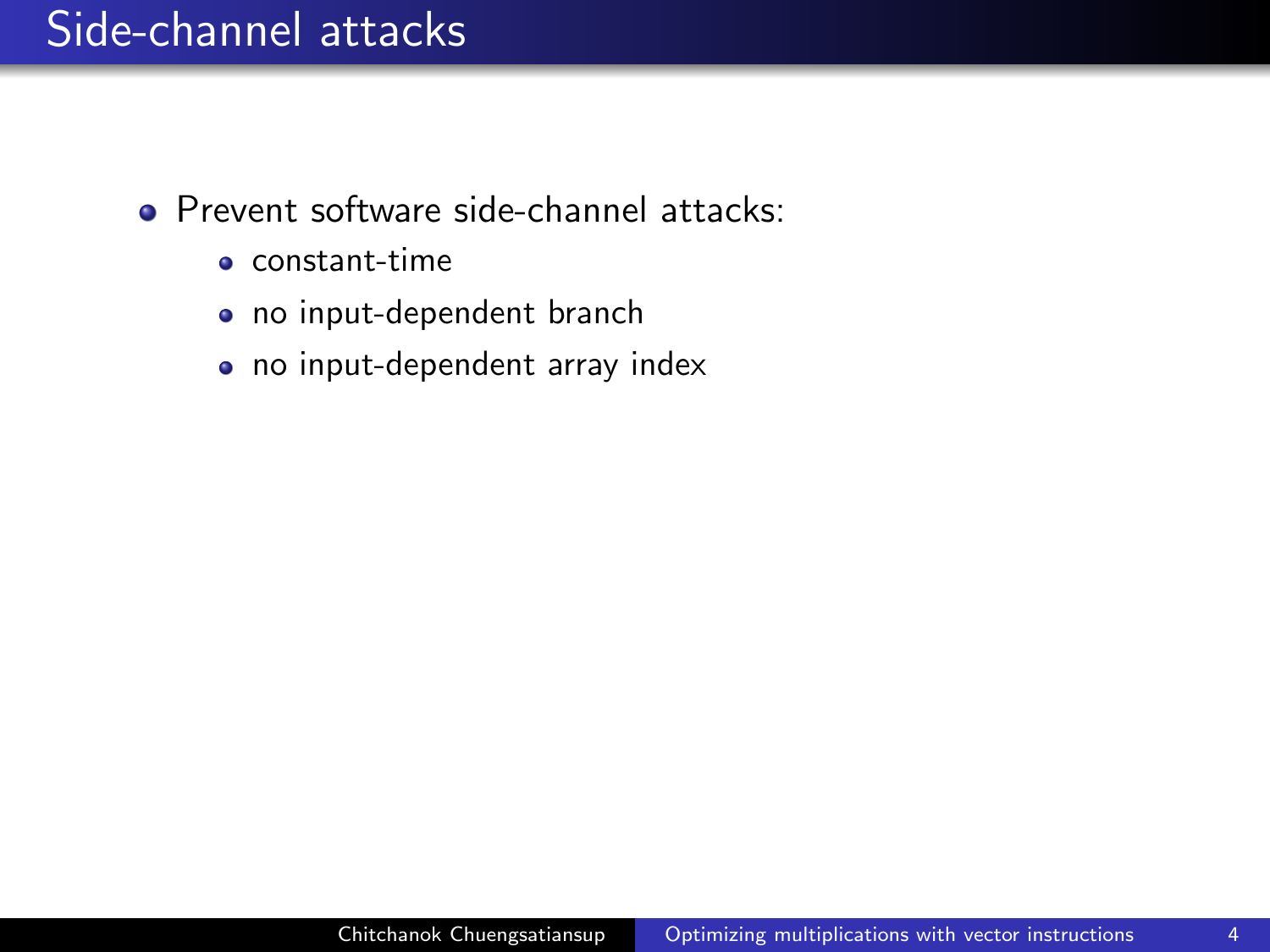# Side-channel attacks

- Prevent software side-channel attacks:
  - constant-time
  - no input-dependent branch
  - no input-dependent array index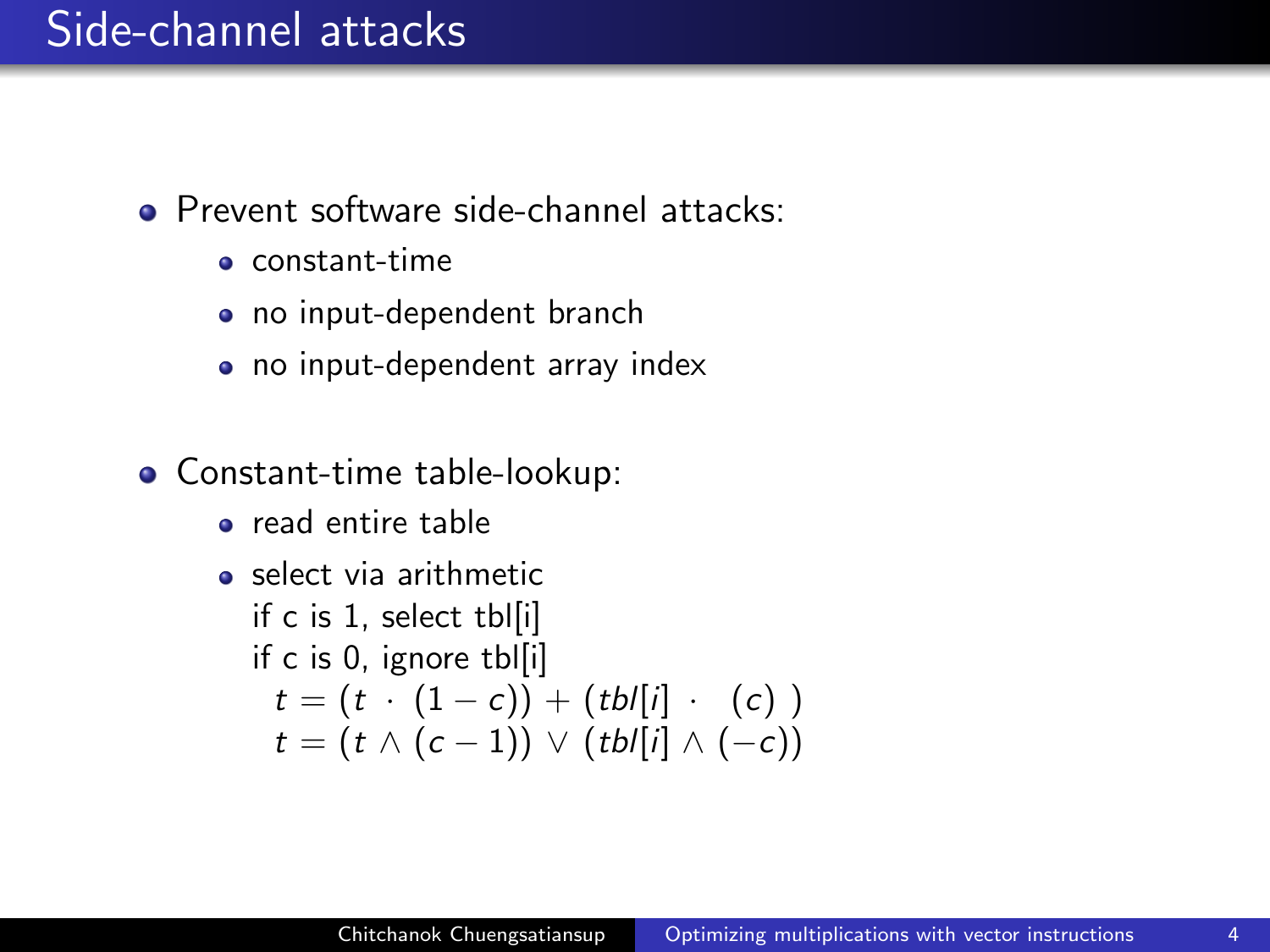# Side-channel attacks

- Prevent software side-channel attacks:
  - constant-time
  - no input-dependent branch
  - no input-dependent array index

- Constant-time table-lookup:
  - read entire table
  - select via arithmetic
    if c is 1, select tbl[i]
    if c is 0, ignore tbl[i]
    $t = (t \cdot (1 - c)) + (tbl[i] \cdot (c))$
    $t = (t \wedge (c - 1)) \vee (tbl[i] \wedge (-c))$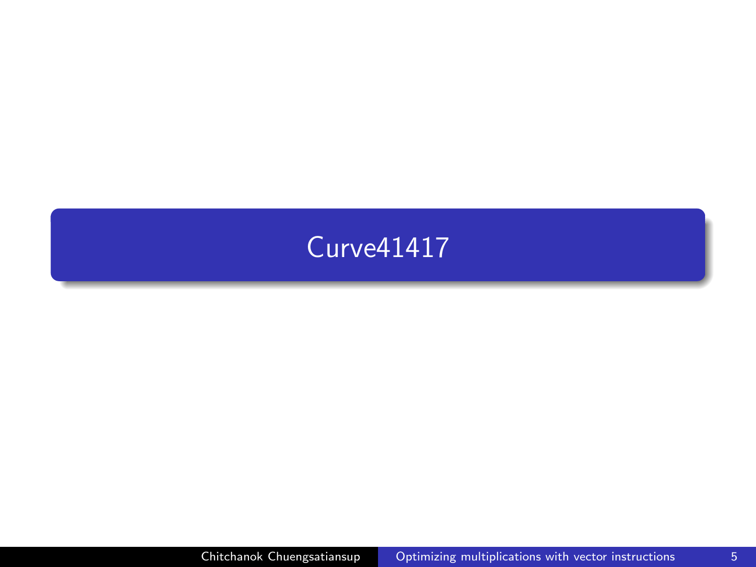# Curve41417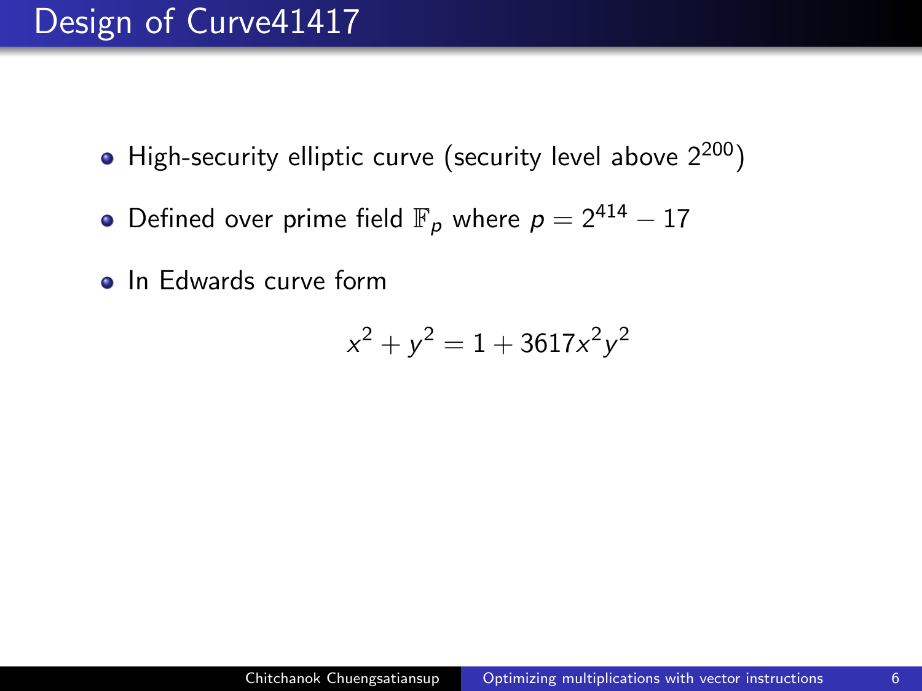# Design of Curve41417

- High-security elliptic curve (security level above $2^{200}$)
- Defined over prime field $\mathbb{F}_p$ where $p = 2^{414} - 17$
- In Edwards curve form

$$x^2 + y^2 = 1 + 3617x^2y^2$$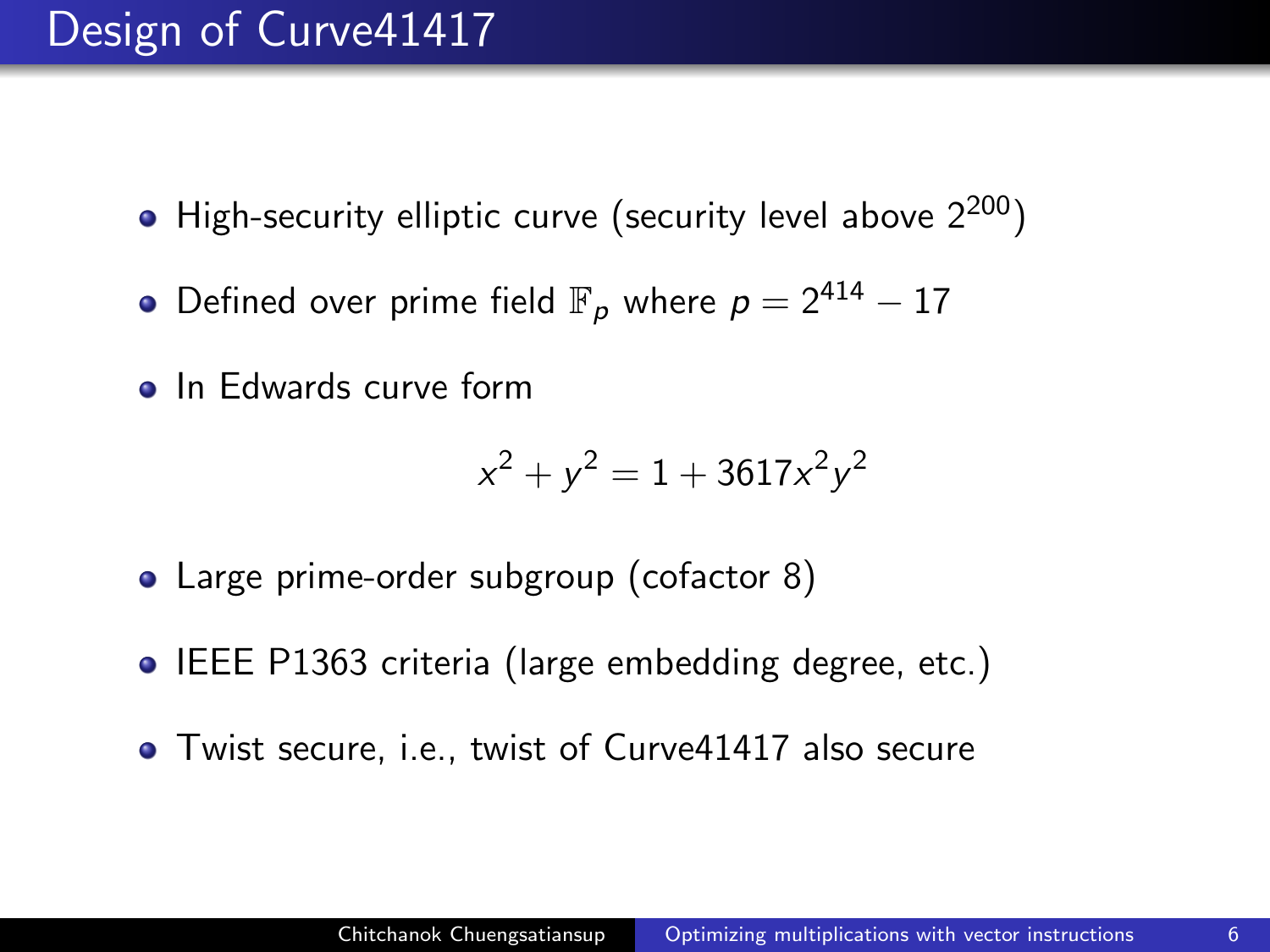# Design of Curve41417

- High-security elliptic curve (security level above $2^{200}$)
- Defined over prime field $\mathbb{F}_p$ where $p = 2^{414} - 17$
- In Edwards curve form

$$x^2 + y^2 = 1 + 3617x^2y^2$$

- Large prime-order subgroup (cofactor 8)
- IEEE P1363 criteria (large embedding degree, etc.)
- Twist secure, i.e., twist of Curve41417 also secure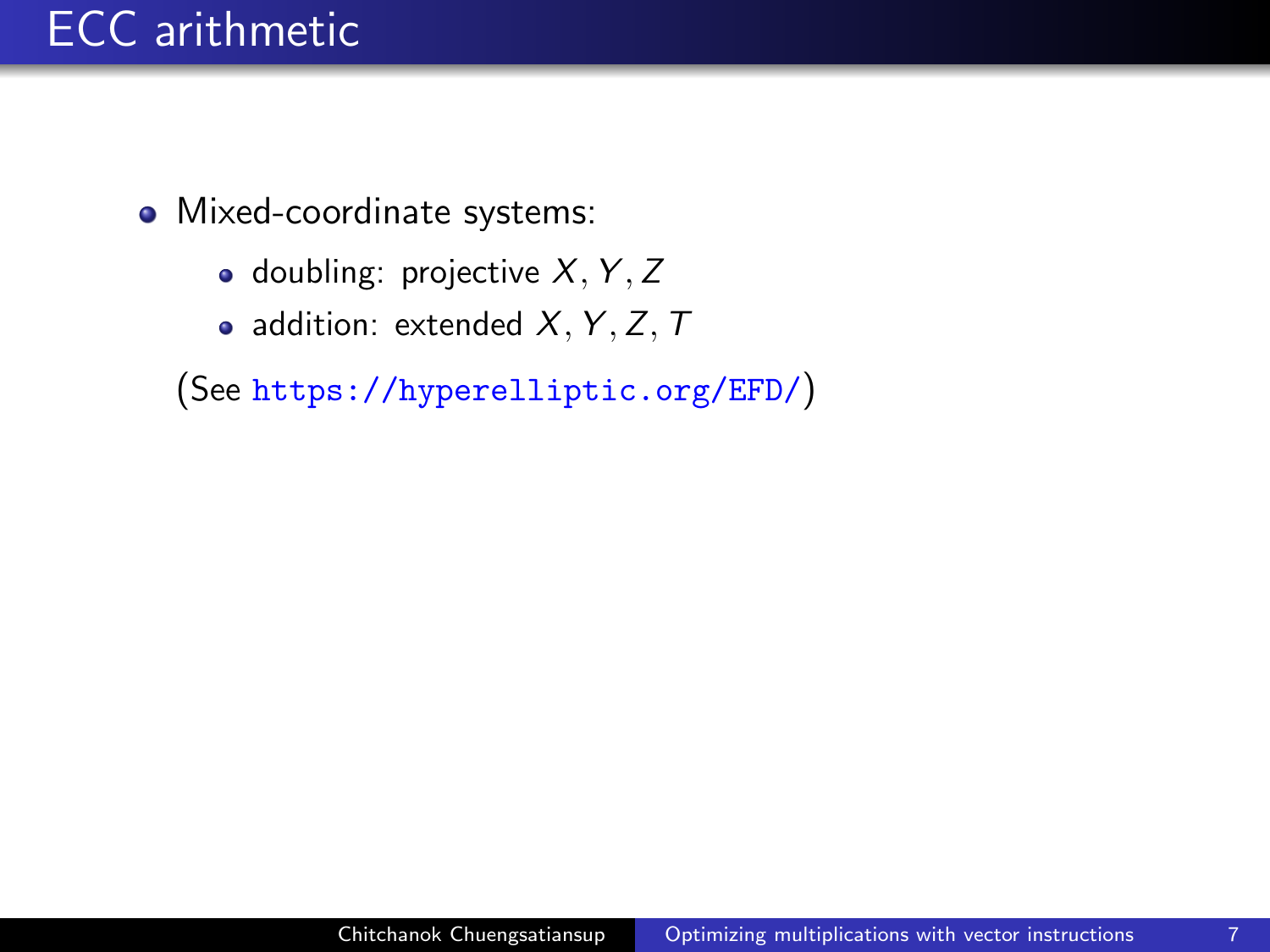# ECC arithmetic

- Mixed-coordinate systems:
  - doubling: projective $X, Y, Z$
  - addition: extended $X, Y, Z, T$

(See https://hyperelliptic.org/EFD/)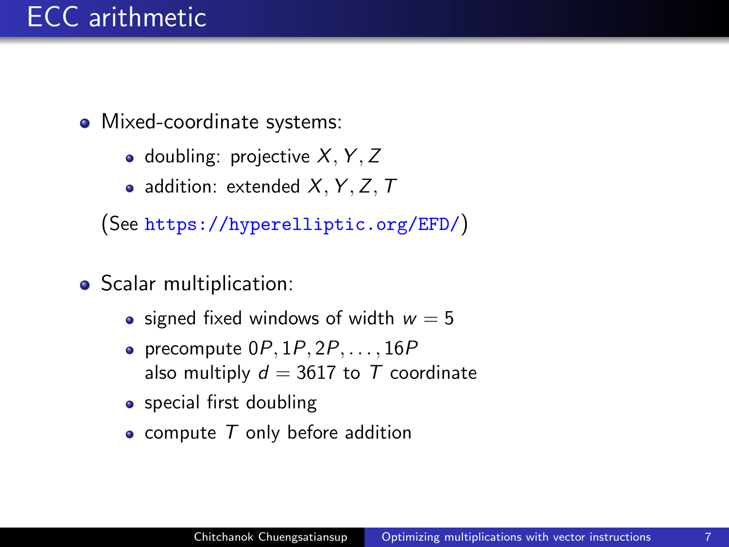# ECC arithmetic

- Mixed-coordinate systems:
  - doubling: projective $X, Y, Z$
  - addition: extended $X, Y, Z, T$

  (See https://hyperelliptic.org/EFD/)

- Scalar multiplication:
  - signed fixed windows of width $w = 5$
  - precompute $0P, 1P, 2P, \ldots, 16P$
    also multiply $d = 3617$ to $T$ coordinate
  - special first doubling
  - compute $T$ only before addition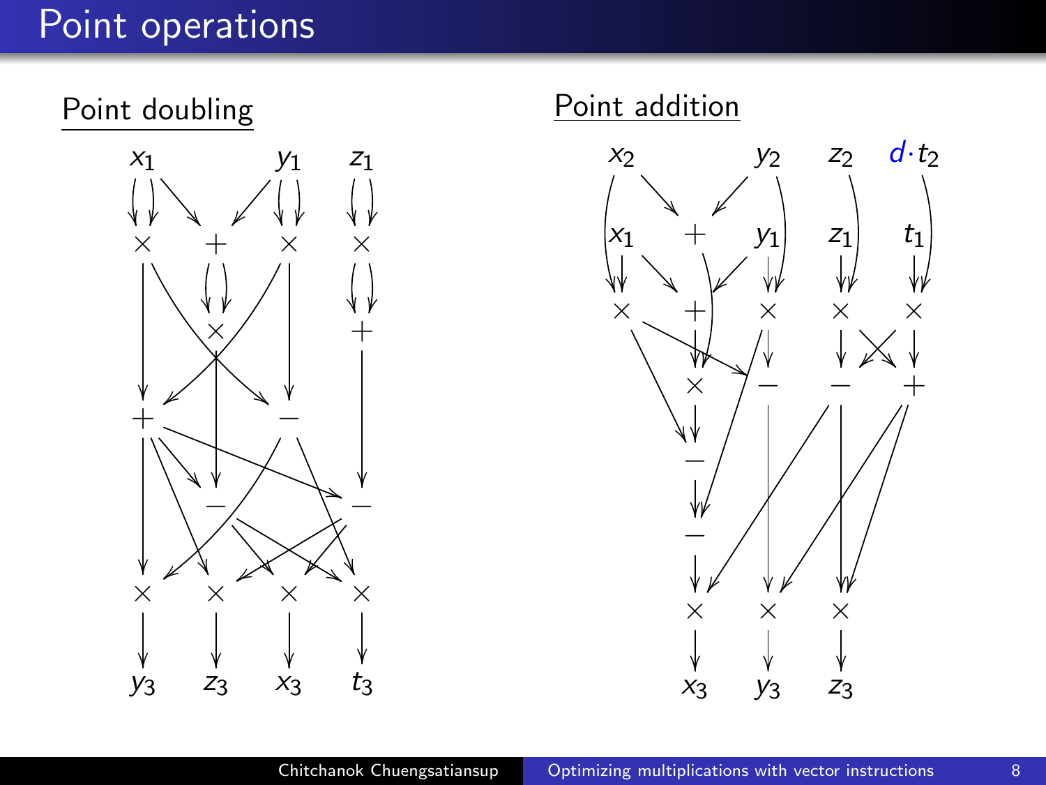# Point operations

## Point doubling

$x_1 \quad y_1 \quad z_1$

$\times \quad + \quad \times \quad \times$

$\times \quad +$

$+ \quad -$

$- \quad -$

$\times \quad \times \quad \times \quad \times$

$y_3 \quad z_3 \quad x_3 \quad t_3$

## Point addition

$x_2 \quad y_2 \quad z_2 \quad d \cdot t_2$

$x_1 \quad + \quad y_1 \quad z_1 \quad t_1$

$\times \quad + \quad \times \quad \times \quad \times$

$\times \quad - \quad - \quad +$

$-$

$-$

$\times \quad \times \quad \times$

$x_3 \quad y_3 \quad z_3$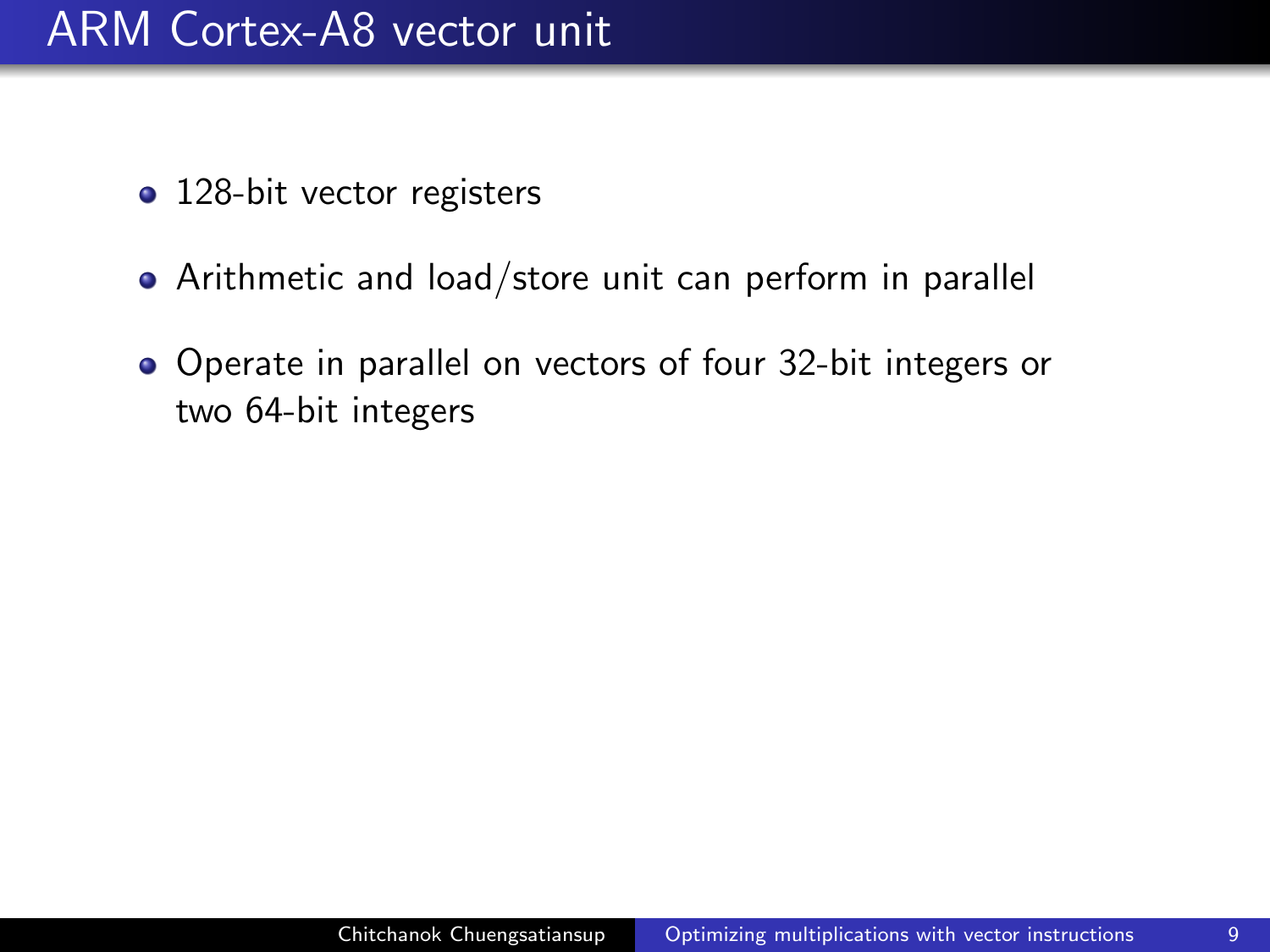# ARM Cortex-A8 vector unit

- 128-bit vector registers
- Arithmetic and load/store unit can perform in parallel
- Operate in parallel on vectors of four 32-bit integers or two 64-bit integers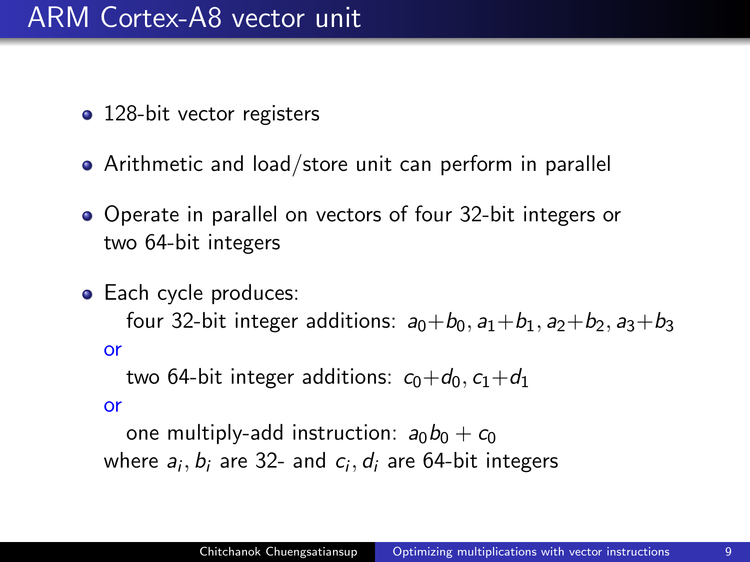# ARM Cortex-A8 vector unit

- 128-bit vector registers
- Arithmetic and load/store unit can perform in parallel
- Operate in parallel on vectors of four 32-bit integers or two 64-bit integers
- Each cycle produces:

  four 32-bit integer additions: $a_0+b_0, a_1+b_1, a_2+b_2, a_3+b_3$

  or

  two 64-bit integer additions: $c_0+d_0, c_1+d_1$

  or

  one multiply-add instruction: $a_0 b_0 + c_0$

  where $a_i, b_i$ are 32- and $c_i, d_i$ are 64-bit integers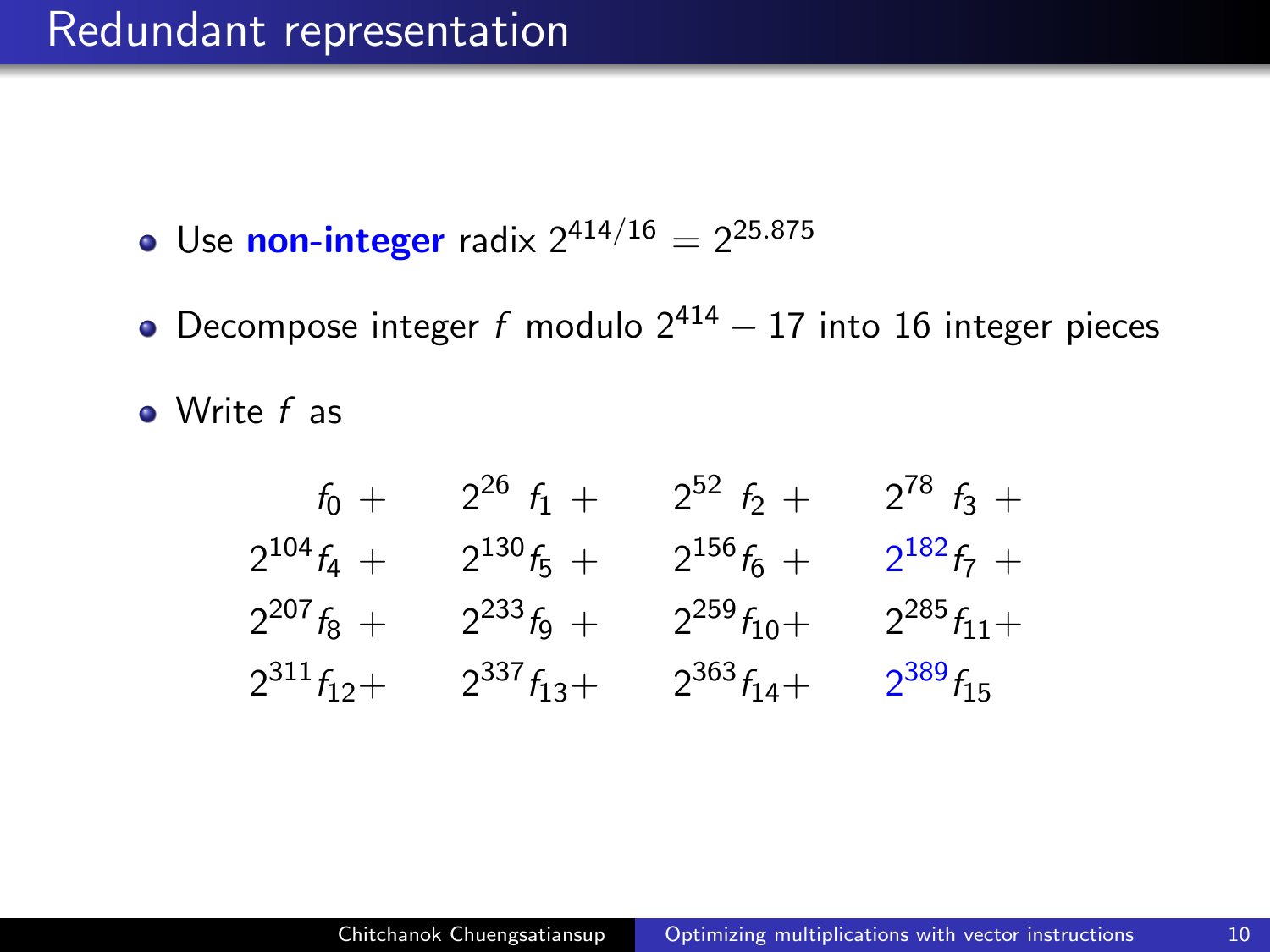# Redundant representation

- Use **non-integer** radix $2^{414/16} = 2^{25.875}$
- Decompose integer $f$ modulo $2^{414} - 17$ into 16 integer pieces
- Write $f$ as

$$
\begin{array}{llll}
f_0 + & 2^{26}\, f_1 + & 2^{52}\, f_2 + & 2^{78}\, f_3 + \\
2^{104} f_4 + & 2^{130} f_5 + & 2^{156} f_6 + & 2^{182} f_7 + \\
2^{207} f_8 + & 2^{233} f_9 + & 2^{259} f_{10} + & 2^{285} f_{11} + \\
2^{311} f_{12} + & 2^{337} f_{13} + & 2^{363} f_{14} + & 2^{389} f_{15}
\end{array}
$$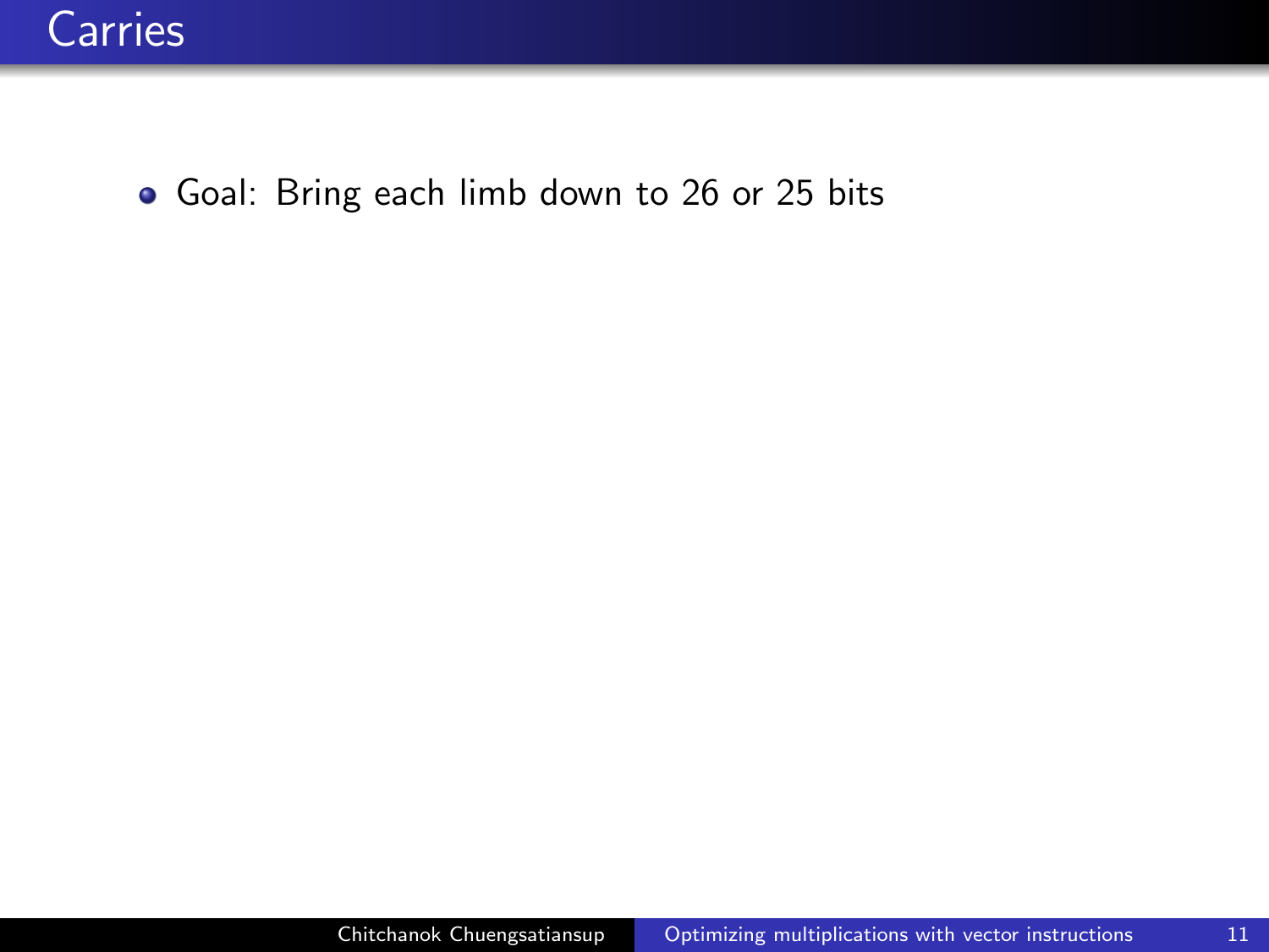# Carries

- Goal: Bring each limb down to 26 or 25 bits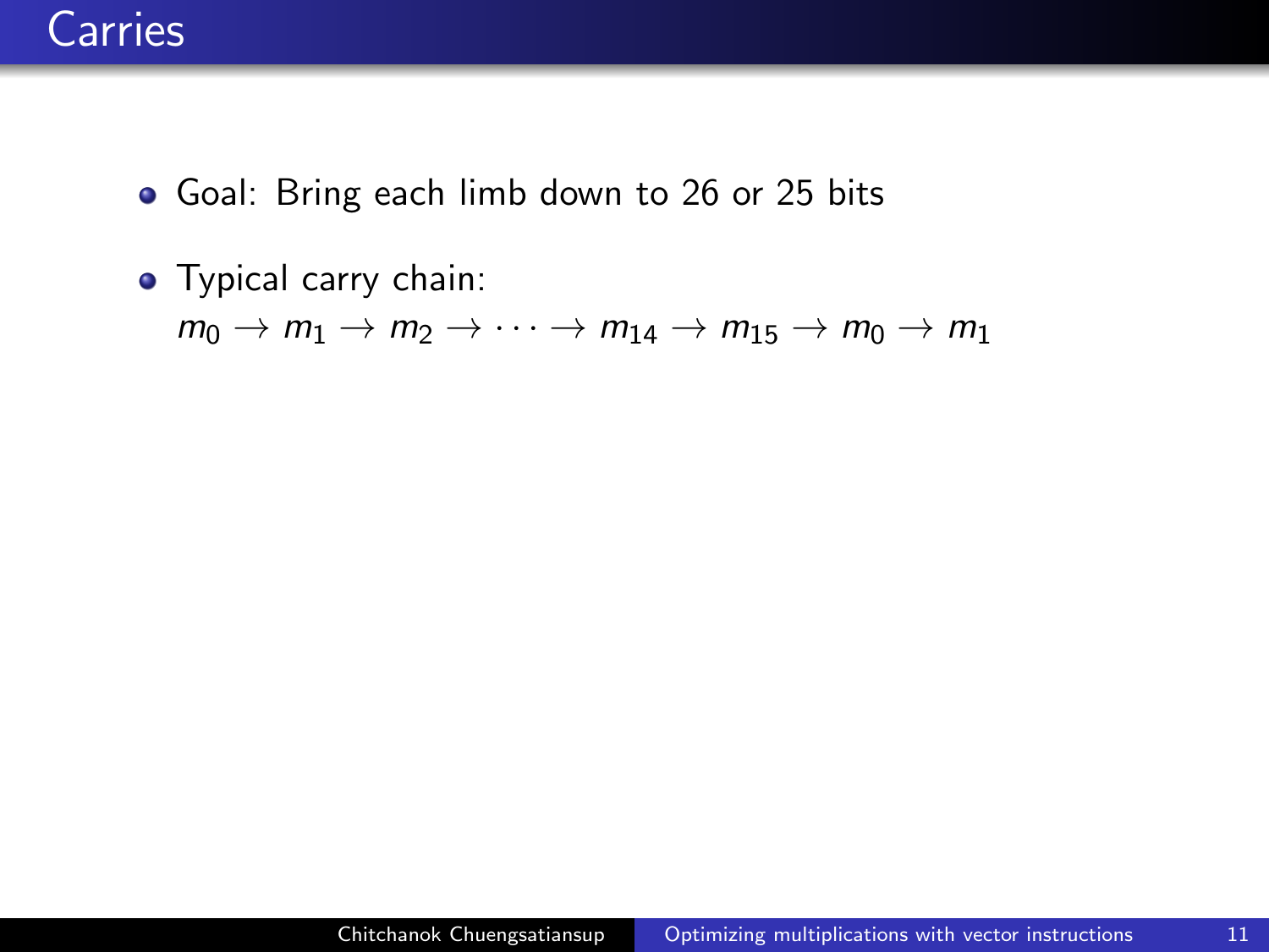# Carries

- Goal: Bring each limb down to 26 or 25 bits
- Typical carry chain:
  $m_0 \to m_1 \to m_2 \to \cdots \to m_{14} \to m_{15} \to m_0 \to m_1$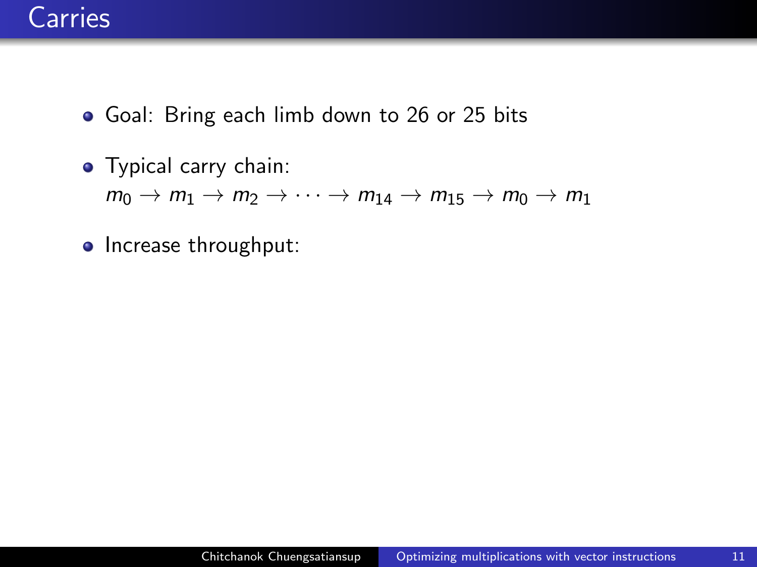# Carries

- Goal: Bring each limb down to 26 or 25 bits
- Typical carry chain:
  $m_0 \to m_1 \to m_2 \to \cdots \to m_{14} \to m_{15} \to m_0 \to m_1$
- Increase throughput: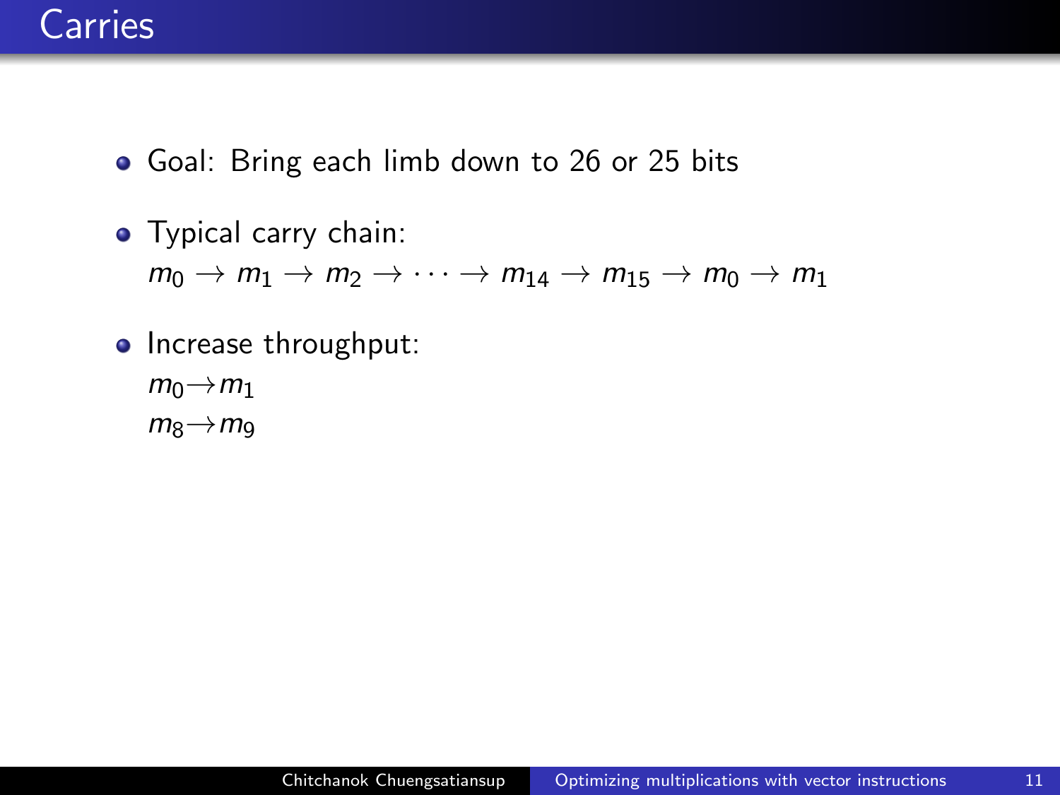# Carries

- Goal: Bring each limb down to 26 or 25 bits
- Typical carry chain:
  $m_0 \to m_1 \to m_2 \to \cdots \to m_{14} \to m_{15} \to m_0 \to m_1$
- Increase throughput:
  $m_0 \to m_1$
  $m_8 \to m_9$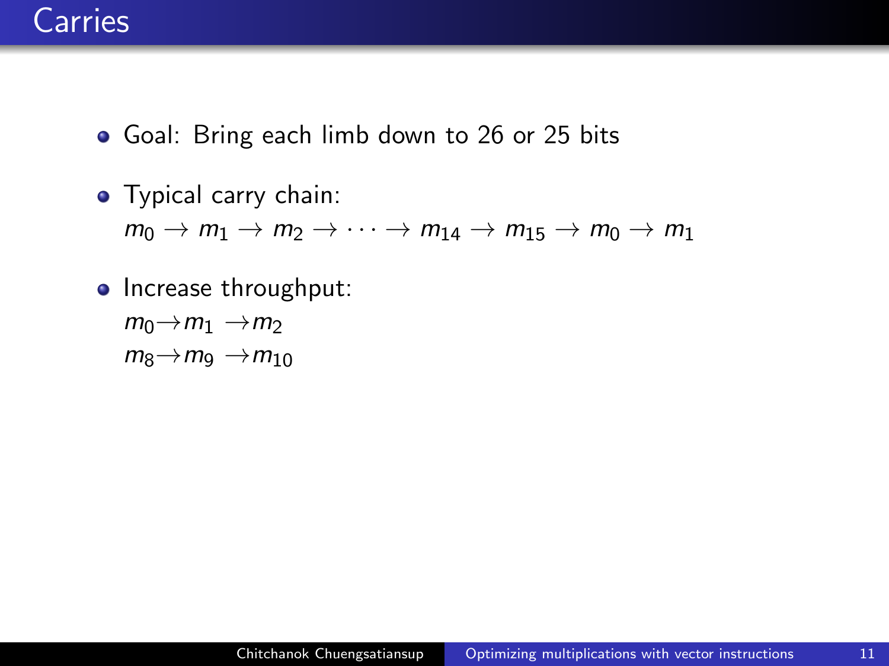# Carries

- Goal: Bring each limb down to 26 or 25 bits
- Typical carry chain:
  $m_0 \rightarrow m_1 \rightarrow m_2 \rightarrow \cdots \rightarrow m_{14} \rightarrow m_{15} \rightarrow m_0 \rightarrow m_1$
- Increase throughput:
  $m_0 \rightarrow m_1 \rightarrow m_2$
  $m_8 \rightarrow m_9 \rightarrow m_{10}$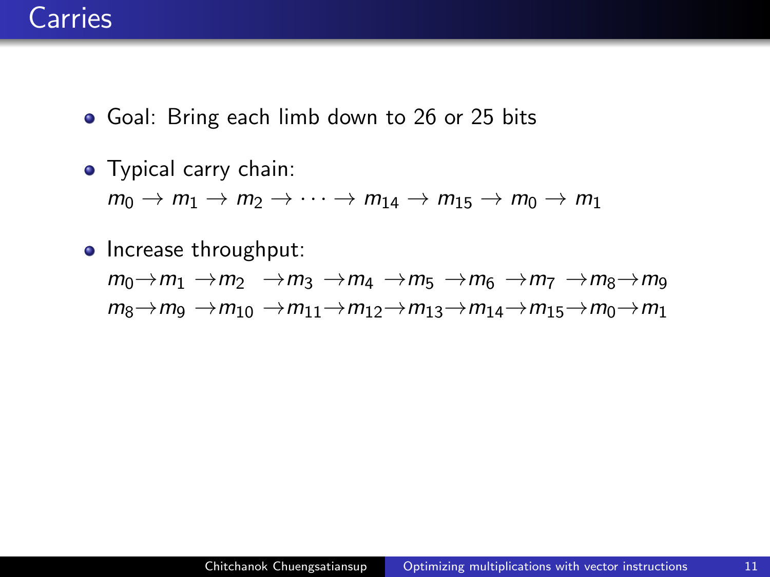# Carries

- Goal: Bring each limb down to 26 or 25 bits
- Typical carry chain:
  $m_0 \rightarrow m_1 \rightarrow m_2 \rightarrow \cdots \rightarrow m_{14} \rightarrow m_{15} \rightarrow m_0 \rightarrow m_1$
- Increase throughput:
  $m_0 \rightarrow m_1 \rightarrow m_2 \rightarrow m_3 \rightarrow m_4 \rightarrow m_5 \rightarrow m_6 \rightarrow m_7 \rightarrow m_8 \rightarrow m_9$
  $m_8 \rightarrow m_9 \rightarrow m_{10} \rightarrow m_{11} \rightarrow m_{12} \rightarrow m_{13} \rightarrow m_{14} \rightarrow m_{15} \rightarrow m_0 \rightarrow m_1$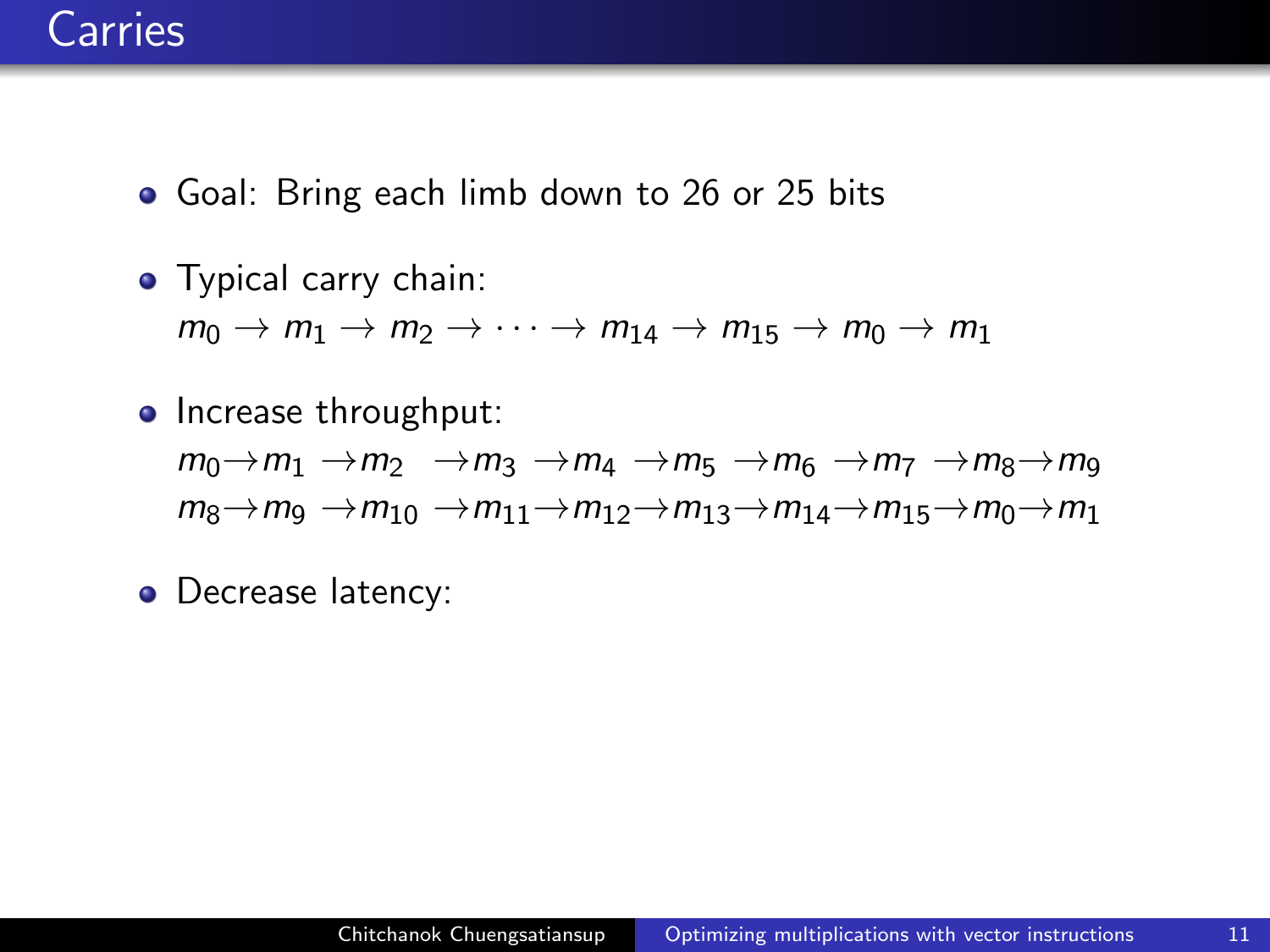# Carries

- Goal: Bring each limb down to 26 or 25 bits
- Typical carry chain:
  $m_0 \to m_1 \to m_2 \to \cdots \to m_{14} \to m_{15} \to m_0 \to m_1$
- Increase throughput:
  $m_0 \to m_1 \to m_2 \to m_3 \to m_4 \to m_5 \to m_6 \to m_7 \to m_8 \to m_9$
  $m_8 \to m_9 \to m_{10} \to m_{11} \to m_{12} \to m_{13} \to m_{14} \to m_{15} \to m_0 \to m_1$
- Decrease latency: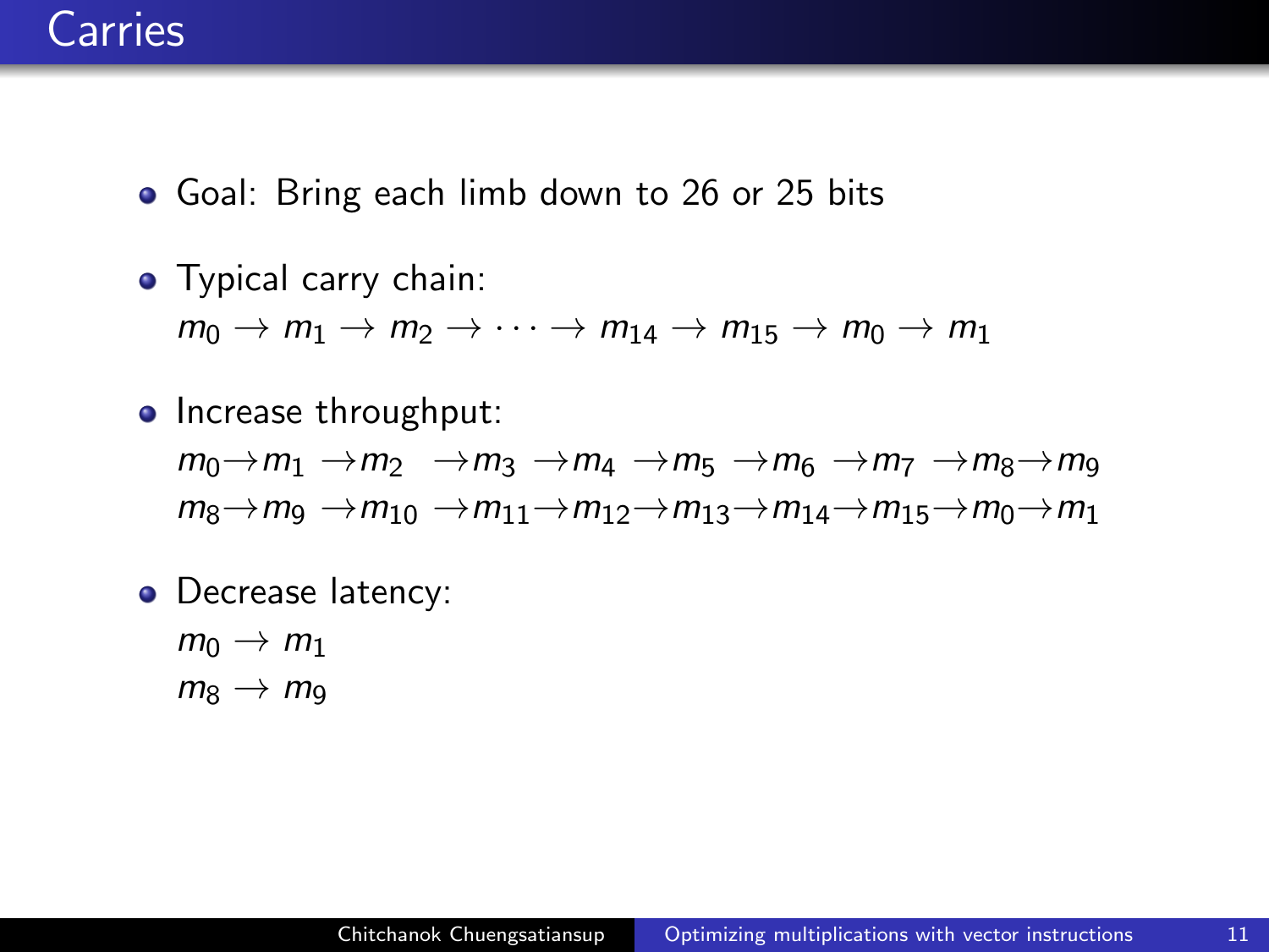# Carries

- Goal: Bring each limb down to 26 or 25 bits
- Typical carry chain:
  $m_0 \rightarrow m_1 \rightarrow m_2 \rightarrow \cdots \rightarrow m_{14} \rightarrow m_{15} \rightarrow m_0 \rightarrow m_1$
- Increase throughput:
  $m_0 \rightarrow m_1 \rightarrow m_2 \rightarrow m_3 \rightarrow m_4 \rightarrow m_5 \rightarrow m_6 \rightarrow m_7 \rightarrow m_8 \rightarrow m_9$
  $m_8 \rightarrow m_9 \rightarrow m_{10} \rightarrow m_{11} \rightarrow m_{12} \rightarrow m_{13} \rightarrow m_{14} \rightarrow m_{15} \rightarrow m_0 \rightarrow m_1$
- Decrease latency:
  $m_0 \rightarrow m_1$
  $m_8 \rightarrow m_9$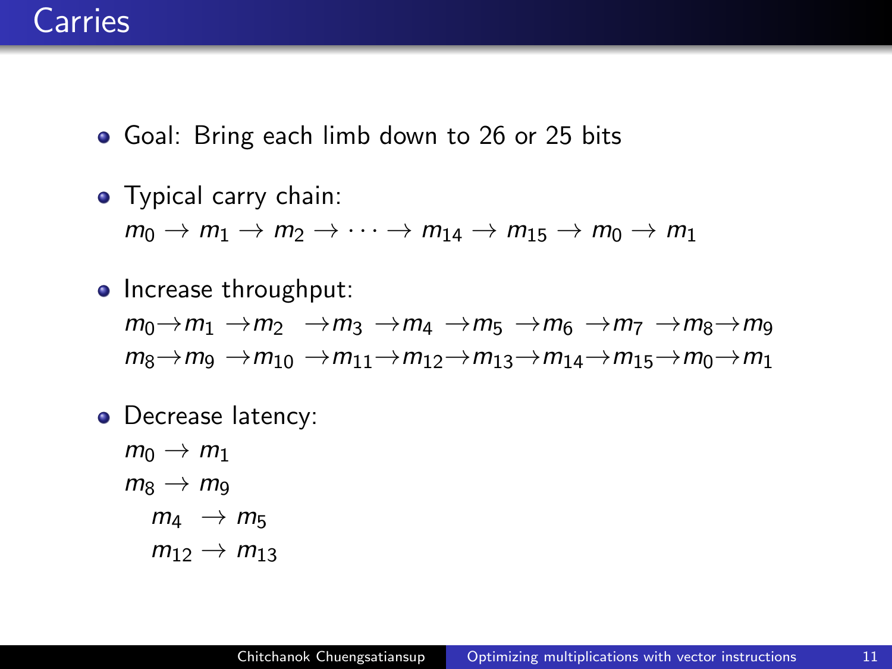# Carries

- Goal: Bring each limb down to 26 or 25 bits
- Typical carry chain:

  $m_0 \to m_1 \to m_2 \to \cdots \to m_{14} \to m_{15} \to m_0 \to m_1$
- Increase throughput:

  $m_0 \to m_1 \to m_2 \to m_3 \to m_4 \to m_5 \to m_6 \to m_7 \to m_8 \to m_9$

  $m_8 \to m_9 \to m_{10} \to m_{11} \to m_{12} \to m_{13} \to m_{14} \to m_{15} \to m_0 \to m_1$
- Decrease latency:

  $m_0 \to m_1$

  $m_8 \to m_9$

  $m_4 \to m_5$

  $m_{12} \to m_{13}$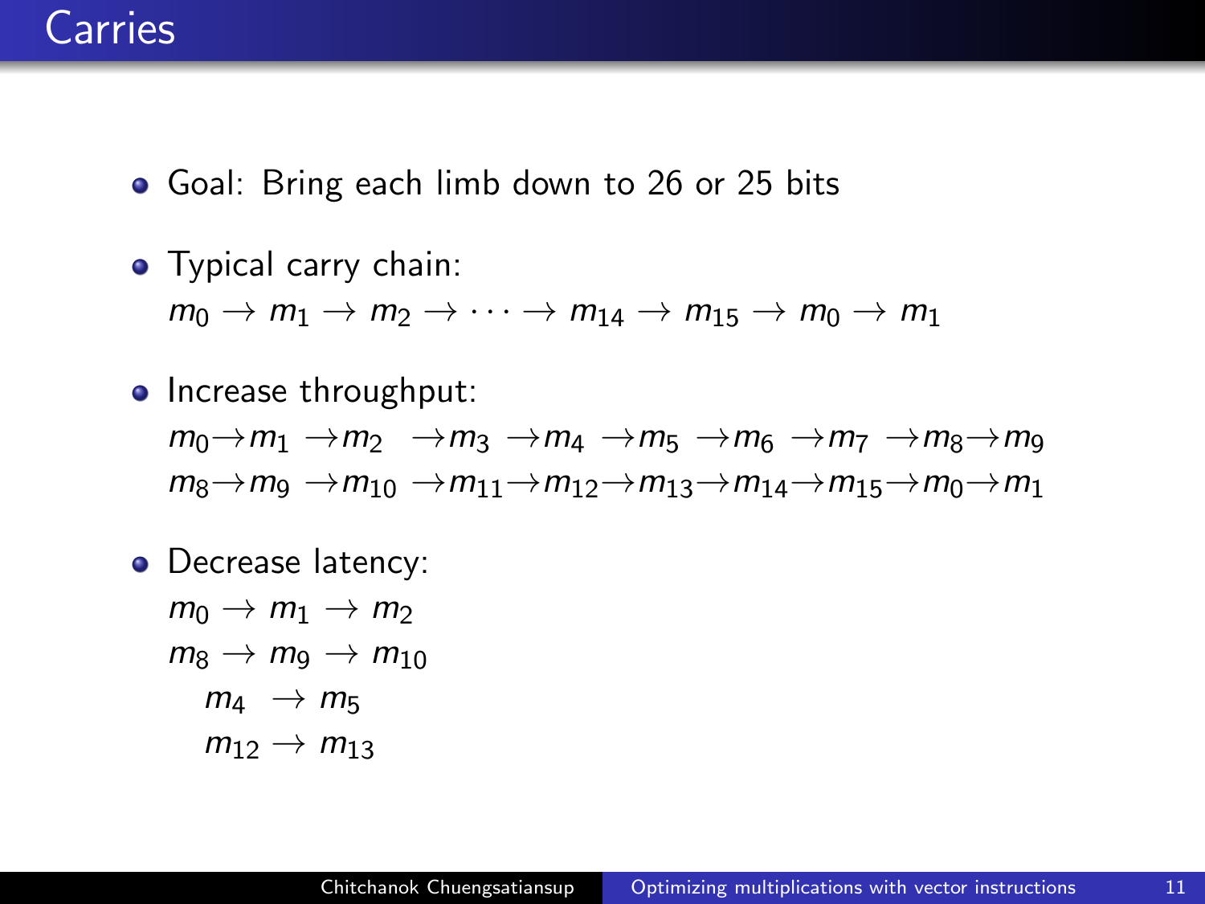# Carries

- Goal: Bring each limb down to 26 or 25 bits
- Typical carry chain:
  $m_0 \to m_1 \to m_2 \to \cdots \to m_{14} \to m_{15} \to m_0 \to m_1$
- Increase throughput:
  $m_0 \to m_1 \to m_2 \to m_3 \to m_4 \to m_5 \to m_6 \to m_7 \to m_8 \to m_9$
  $m_8 \to m_9 \to m_{10} \to m_{11} \to m_{12} \to m_{13} \to m_{14} \to m_{15} \to m_0 \to m_1$
- Decrease latency:
  $m_0 \to m_1 \to m_2$
  $m_8 \to m_9 \to m_{10}$
  $m_4 \to m_5$
  $m_{12} \to m_{13}$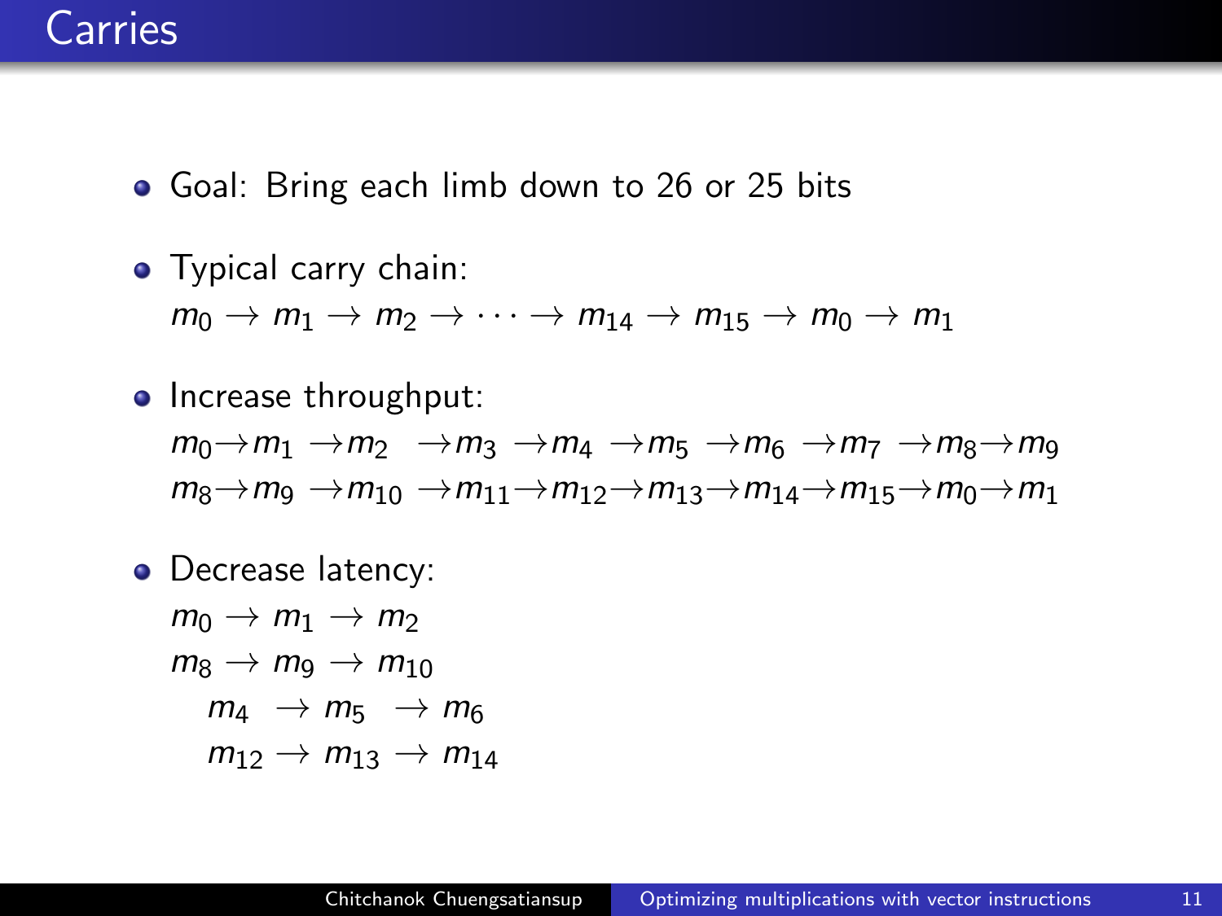# Carries

- Goal: Bring each limb down to 26 or 25 bits
- Typical carry chain:
  $m_0 \to m_1 \to m_2 \to \cdots \to m_{14} \to m_{15} \to m_0 \to m_1$
- Increase throughput:
  $m_0 \to m_1 \to m_2 \to m_3 \to m_4 \to m_5 \to m_6 \to m_7 \to m_8 \to m_9$
  $m_8 \to m_9 \to m_{10} \to m_{11} \to m_{12} \to m_{13} \to m_{14} \to m_{15} \to m_0 \to m_1$
- Decrease latency:
  $m_0 \to m_1 \to m_2$
  $m_8 \to m_9 \to m_{10}$
  $m_4 \to m_5 \to m_6$
  $m_{12} \to m_{13} \to m_{14}$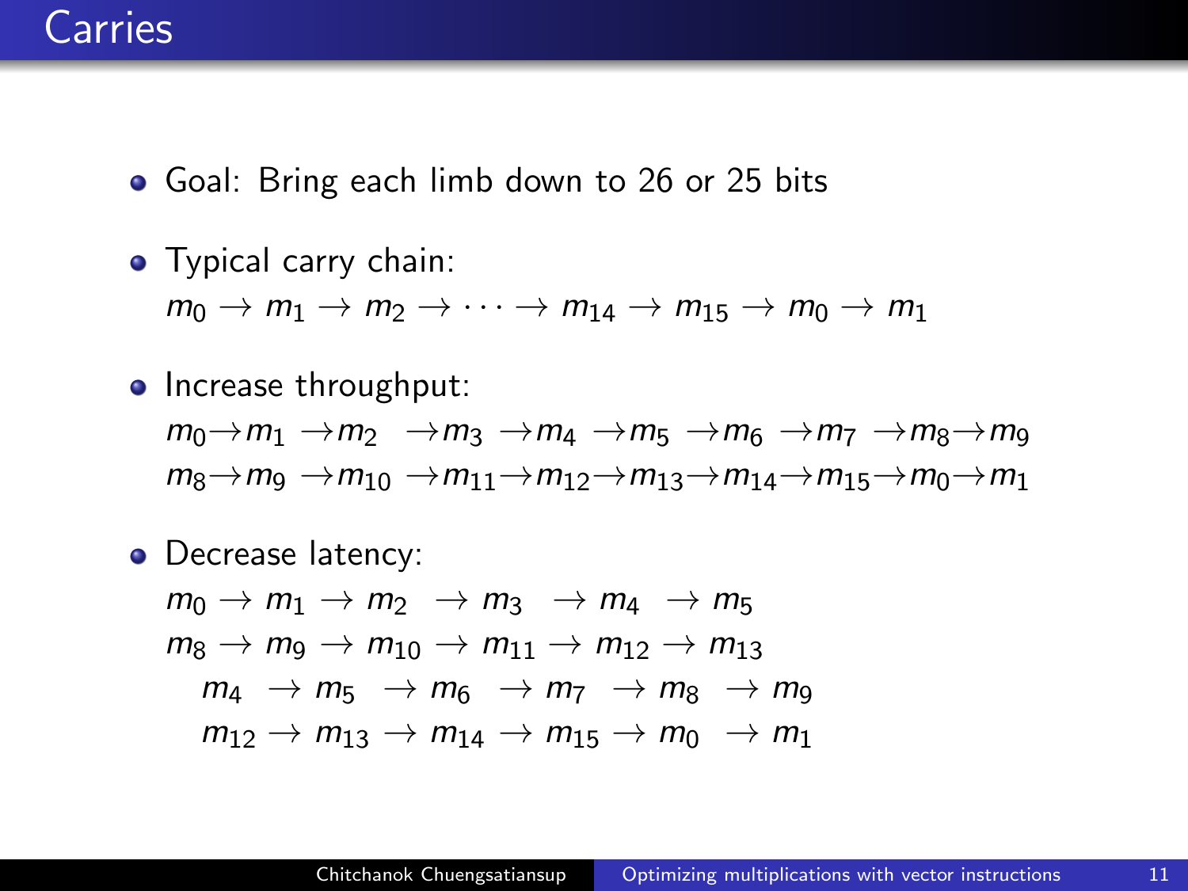# Carries

- Goal: Bring each limb down to 26 or 25 bits
- Typical carry chain:
  $m_0 \to m_1 \to m_2 \to \cdots \to m_{14} \to m_{15} \to m_0 \to m_1$
- Increase throughput:
  $m_0 \to m_1 \to m_2 \to m_3 \to m_4 \to m_5 \to m_6 \to m_7 \to m_8 \to m_9$
  $m_8 \to m_9 \to m_{10} \to m_{11} \to m_{12} \to m_{13} \to m_{14} \to m_{15} \to m_0 \to m_1$
- Decrease latency:
  $m_0 \to m_1 \to m_2 \to m_3 \to m_4 \to m_5$
  $m_8 \to m_9 \to m_{10} \to m_{11} \to m_{12} \to m_{13}$
  $m_4 \to m_5 \to m_6 \to m_7 \to m_8 \to m_9$
  $m_{12} \to m_{13} \to m_{14} \to m_{15} \to m_0 \to m_1$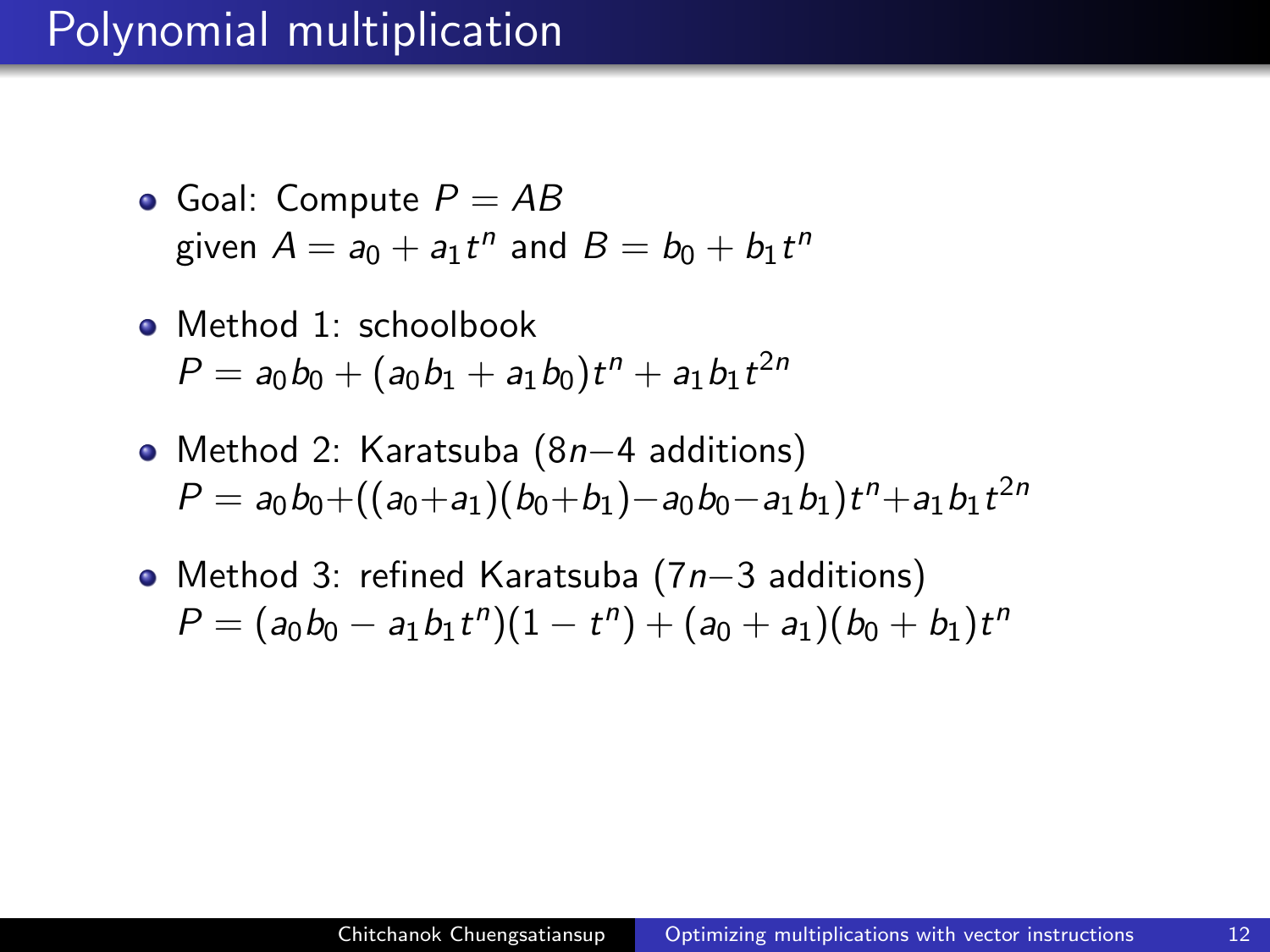# Polynomial multiplication

- Goal: Compute $P = AB$
  given $A = a_0 + a_1 t^n$ and $B = b_0 + b_1 t^n$

- Method 1: schoolbook
  $P = a_0 b_0 + (a_0 b_1 + a_1 b_0) t^n + a_1 b_1 t^{2n}$

- Method 2: Karatsuba ($8n-4$ additions)
  $P = a_0 b_0 + ((a_0 + a_1)(b_0 + b_1) - a_0 b_0 - a_1 b_1) t^n + a_1 b_1 t^{2n}$

- Method 3: refined Karatsuba ($7n-3$ additions)
  $P = (a_0 b_0 - a_1 b_1 t^n)(1 - t^n) + (a_0 + a_1)(b_0 + b_1) t^n$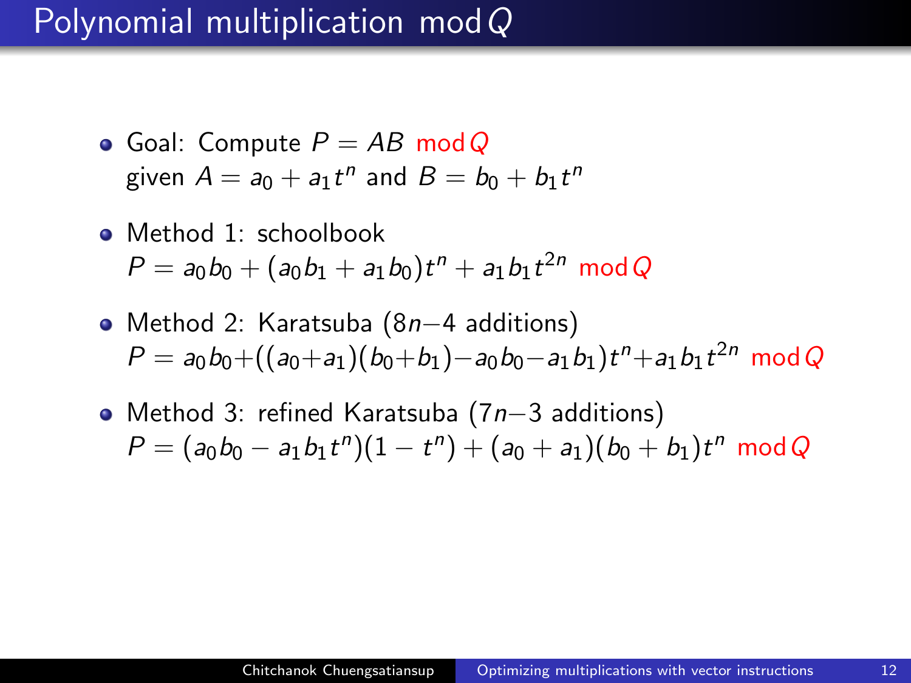# Polynomial multiplication $\bmod Q$

- Goal: Compute $P = AB \bmod Q$
  given $A = a_0 + a_1 t^n$ and $B = b_0 + b_1 t^n$

- Method 1: schoolbook
  $P = a_0 b_0 + (a_0 b_1 + a_1 b_0) t^n + a_1 b_1 t^{2n} \bmod Q$

- Method 2: Karatsuba ($8n-4$ additions)
  $P = a_0 b_0 + ((a_0 + a_1)(b_0 + b_1) - a_0 b_0 - a_1 b_1) t^n + a_1 b_1 t^{2n} \bmod Q$

- Method 3: refined Karatsuba ($7n-3$ additions)
  $P = (a_0 b_0 - a_1 b_1 t^n)(1 - t^n) + (a_0 + a_1)(b_0 + b_1) t^n \bmod Q$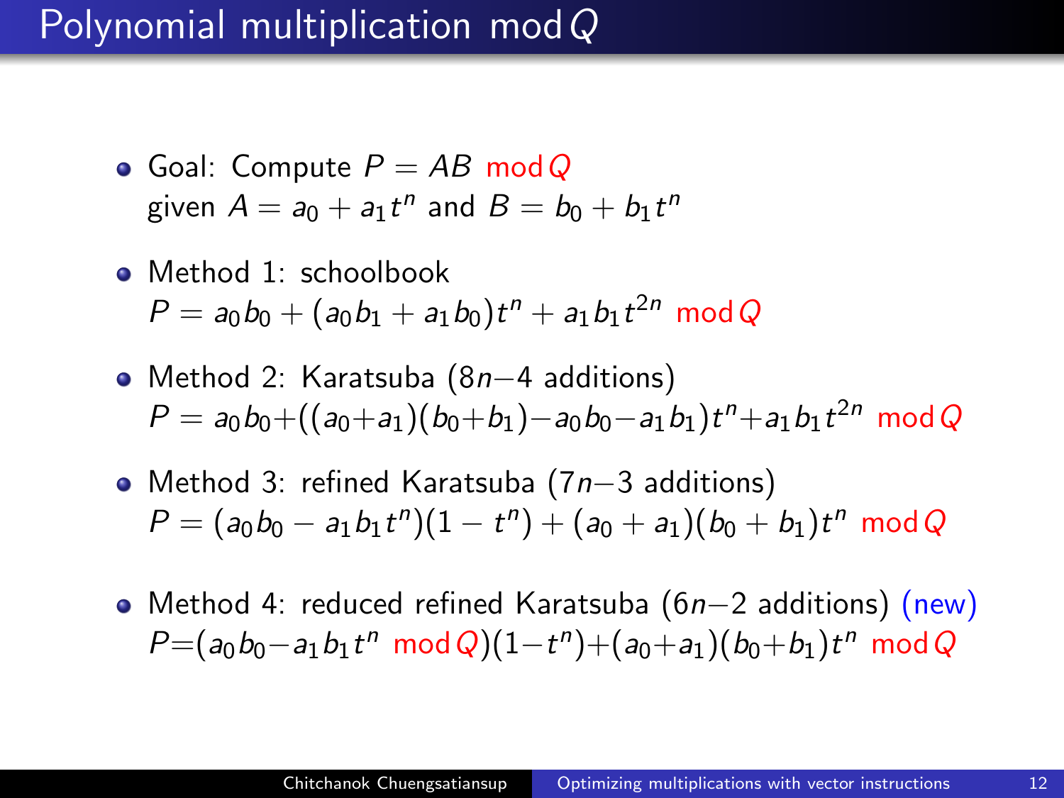# Polynomial multiplication $\bmod Q$

- Goal: Compute $P = AB \bmod Q$ given $A = a_0 + a_1 t^n$ and $B = b_0 + b_1 t^n$
- Method 1: schoolbook
  $P = a_0 b_0 + (a_0 b_1 + a_1 b_0) t^n + a_1 b_1 t^{2n} \bmod Q$
- Method 2: Karatsuba ($8n-4$ additions)
  $P = a_0 b_0 + ((a_0 + a_1)(b_0 + b_1) - a_0 b_0 - a_1 b_1) t^n + a_1 b_1 t^{2n} \bmod Q$
- Method 3: refined Karatsuba ($7n-3$ additions)
  $P = (a_0 b_0 - a_1 b_1 t^n)(1 - t^n) + (a_0 + a_1)(b_0 + b_1) t^n \bmod Q$
- Method 4: reduced refined Karatsuba ($6n-2$ additions) (new)
  $P = (a_0 b_0 - a_1 b_1 t^n \bmod Q)(1 - t^n) + (a_0 + a_1)(b_0 + b_1) t^n \bmod Q$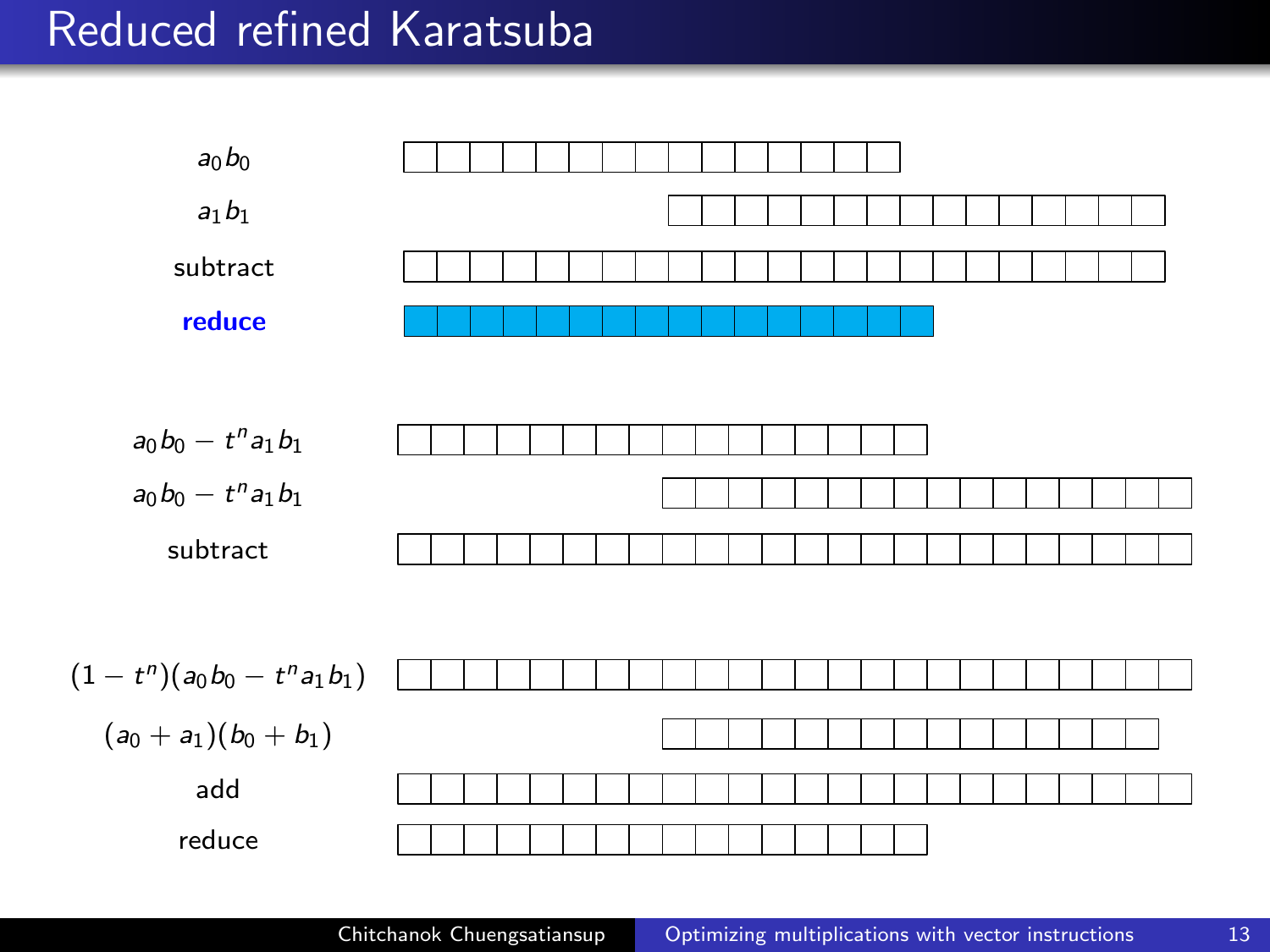# Reduced refined Karatsuba

$a_0 b_0$

$a_1 b_1$

subtract

**reduce**

$a_0 b_0 - t^n a_1 b_1$

$a_0 b_0 - t^n a_1 b_1$

subtract

$(1 - t^n)(a_0 b_0 - t^n a_1 b_1)$

$(a_0 + a_1)(b_0 + b_1)$

add

reduce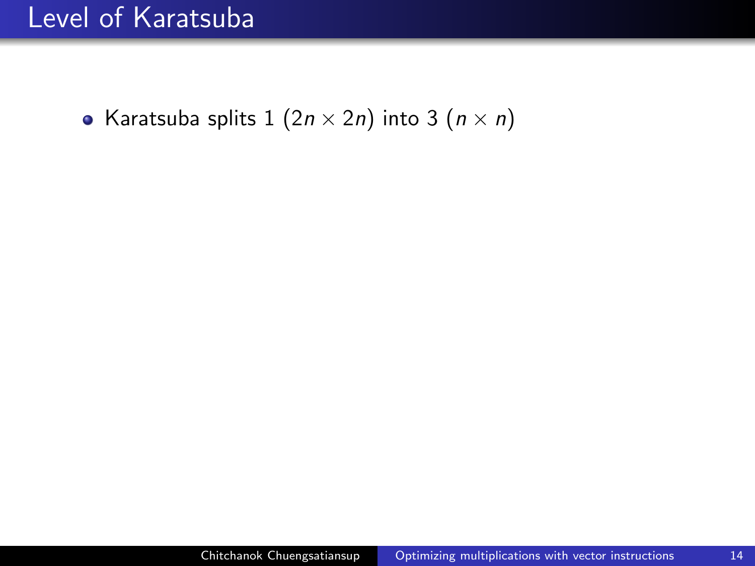# Level of Karatsuba

- Karatsuba splits 1 $(2n \times 2n)$ into 3 $(n \times n)$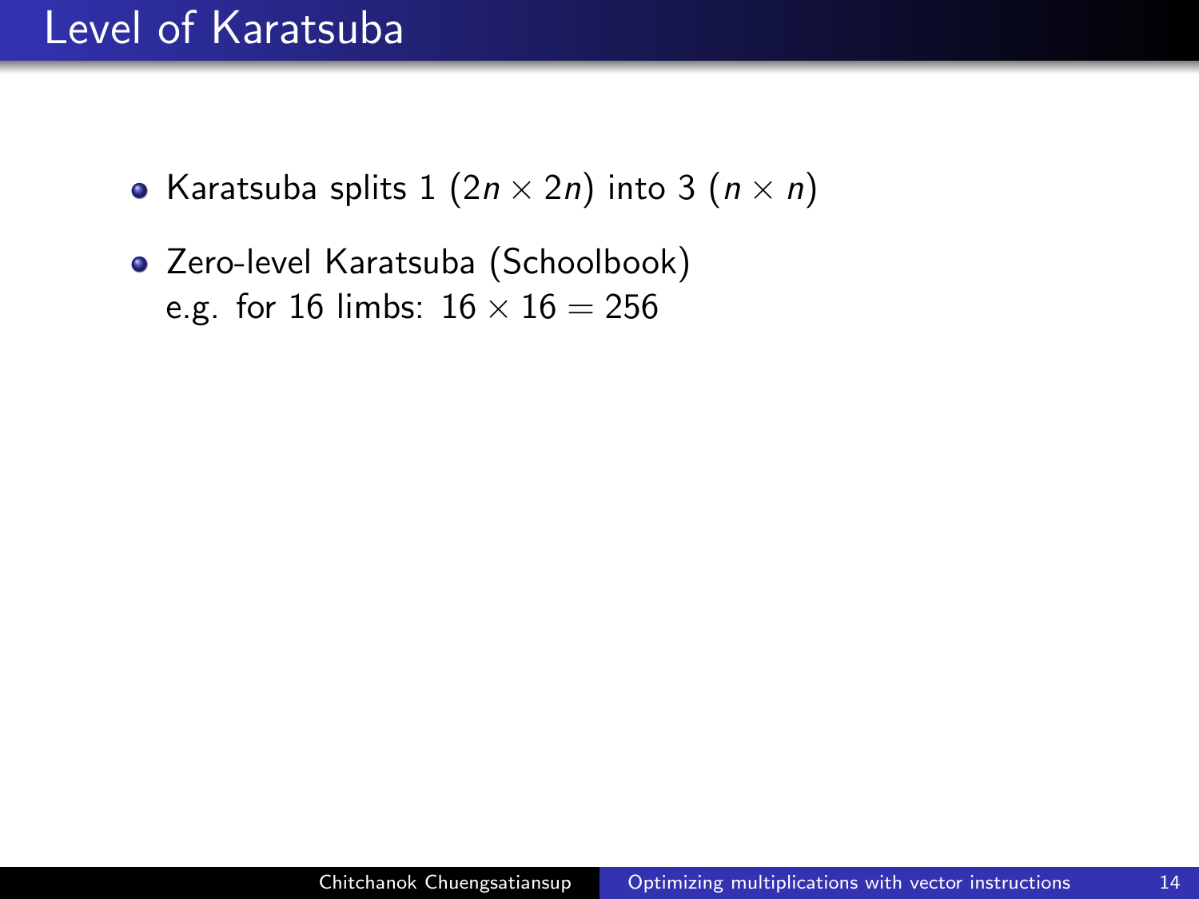# Level of Karatsuba

- Karatsuba splits 1 $(2n \times 2n)$ into 3 $(n \times n)$
- Zero-level Karatsuba (Schoolbook)
  e.g. for 16 limbs: $16 \times 16 = 256$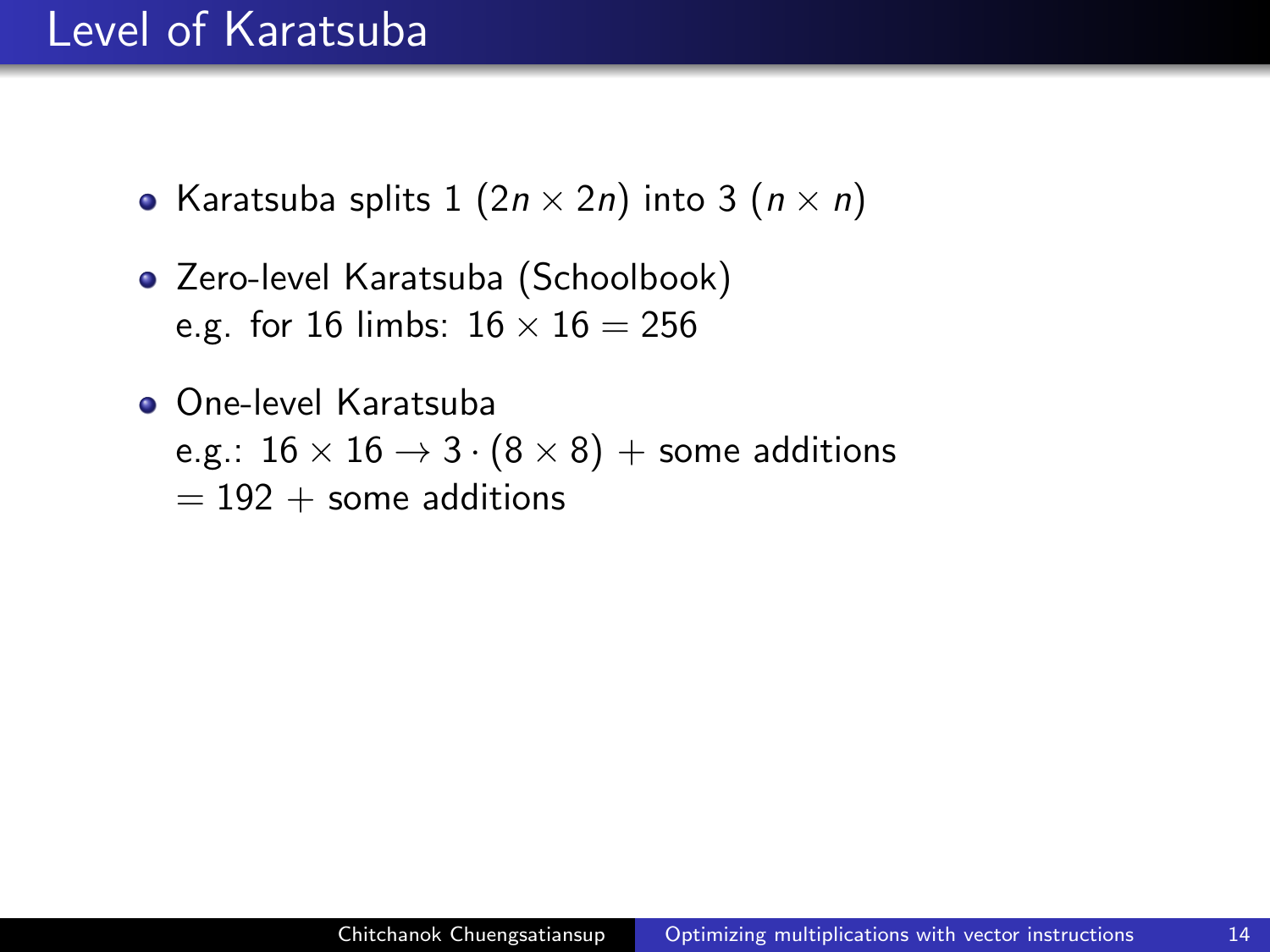# Level of Karatsuba

- Karatsuba splits 1 $(2n \times 2n)$ into 3 $(n \times n)$
- Zero-level Karatsuba (Schoolbook)
  e.g. for 16 limbs: $16 \times 16 = 256$
- One-level Karatsuba
  e.g.: $16 \times 16 \rightarrow 3 \cdot (8 \times 8) +$ some additions
  $= 192 +$ some additions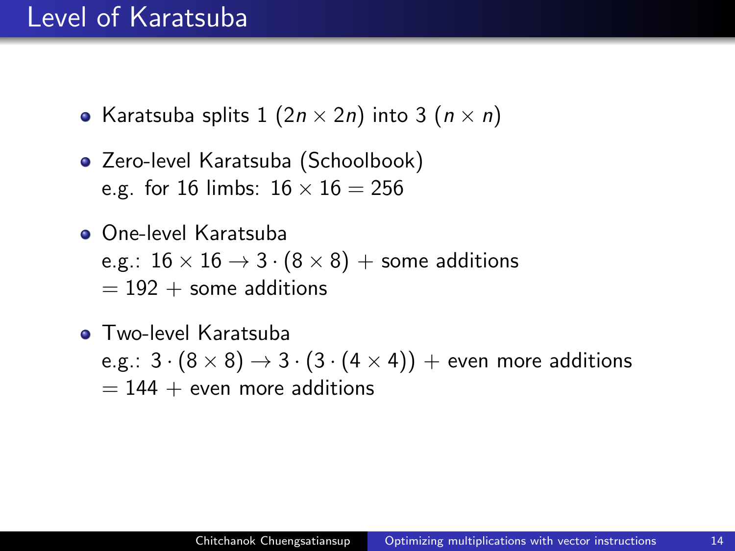# Level of Karatsuba

- Karatsuba splits 1 $(2n \times 2n)$ into 3 $(n \times n)$
- Zero-level Karatsuba (Schoolbook)
  e.g. for 16 limbs: $16 \times 16 = 256$
- One-level Karatsuba
  e.g.: $16 \times 16 \rightarrow 3 \cdot (8 \times 8)$ + some additions
  $= 192$ + some additions
- Two-level Karatsuba
  e.g.: $3 \cdot (8 \times 8) \rightarrow 3 \cdot (3 \cdot (4 \times 4))$ + even more additions
  $= 144$ + even more additions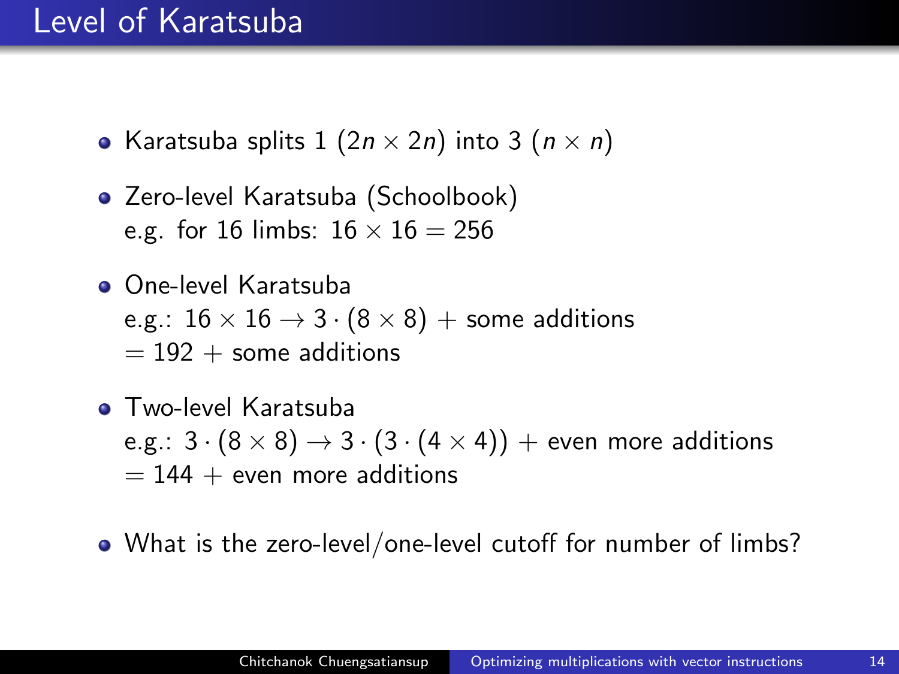# Level of Karatsuba

- Karatsuba splits 1 $(2n \times 2n)$ into 3 $(n \times n)$
- Zero-level Karatsuba (Schoolbook)
  e.g. for 16 limbs: $16 \times 16 = 256$
- One-level Karatsuba
  e.g.: $16 \times 16 \rightarrow 3 \cdot (8 \times 8)$ + some additions
  $= 192$ + some additions
- Two-level Karatsuba
  e.g.: $3 \cdot (8 \times 8) \rightarrow 3 \cdot (3 \cdot (4 \times 4))$ + even more additions
  $= 144$ + even more additions
- What is the zero-level/one-level cutoff for number of limbs?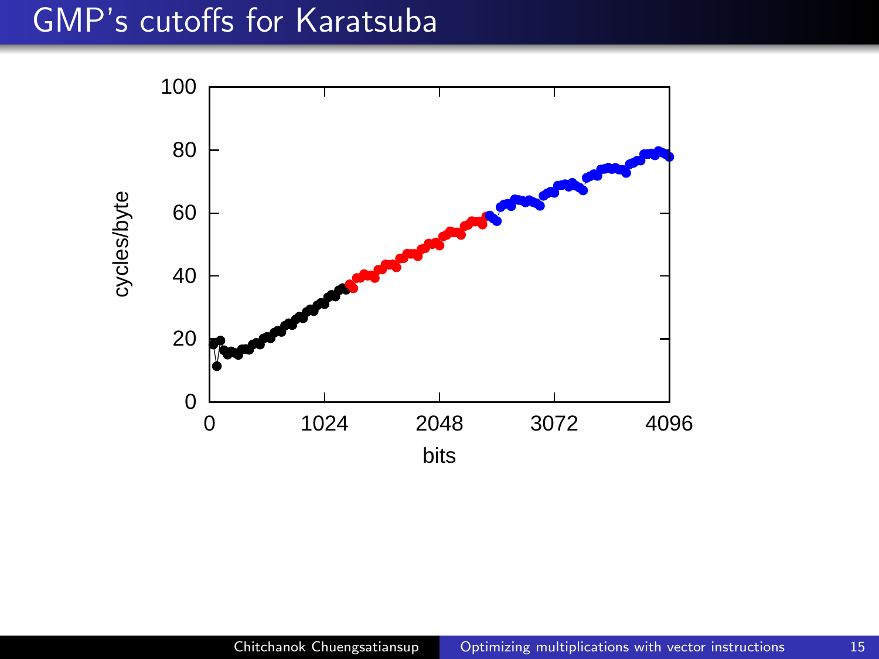# GMP's cutoffs for Karatsuba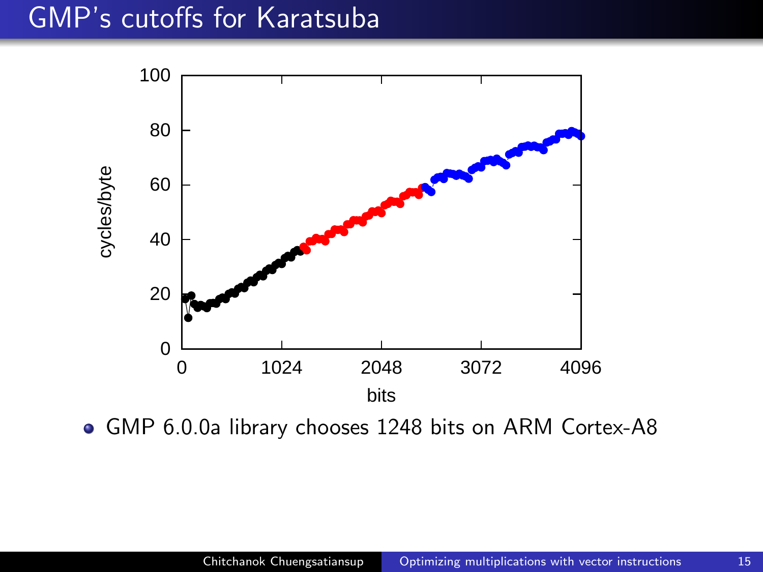# GMP's cutoffs for Karatsuba

- GMP 6.0.0a library chooses 1248 bits on ARM Cortex-A8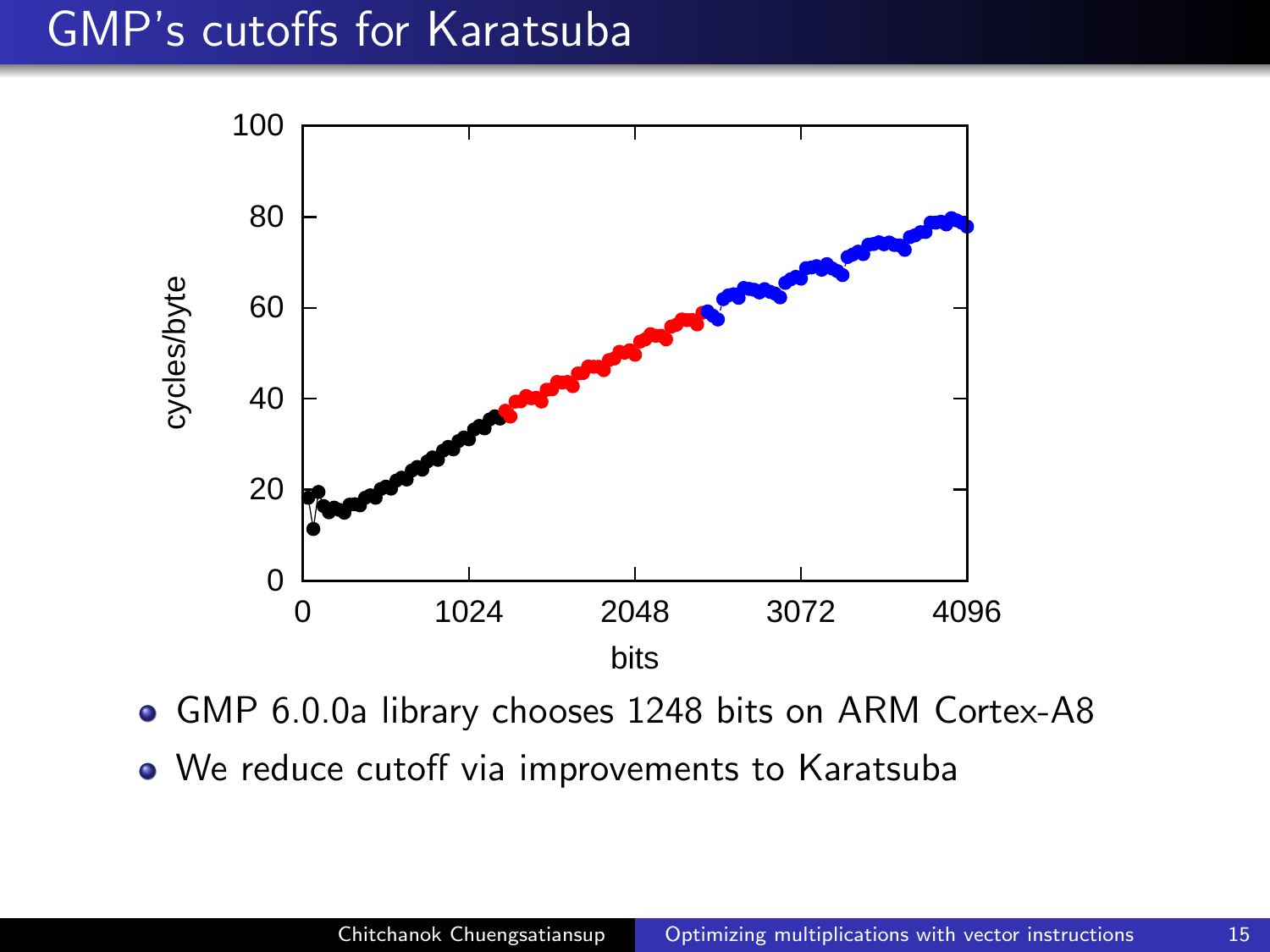# GMP's cutoffs for Karatsuba

- GMP 6.0.0a library chooses 1248 bits on ARM Cortex-A8
- We reduce cutoff via improvements to Karatsuba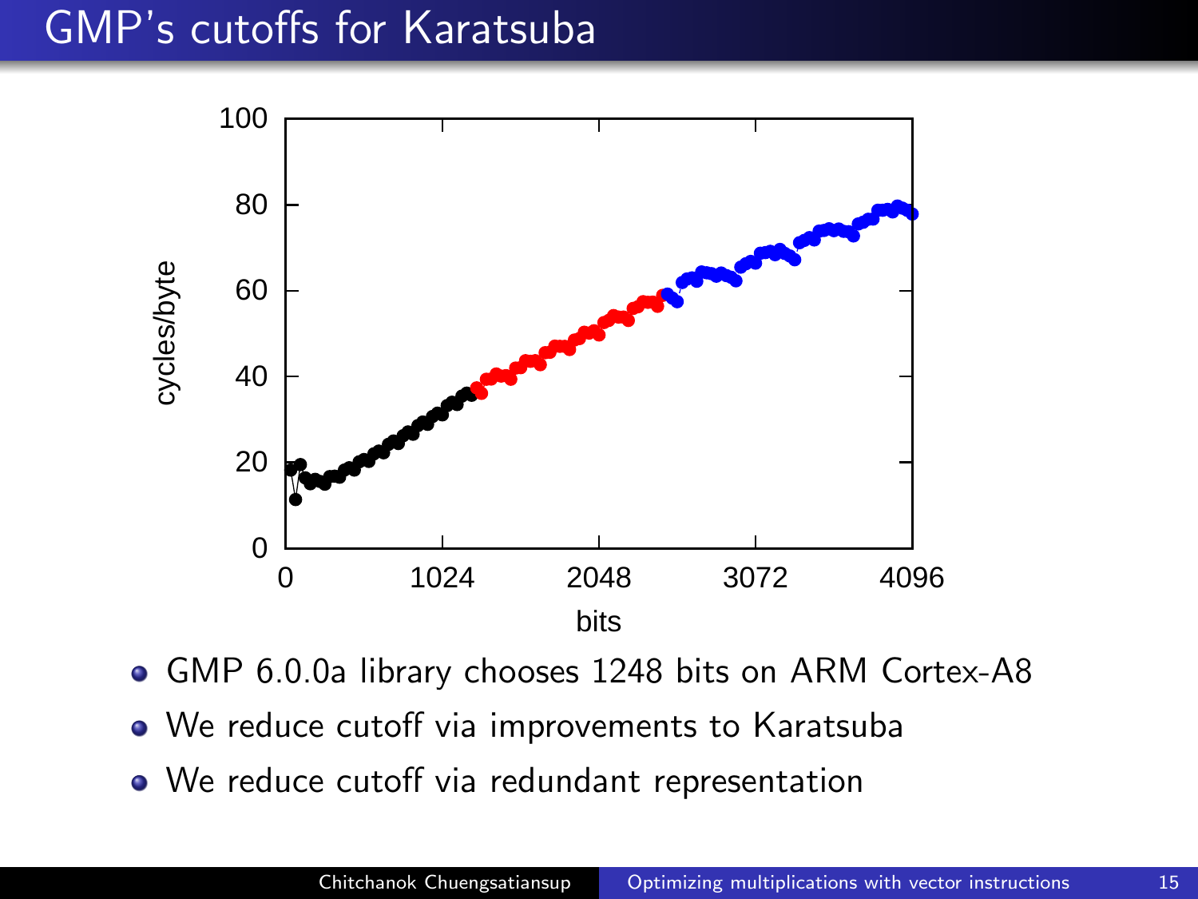# GMP's cutoffs for Karatsuba

- GMP 6.0.0a library chooses 1248 bits on ARM Cortex-A8
- We reduce cutoff via improvements to Karatsuba
- We reduce cutoff via redundant representation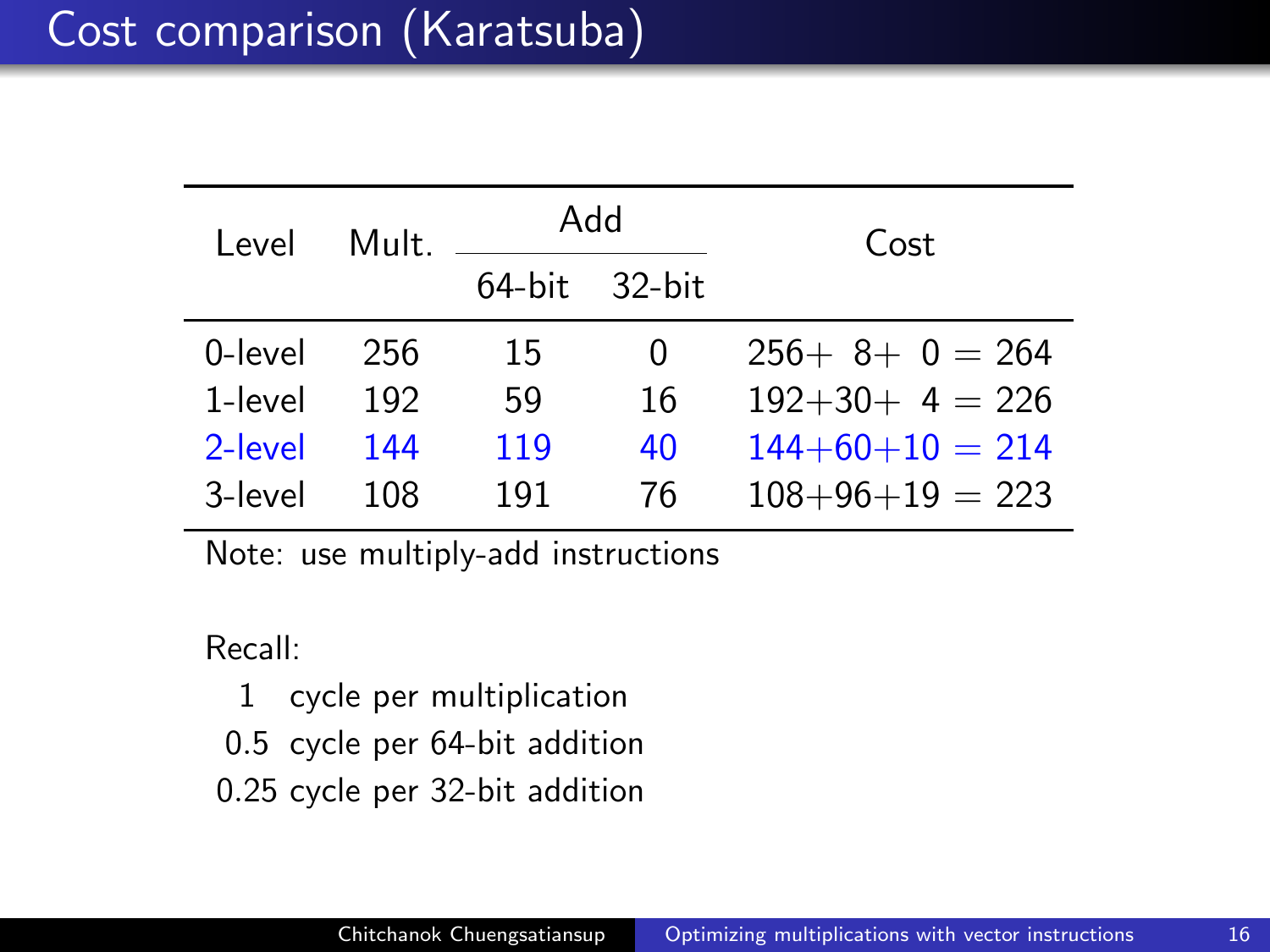# Cost comparison (Karatsuba)

| Level | Mult. | Add | | Cost |
|---|---|---|---|---|
| | | 64-bit | 32-bit | |
| 0-level | 256 | 15 | 0 | $256+8+0=264$ |
| 1-level | 192 | 59 | 16 | $192+30+4=226$ |
| 2-level | 144 | 119 | 40 | $144+60+10=214$ |
| 3-level | 108 | 191 | 76 | $108+96+19=223$ |

Note: use multiply-add instructions

Recall:

- 1 cycle per multiplication
- 0.5 cycle per 64-bit addition
- 0.25 cycle per 32-bit addition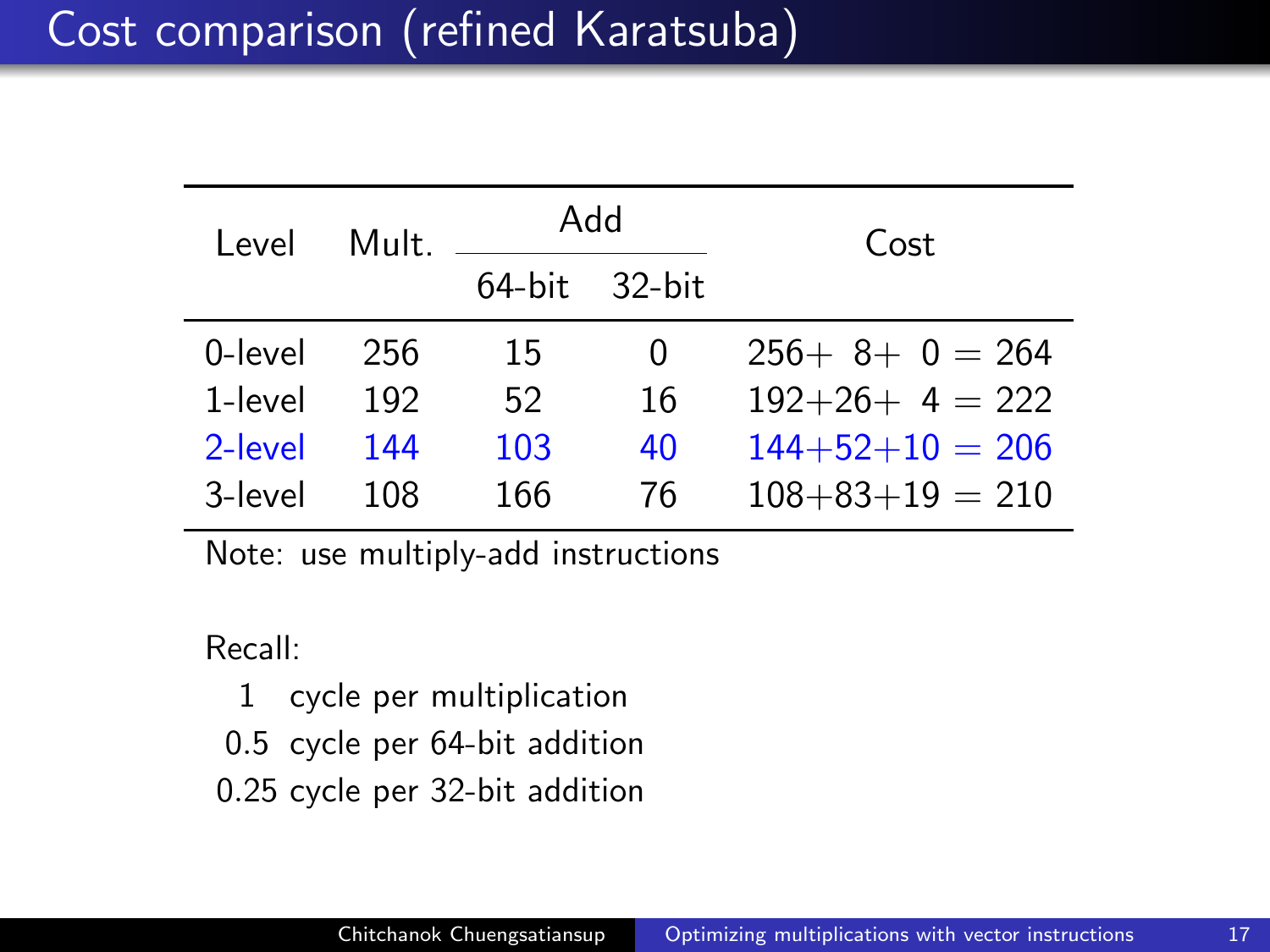# Cost comparison (refined Karatsuba)

| Level | Mult. | Add | | Cost |
|---|---|---|---|---|
| | | 64-bit | 32-bit | |
| 0-level | 256 | 15 | 0 | $256+\ 8+\ 0 = 264$ |
| 1-level | 192 | 52 | 16 | $192+26+\ 4 = 222$ |
| 2-level | 144 | 103 | 40 | $144+52+10 = 206$ |
| 3-level | 108 | 166 | 76 | $108+83+19 = 210$ |

Note: use multiply-add instructions

Recall:

- 1 cycle per multiplication
- 0.5 cycle per 64-bit addition
- 0.25 cycle per 32-bit addition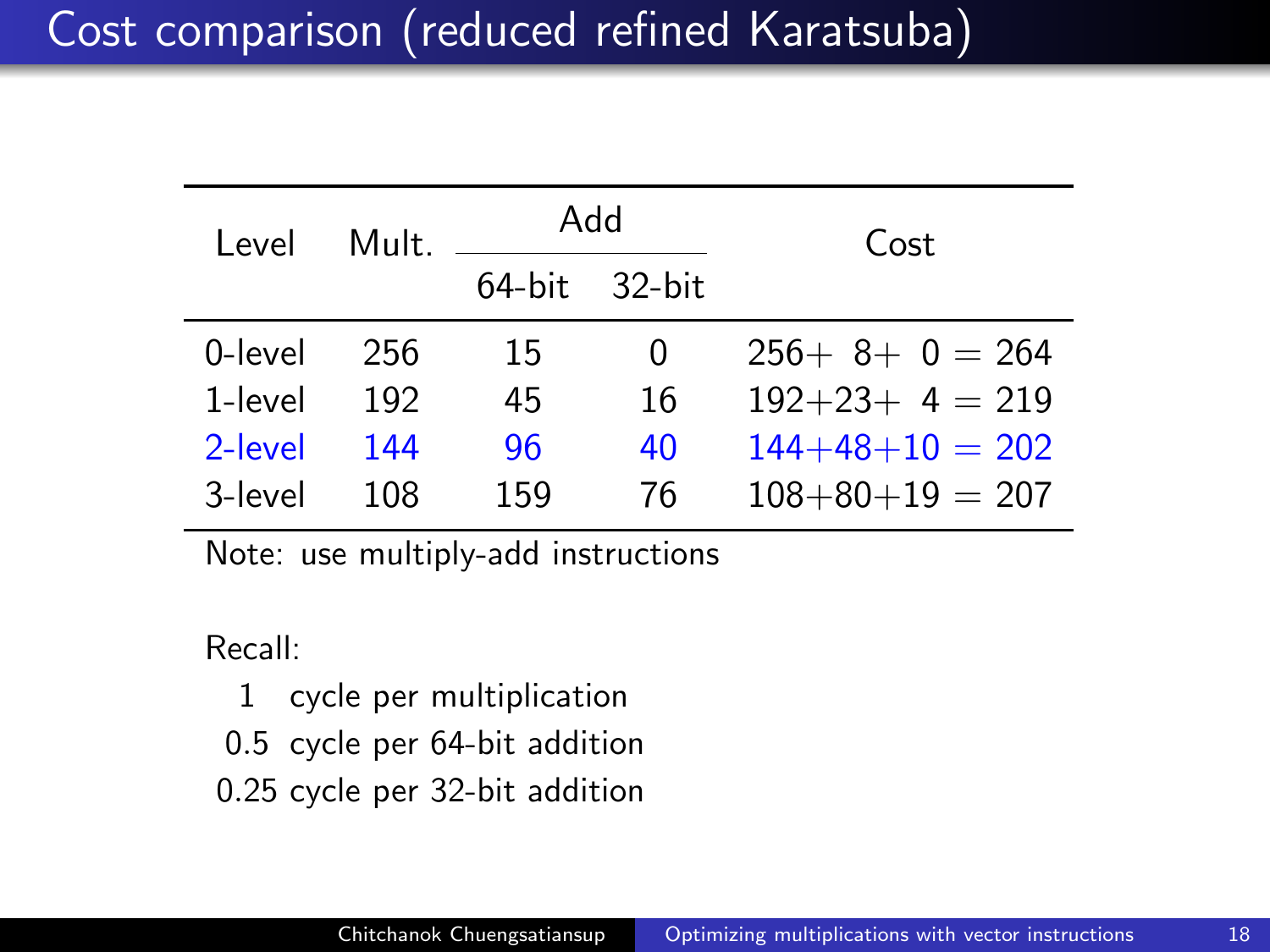# Cost comparison (reduced refined Karatsuba)

| Level | Mult. | Add | | Cost |
|---|---|---|---|---|
| | | 64-bit | 32-bit | |
| 0-level | 256 | 15 | 0 | $256+8+0=264$ |
| 1-level | 192 | 45 | 16 | $192+23+4=219$ |
| 2-level | 144 | 96 | 40 | $144+48+10=202$ |
| 3-level | 108 | 159 | 76 | $108+80+19=207$ |

Note: use multiply-add instructions

Recall:

- 1 cycle per multiplication
- 0.5 cycle per 64-bit addition
- 0.25 cycle per 32-bit addition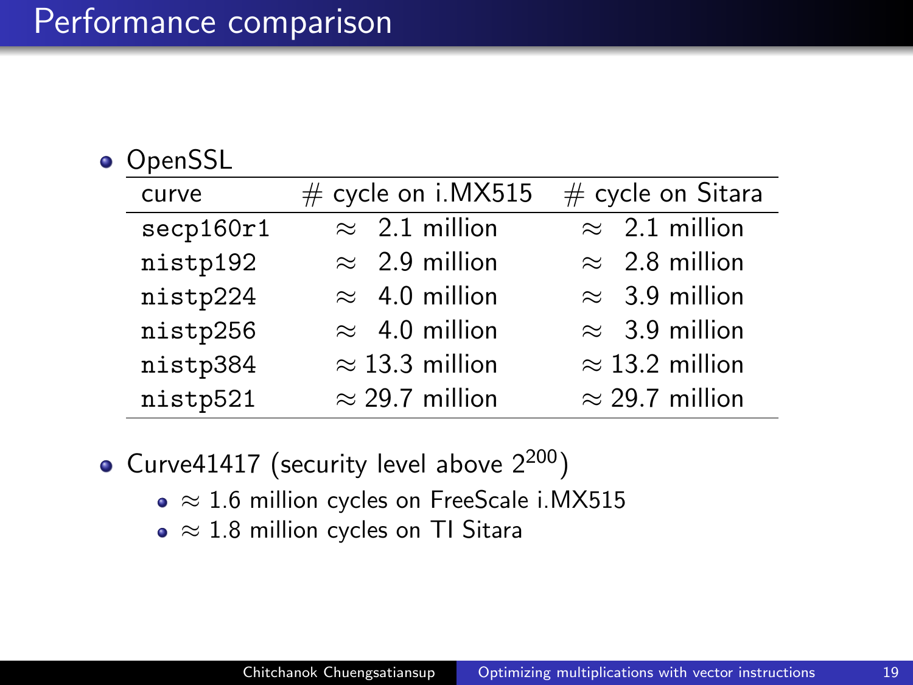# Performance comparison

- OpenSSL

| curve | # cycle on i.MX515 | # cycle on Sitara |
|---|---|---|
| secp160r1 | $\approx$ 2.1 million | $\approx$ 2.1 million |
| nistp192 | $\approx$ 2.9 million | $\approx$ 2.8 million |
| nistp224 | $\approx$ 4.0 million | $\approx$ 3.9 million |
| nistp256 | $\approx$ 4.0 million | $\approx$ 3.9 million |
| nistp384 | $\approx$ 13.3 million | $\approx$ 13.2 million |
| nistp521 | $\approx$ 29.7 million | $\approx$ 29.7 million |

- Curve41417 (security level above $2^{200}$)
  - $\approx$ 1.6 million cycles on FreeScale i.MX515
  - $\approx$ 1.8 million cycles on TI Sitara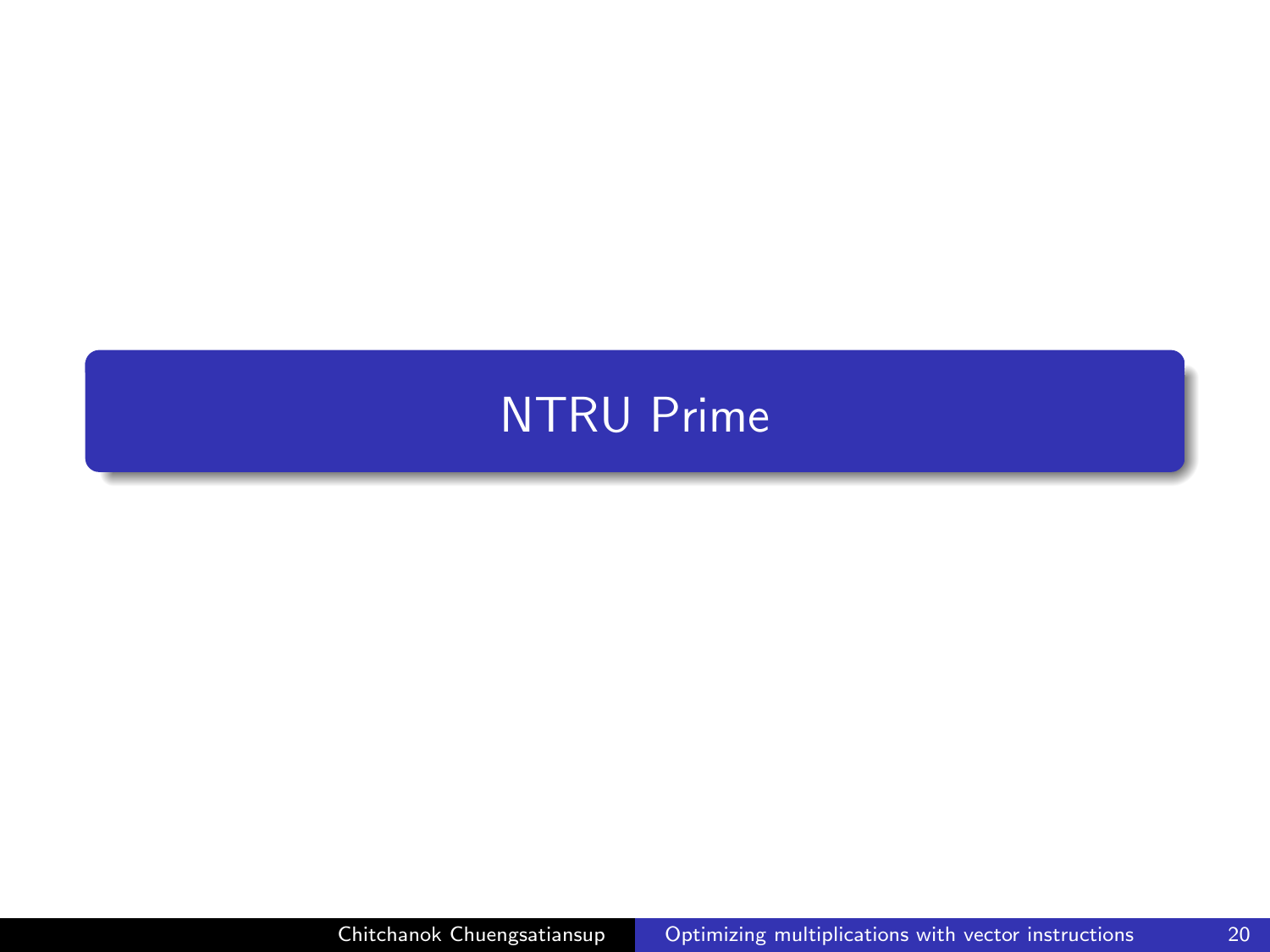# NTRU Prime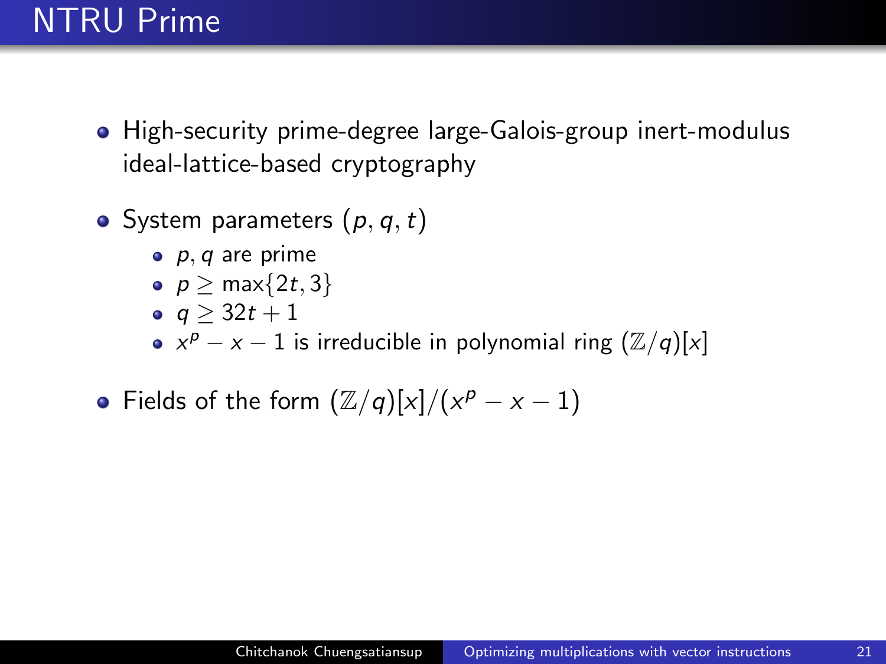# NTRU Prime

- High-security prime-degree large-Galois-group inert-modulus ideal-lattice-based cryptography
- System parameters $(p, q, t)$
  - $p, q$ are prime
  - $p \geq \max\{2t, 3\}$
  - $q \geq 32t + 1$
  - $x^p - x - 1$ is irreducible in polynomial ring $(\mathbb{Z}/q)[x]$
- Fields of the form $(\mathbb{Z}/q)[x]/(x^p - x - 1)$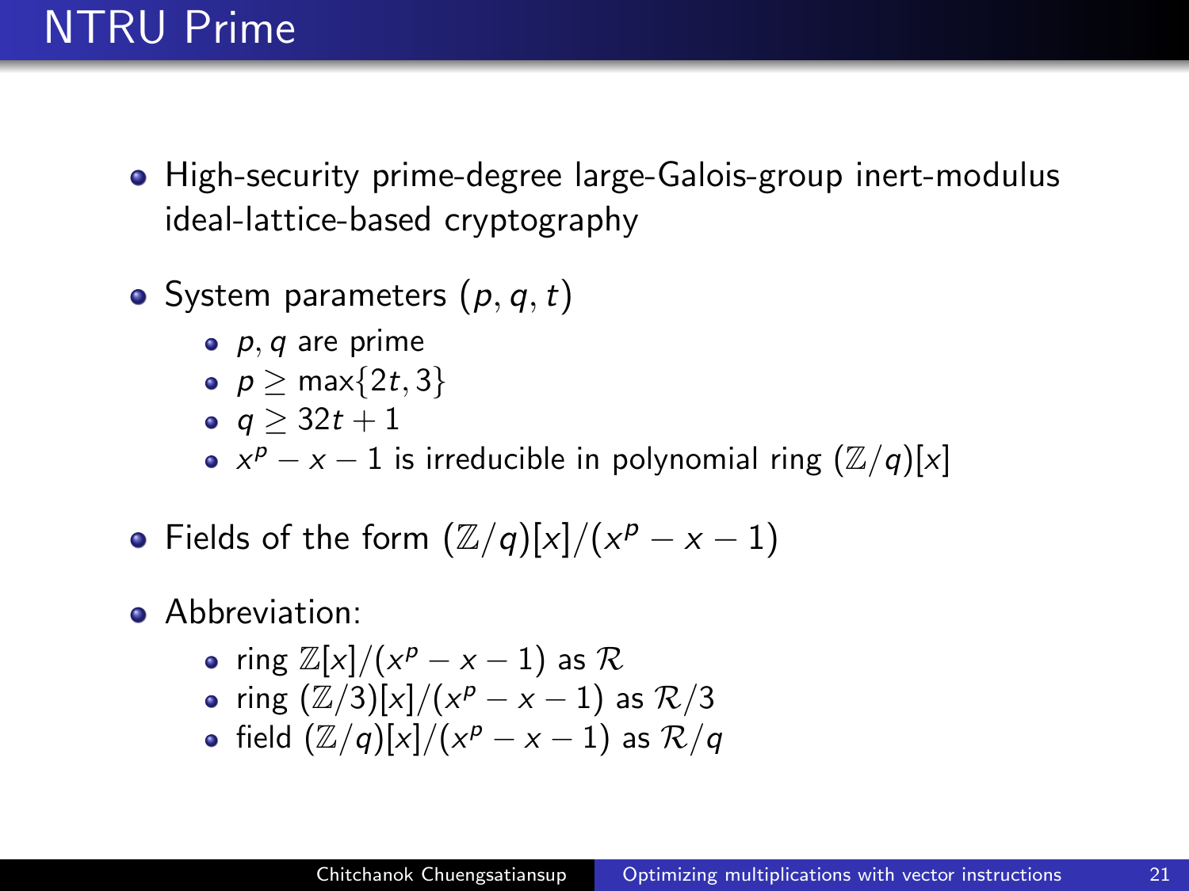# NTRU Prime

- High-security prime-degree large-Galois-group inert-modulus ideal-lattice-based cryptography
- System parameters $(p, q, t)$
  - $p, q$ are prime
  - $p \geq \max\{2t, 3\}$
  - $q \geq 32t + 1$
  - $x^p - x - 1$ is irreducible in polynomial ring $(\mathbb{Z}/q)[x]$
- Fields of the form $(\mathbb{Z}/q)[x]/(x^p - x - 1)$
- Abbreviation:
  - ring $\mathbb{Z}[x]/(x^p - x - 1)$ as $\mathcal{R}$
  - ring $(\mathbb{Z}/3)[x]/(x^p - x - 1)$ as $\mathcal{R}/3$
  - field $(\mathbb{Z}/q)[x]/(x^p - x - 1)$ as $\mathcal{R}/q$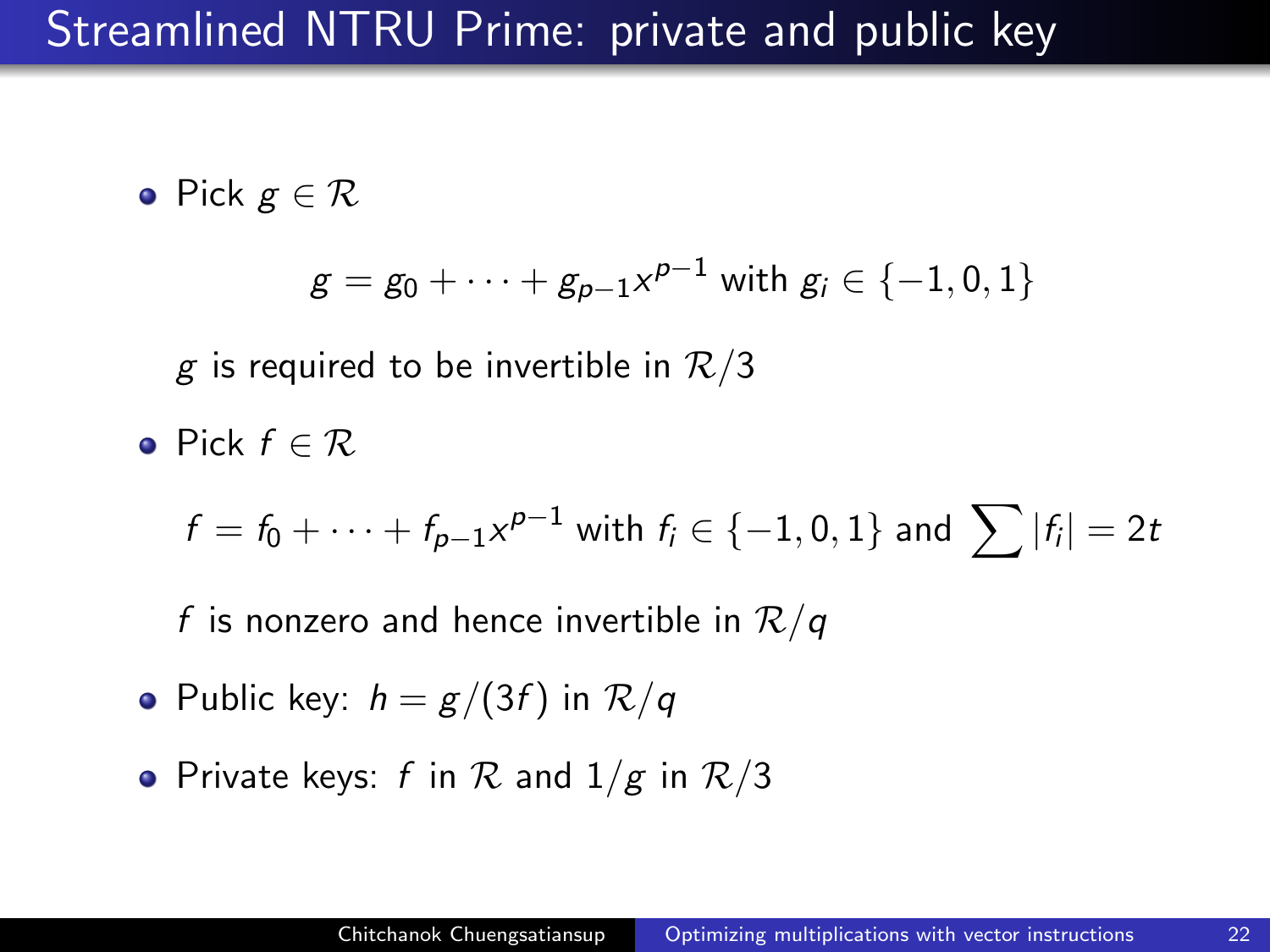# Streamlined NTRU Prime: private and public key

- Pick $g \in \mathcal{R}$

$$g = g_0 + \cdots + g_{p-1}x^{p-1} \text{ with } g_i \in \{-1, 0, 1\}$$

  $g$ is required to be invertible in $\mathcal{R}/3$

- Pick $f \in \mathcal{R}$

$$f = f_0 + \cdots + f_{p-1}x^{p-1} \text{ with } f_i \in \{-1, 0, 1\} \text{ and } \sum |f_i| = 2t$$

  $f$ is nonzero and hence invertible in $\mathcal{R}/q$

- Public key: $h = g/(3f)$ in $\mathcal{R}/q$
- Private keys: $f$ in $\mathcal{R}$ and $1/g$ in $\mathcal{R}/3$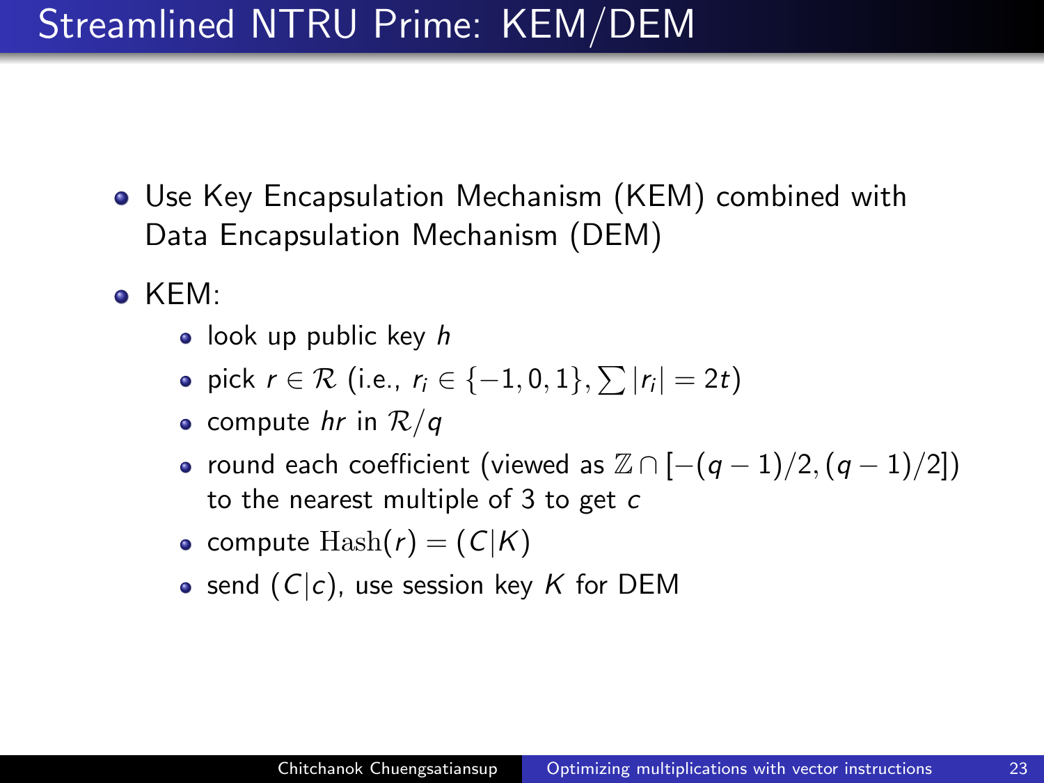# Streamlined NTRU Prime: KEM/DEM

- Use Key Encapsulation Mechanism (KEM) combined with Data Encapsulation Mechanism (DEM)
- KEM:
  - look up public key $h$
  - pick $r \in \mathcal{R}$ (i.e., $r_i \in \{-1, 0, 1\}, \sum |r_i| = 2t$)
  - compute $hr$ in $\mathcal{R}/q$
  - round each coefficient (viewed as $\mathbb{Z} \cap [-(q-1)/2, (q-1)/2]$) to the nearest multiple of 3 to get $c$
  - compute $\mathrm{Hash}(r) = (C|K)$
  - send $(C|c)$, use session key $K$ for DEM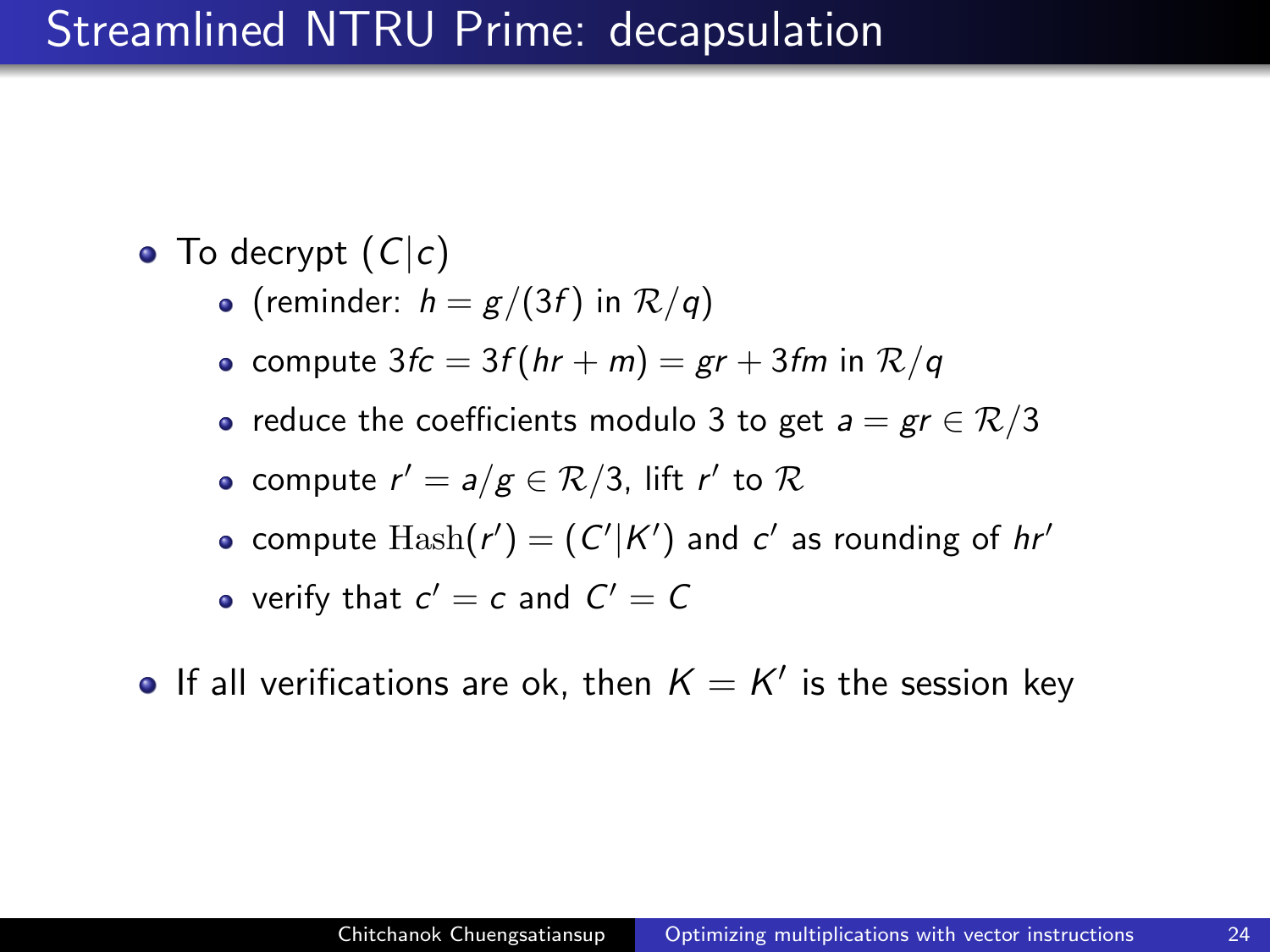# Streamlined NTRU Prime: decapsulation

- To decrypt $(C|c)$
  - (reminder: $h = g/(3f)$ in $\mathcal{R}/q$)
  - compute $3fc = 3f(hr + m) = gr + 3fm$ in $\mathcal{R}/q$
  - reduce the coefficients modulo 3 to get $a = gr \in \mathcal{R}/3$
  - compute $r' = a/g \in \mathcal{R}/3$, lift $r'$ to $\mathcal{R}$
  - compute $\mathrm{Hash}(r') = (C'|K')$ and $c'$ as rounding of $hr'$
  - verify that $c' = c$ and $C' = C$
- If all verifications are ok, then $K = K'$ is the session key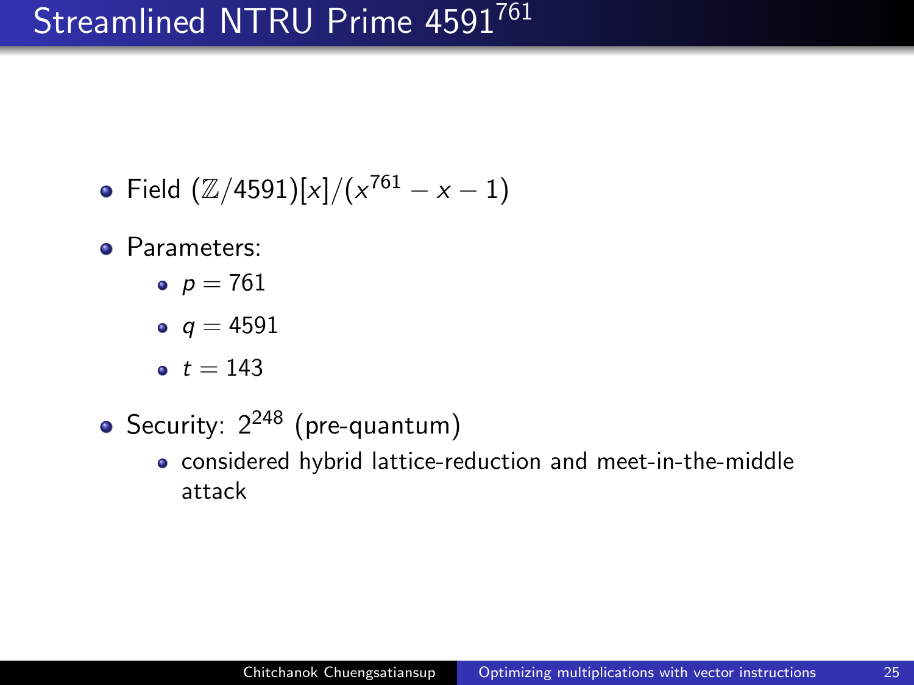# Streamlined NTRU Prime $4591^{761}$

- Field $(\mathbb{Z}/4591)[x]/(x^{761} - x - 1)$
- Parameters:
  - $p = 761$
  - $q = 4591$
  - $t = 143$
- Security: $2^{248}$ (pre-quantum)
  - considered hybrid lattice-reduction and meet-in-the-middle attack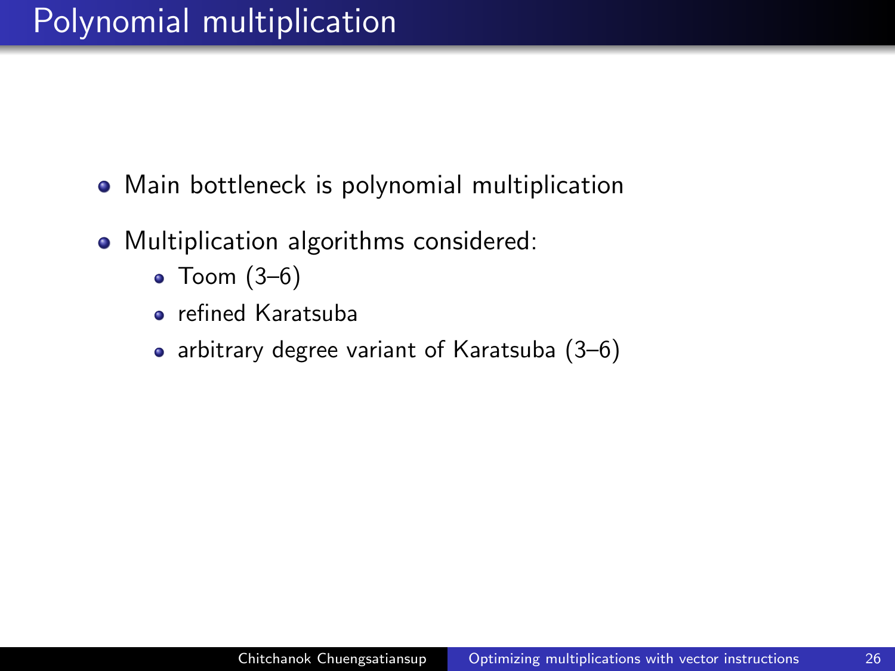# Polynomial multiplication

- Main bottleneck is polynomial multiplication
- Multiplication algorithms considered:
  - Toom (3–6)
  - refined Karatsuba
  - arbitrary degree variant of Karatsuba (3–6)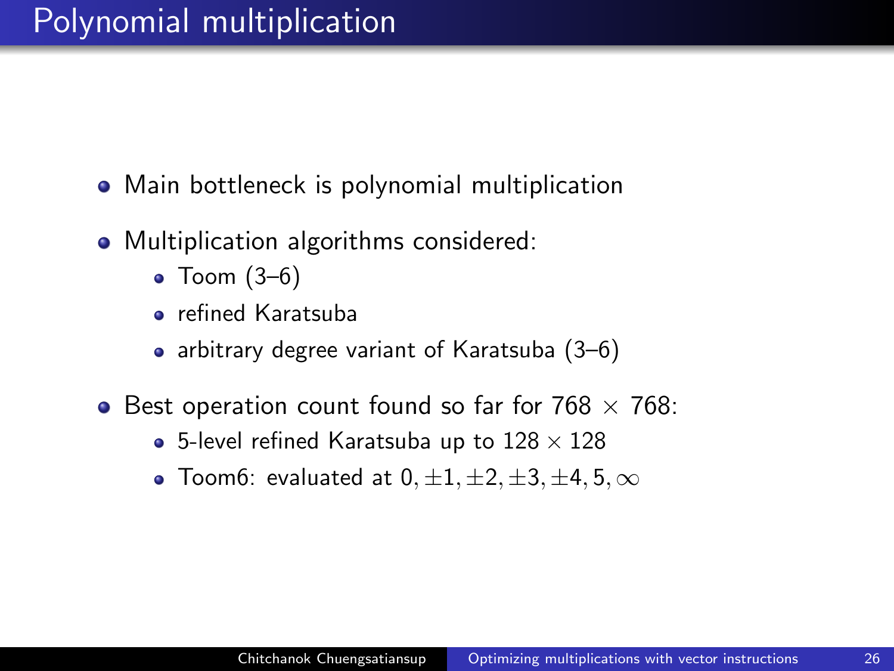# Polynomial multiplication

- Main bottleneck is polynomial multiplication
- Multiplication algorithms considered:
  - Toom (3–6)
  - refined Karatsuba
  - arbitrary degree variant of Karatsuba (3–6)
- Best operation count found so far for $768 \times 768$:
  - 5-level refined Karatsuba up to $128 \times 128$
  - Toom6: evaluated at $0, \pm 1, \pm 2, \pm 3, \pm 4, 5, \infty$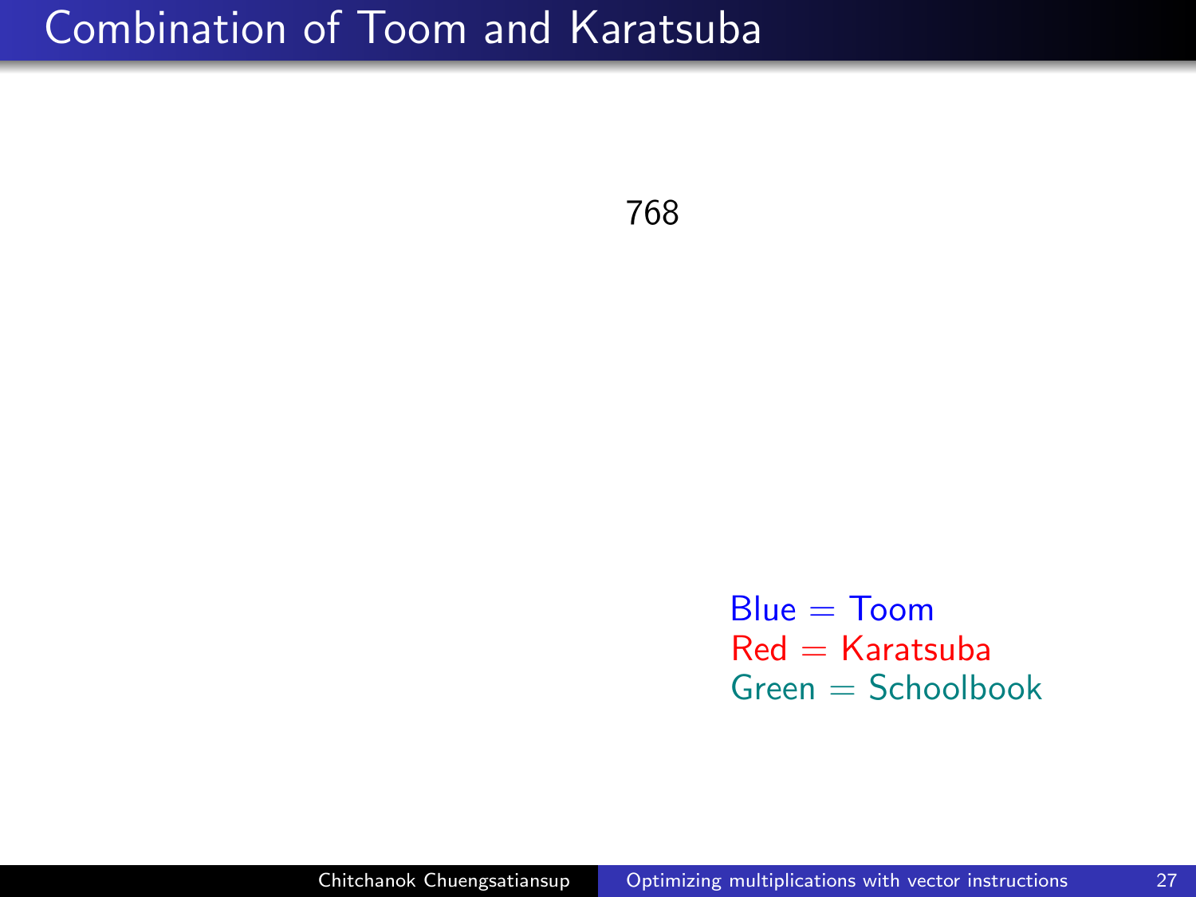# Combination of Toom and Karatsuba

768

Blue = Toom
Red = Karatsuba
Green = Schoolbook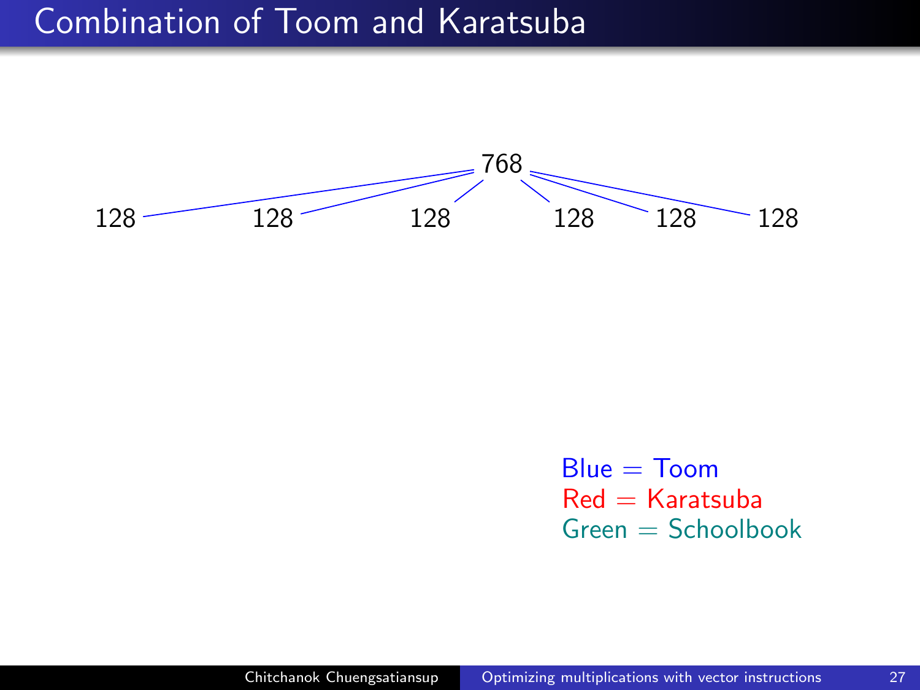# Combination of Toom and Karatsuba

768

128 128 128 128 128 128

Blue = Toom
Red = Karatsuba
Green = Schoolbook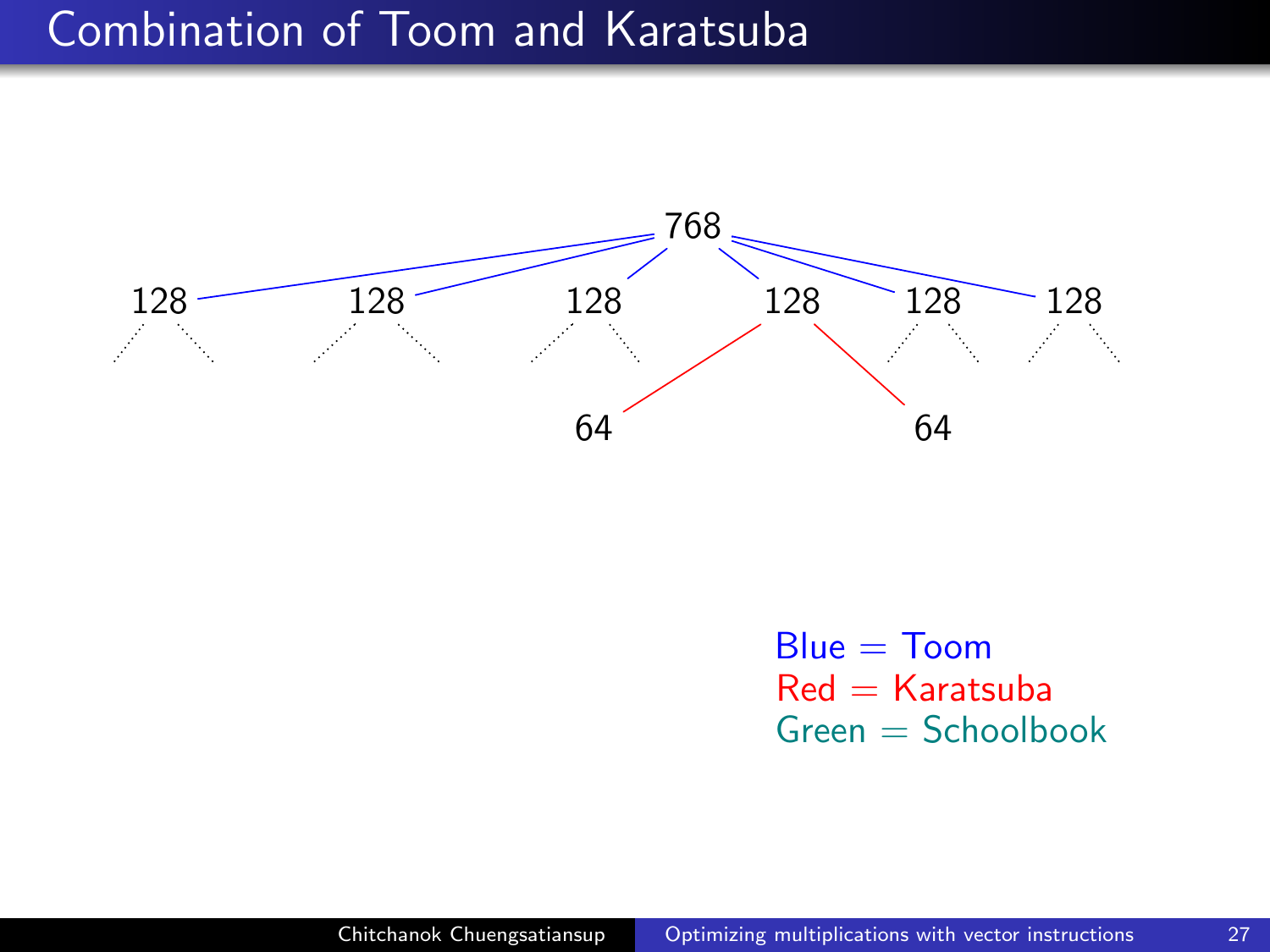# Combination of Toom and Karatsuba

768

128 128 128 128 128 128

64 64

Blue = Toom
Red = Karatsuba
Green = Schoolbook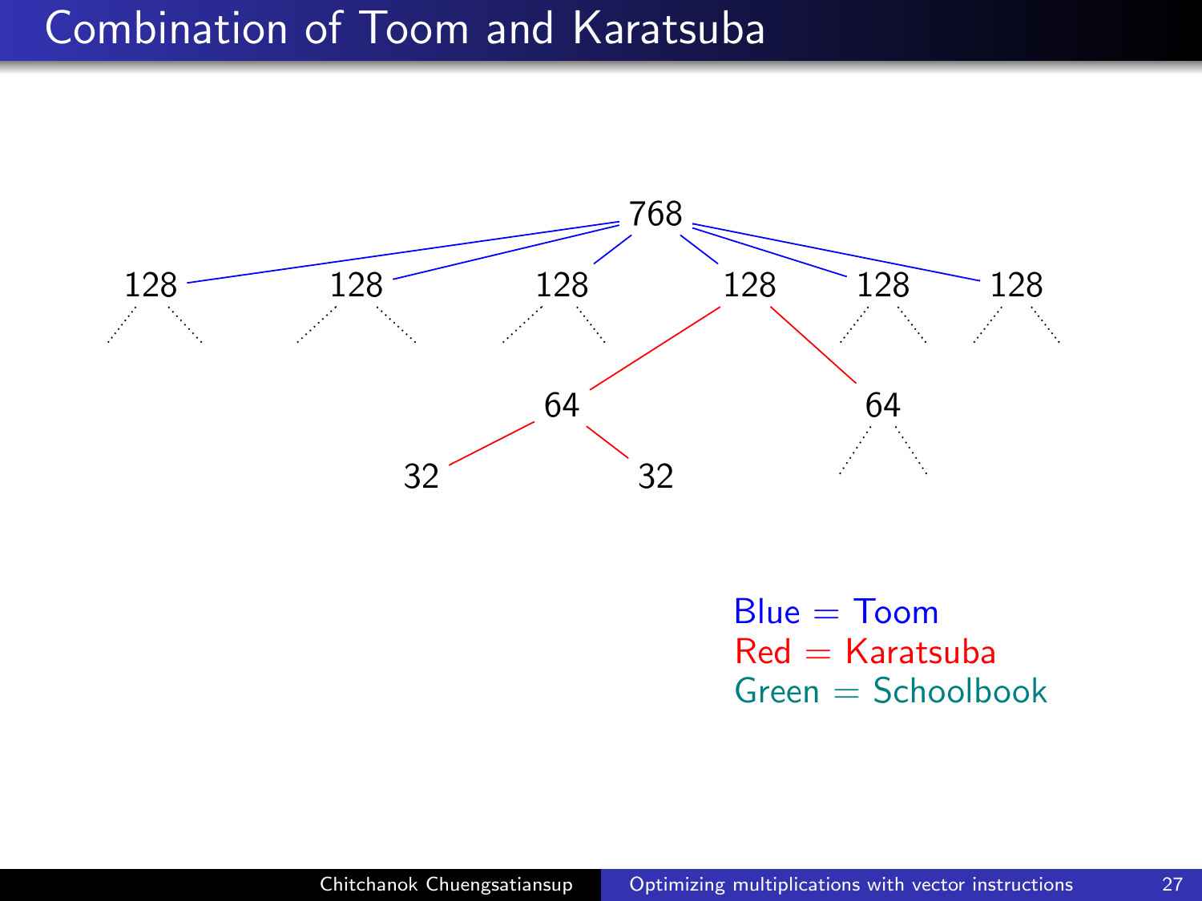# Combination of Toom and Karatsuba

768

128 128 128 128 128 128

64 64

32 32

Blue = Toom

Red = Karatsuba

Green = Schoolbook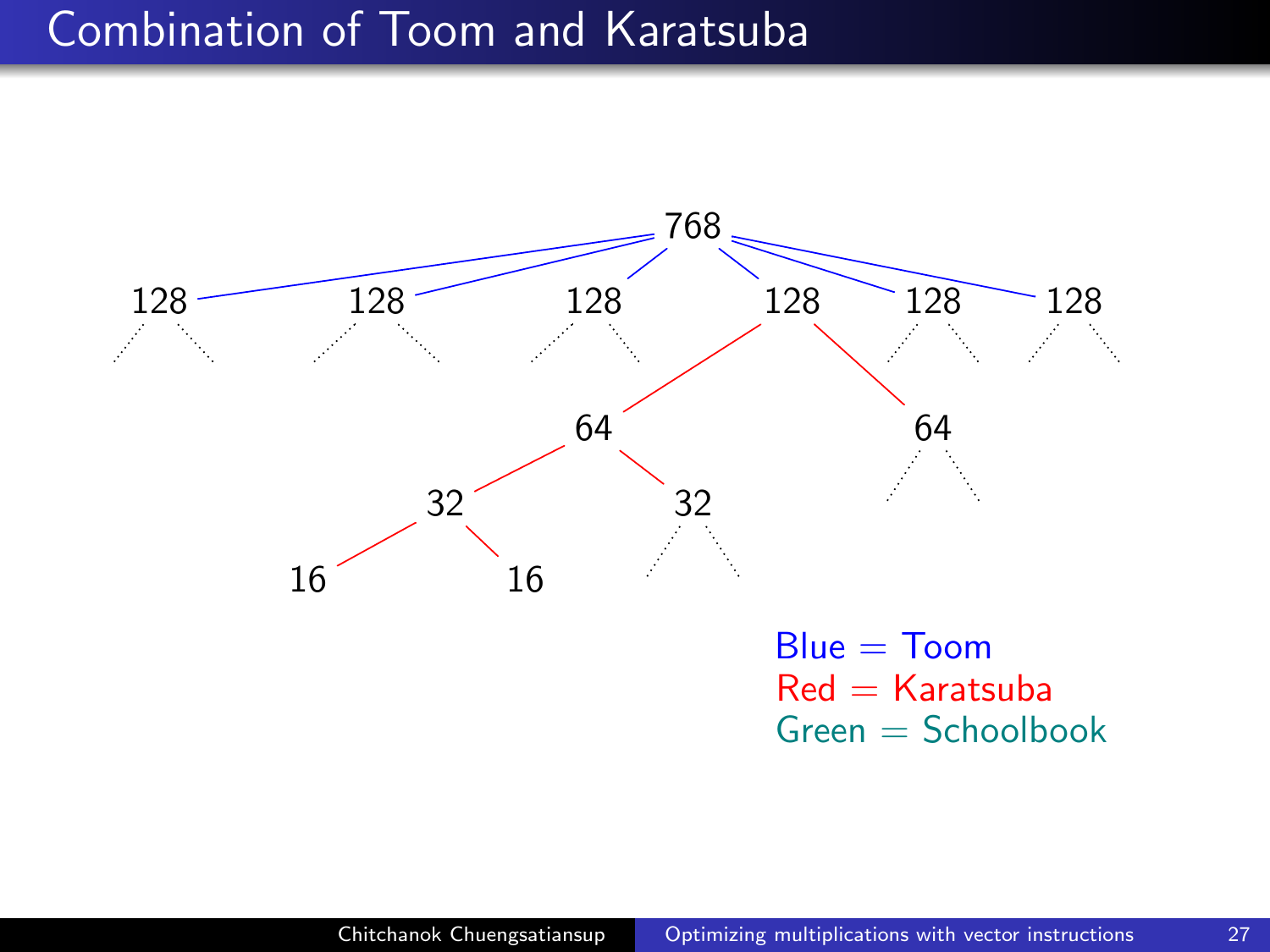# Combination of Toom and Karatsuba

```
                                768
      /        /        /        \        \        \
    128      128      128       128      128      128
                                /   \
                              64     64
                             /  \
                           32    32
                          /  \
                        16    16
```

Blue = Toom
Red = Karatsuba
Green = Schoolbook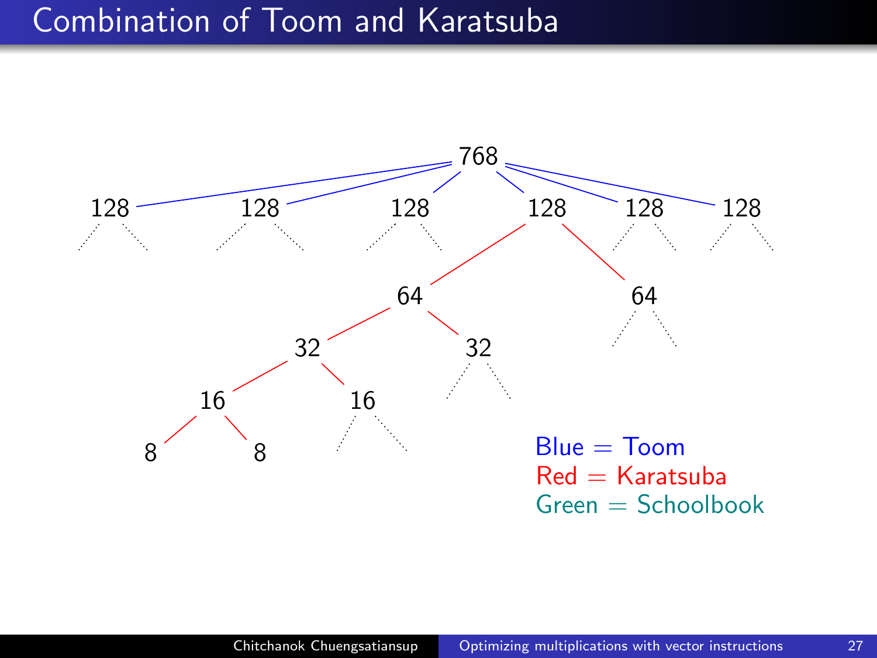# Combination of Toom and Karatsuba

768

128 128 128 128 128 128

64 64

32 32

16 16

8 8

Blue = Toom
Red = Karatsuba
Green = Schoolbook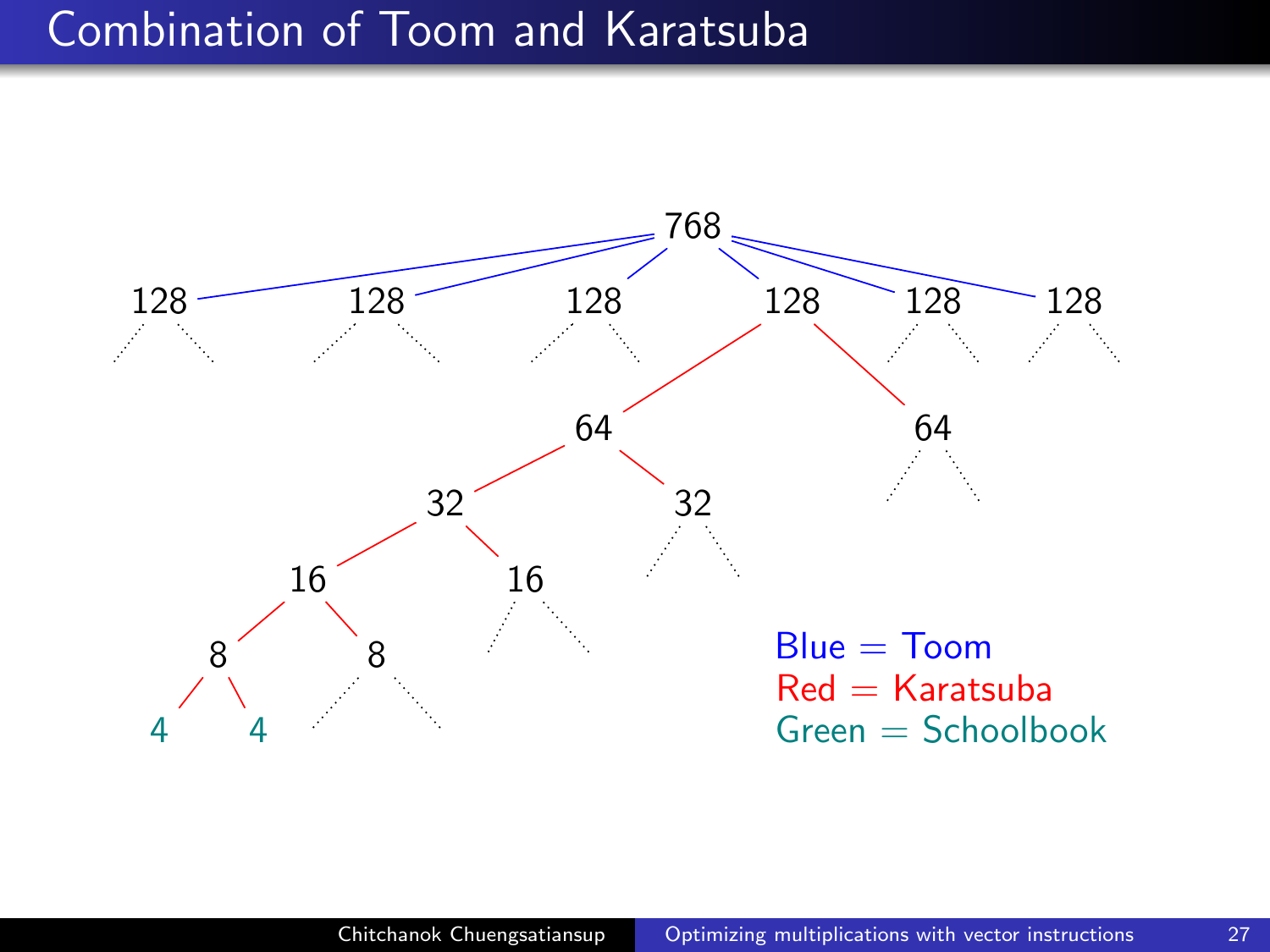# Combination of Toom and Karatsuba

768 → 128, 128, 128, 128, 128, 128

128 → 64, 64

64 → 32, 32

32 → 16, 16

16 → 8, 8

8 → 4, 4

Blue = Toom
Red = Karatsuba
Green = Schoolbook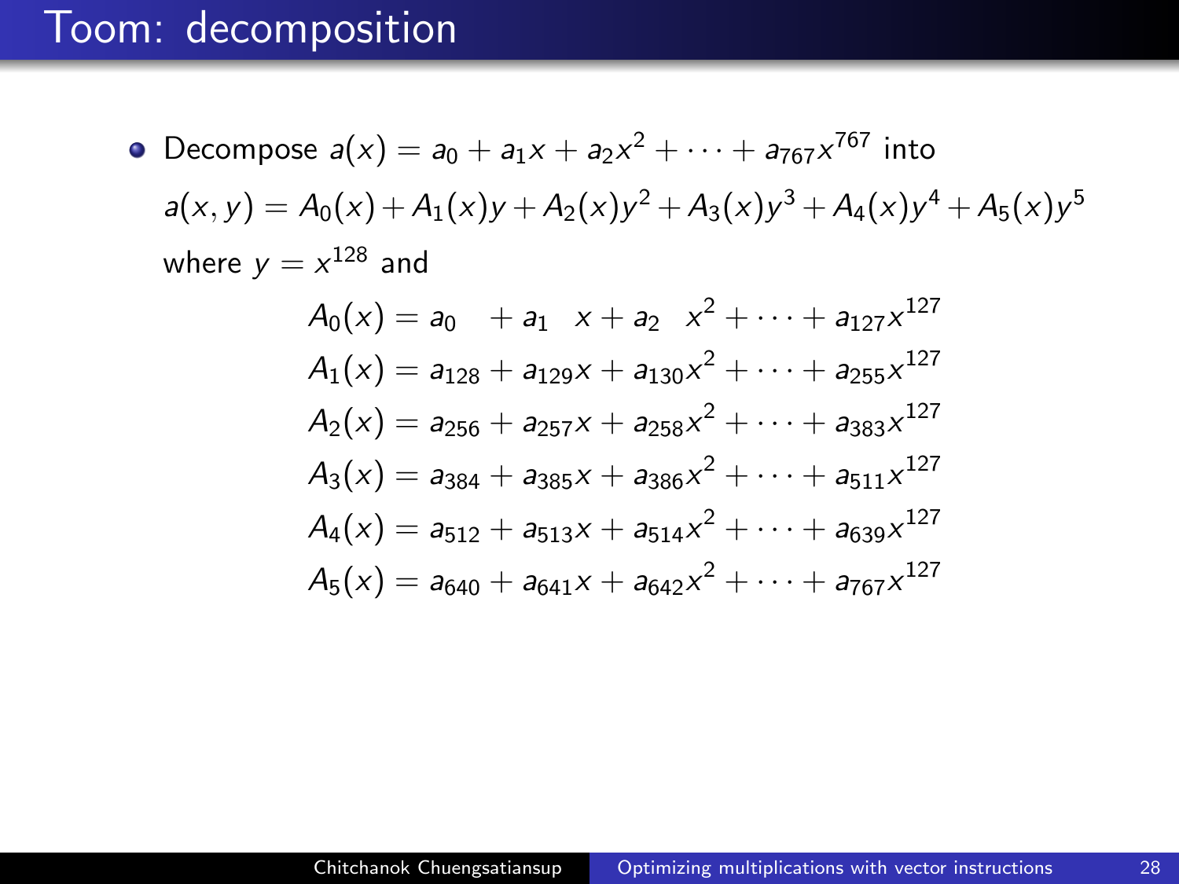# Toom: decomposition

- Decompose $a(x) = a_0 + a_1 x + a_2 x^2 + \cdots + a_{767} x^{767}$ into

  $a(x, y) = A_0(x) + A_1(x)y + A_2(x)y^2 + A_3(x)y^3 + A_4(x)y^4 + A_5(x)y^5$

  where $y = x^{128}$ and

$$
\begin{aligned}
A_0(x) &= a_0 \quad + a_1 \quad x + a_2 \quad x^2 + \cdots + a_{127} x^{127} \\
A_1(x) &= a_{128} + a_{129} x + a_{130} x^2 + \cdots + a_{255} x^{127} \\
A_2(x) &= a_{256} + a_{257} x + a_{258} x^2 + \cdots + a_{383} x^{127} \\
A_3(x) &= a_{384} + a_{385} x + a_{386} x^2 + \cdots + a_{511} x^{127} \\
A_4(x) &= a_{512} + a_{513} x + a_{514} x^2 + \cdots + a_{639} x^{127} \\
A_5(x) &= a_{640} + a_{641} x + a_{642} x^2 + \cdots + a_{767} x^{127}
\end{aligned}
$$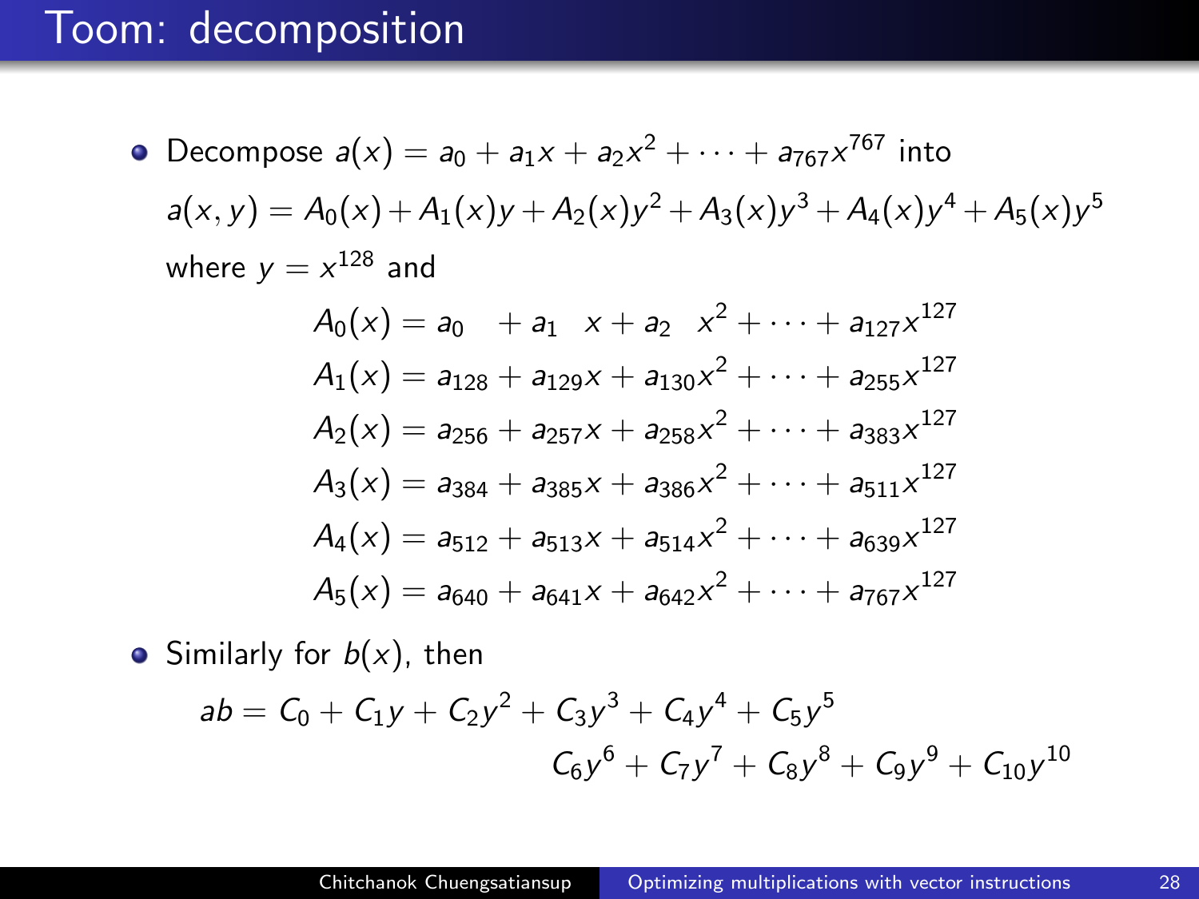# Toom: decomposition

- Decompose $a(x) = a_0 + a_1 x + a_2 x^2 + \cdots + a_{767} x^{767}$ into

  $a(x, y) = A_0(x) + A_1(x)y + A_2(x)y^2 + A_3(x)y^3 + A_4(x)y^4 + A_5(x)y^5$

  where $y = x^{128}$ and

$$
\begin{aligned}
A_0(x) &= a_0 \;\; + a_1 \;\; x + a_2 \;\; x^2 + \cdots + a_{127} x^{127} \\
A_1(x) &= a_{128} + a_{129} x + a_{130} x^2 + \cdots + a_{255} x^{127} \\
A_2(x) &= a_{256} + a_{257} x + a_{258} x^2 + \cdots + a_{383} x^{127} \\
A_3(x) &= a_{384} + a_{385} x + a_{386} x^2 + \cdots + a_{511} x^{127} \\
A_4(x) &= a_{512} + a_{513} x + a_{514} x^2 + \cdots + a_{639} x^{127} \\
A_5(x) &= a_{640} + a_{641} x + a_{642} x^2 + \cdots + a_{767} x^{127}
\end{aligned}
$$

- Similarly for $b(x)$, then

$$
\begin{aligned}
ab = C_0 + C_1 y + C_2 y^2 + C_3 y^3 + C_4 y^4 + C_5 y^5 \\
C_6 y^6 + C_7 y^7 + C_8 y^8 + C_9 y^9 + C_{10} y^{10}
\end{aligned}
$$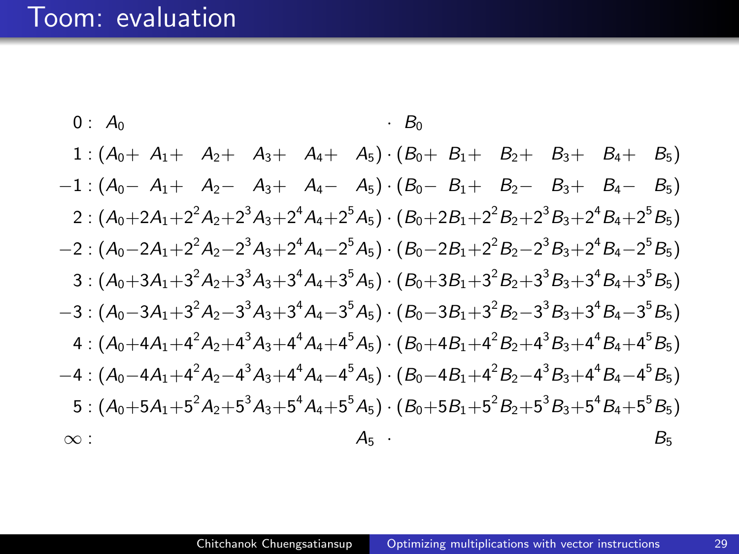# Toom: evaluation

$$
\begin{array}{rl}
0: & A_0 \cdot B_0 \\
1: & (A_0 + A_1 + A_2 + A_3 + A_4 + A_5) \cdot (B_0 + B_1 + B_2 + B_3 + B_4 + B_5) \\
-1: & (A_0 - A_1 + A_2 - A_3 + A_4 - A_5) \cdot (B_0 - B_1 + B_2 - B_3 + B_4 - B_5) \\
2: & (A_0 + 2A_1 + 2^2 A_2 + 2^3 A_3 + 2^4 A_4 + 2^5 A_5) \cdot (B_0 + 2B_1 + 2^2 B_2 + 2^3 B_3 + 2^4 B_4 + 2^5 B_5) \\
-2: & (A_0 - 2A_1 + 2^2 A_2 - 2^3 A_3 + 2^4 A_4 - 2^5 A_5) \cdot (B_0 - 2B_1 + 2^2 B_2 - 2^3 B_3 + 2^4 B_4 - 2^5 B_5) \\
3: & (A_0 + 3A_1 + 3^2 A_2 + 3^3 A_3 + 3^4 A_4 + 3^5 A_5) \cdot (B_0 + 3B_1 + 3^2 B_2 + 3^3 B_3 + 3^4 B_4 + 3^5 B_5) \\
-3: & (A_0 - 3A_1 + 3^2 A_2 - 3^3 A_3 + 3^4 A_4 - 3^5 A_5) \cdot (B_0 - 3B_1 + 3^2 B_2 - 3^3 B_3 + 3^4 B_4 - 3^5 B_5) \\
4: & (A_0 + 4A_1 + 4^2 A_2 + 4^3 A_3 + 4^4 A_4 + 4^5 A_5) \cdot (B_0 + 4B_1 + 4^2 B_2 + 4^3 B_3 + 4^4 B_4 + 4^5 B_5) \\
-4: & (A_0 - 4A_1 + 4^2 A_2 - 4^3 A_3 + 4^4 A_4 - 4^5 A_5) \cdot (B_0 - 4B_1 + 4^2 B_2 - 4^3 B_3 + 4^4 B_4 - 4^5 B_5) \\
5: & (A_0 + 5A_1 + 5^2 A_2 + 5^3 A_3 + 5^4 A_4 + 5^5 A_5) \cdot (B_0 + 5B_1 + 5^2 B_2 + 5^3 B_3 + 5^4 B_4 + 5^5 B_5) \\
\infty: & A_5 \cdot B_5
\end{array}
$$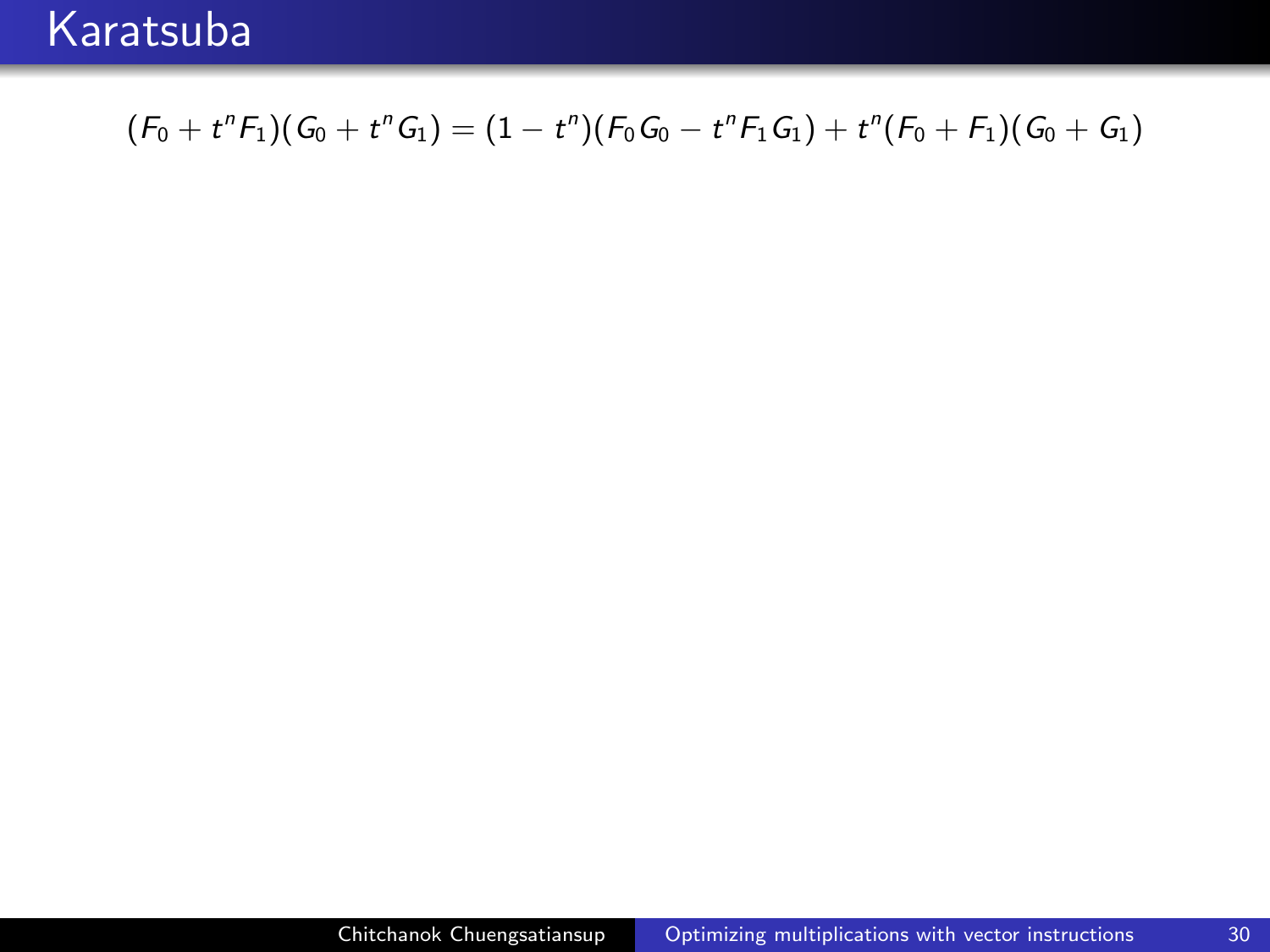# Karatsuba

$$(F_0 + t^n F_1)(G_0 + t^n G_1) = (1 - t^n)(F_0 G_0 - t^n F_1 G_1) + t^n (F_0 + F_1)(G_0 + G_1)$$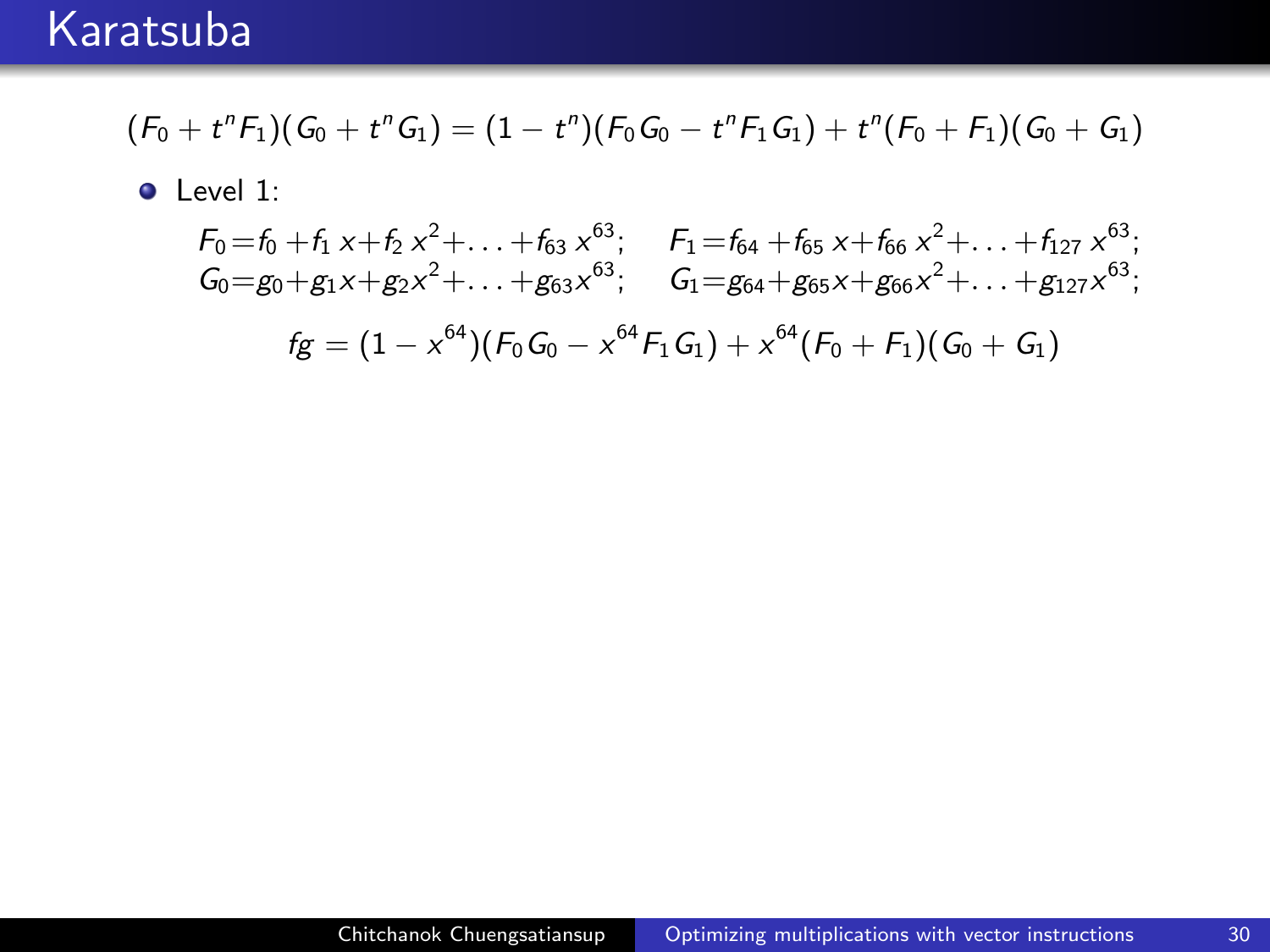# Karatsuba

$$(F_0 + t^n F_1)(G_0 + t^n G_1) = (1 - t^n)(F_0 G_0 - t^n F_1 G_1) + t^n (F_0 + F_1)(G_0 + G_1)$$

- Level 1:

$$F_0 = f_0 + f_1 x + f_2 x^2 + \ldots + f_{63} x^{63}; \quad F_1 = f_{64} + f_{65} x + f_{66} x^2 + \ldots + f_{127} x^{63};$$
$$G_0 = g_0 + g_1 x + g_2 x^2 + \ldots + g_{63} x^{63}; \quad G_1 = g_{64} + g_{65} x + g_{66} x^2 + \ldots + g_{127} x^{63};$$

$$fg = (1 - x^{64})(F_0 G_0 - x^{64} F_1 G_1) + x^{64}(F_0 + F_1)(G_0 + G_1)$$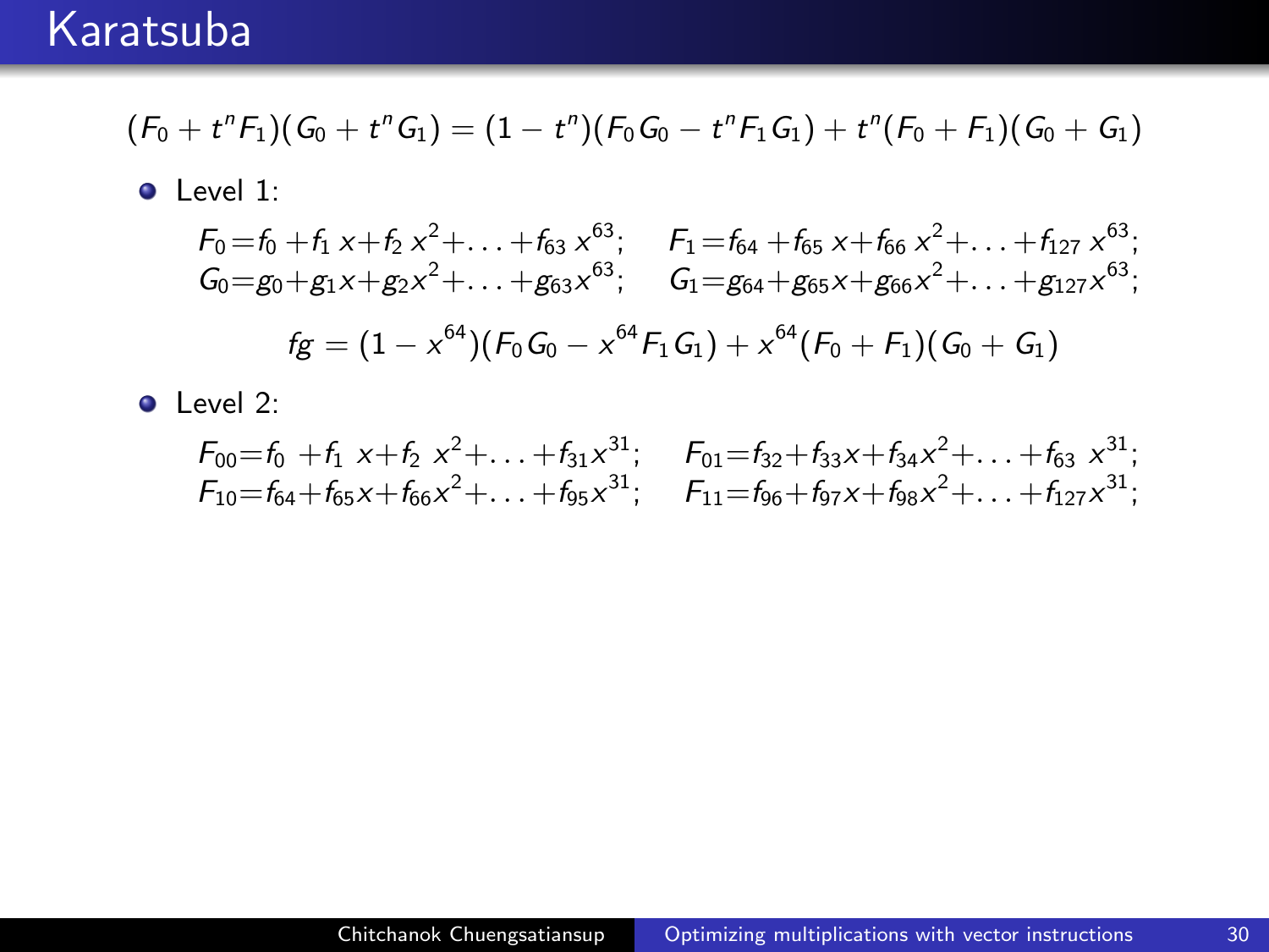# Karatsuba

$$(F_0 + t^n F_1)(G_0 + t^n G_1) = (1 - t^n)(F_0 G_0 - t^n F_1 G_1) + t^n (F_0 + F_1)(G_0 + G_1)$$

- Level 1:

$$F_0 = f_0 + f_1 x + f_2 x^2 + \ldots + f_{63} x^{63}; \quad F_1 = f_{64} + f_{65} x + f_{66} x^2 + \ldots + f_{127} x^{63};$$
$$G_0 = g_0 + g_1 x + g_2 x^2 + \ldots + g_{63} x^{63}; \quad G_1 = g_{64} + g_{65} x + g_{66} x^2 + \ldots + g_{127} x^{63};$$

$$fg = (1 - x^{64})(F_0 G_0 - x^{64} F_1 G_1) + x^{64}(F_0 + F_1)(G_0 + G_1)$$

- Level 2:

$$F_{00} = f_0 + f_1 x + f_2 x^2 + \ldots + f_{31} x^{31}; \quad F_{01} = f_{32} + f_{33} x + f_{34} x^2 + \ldots + f_{63} x^{31};$$
$$F_{10} = f_{64} + f_{65} x + f_{66} x^2 + \ldots + f_{95} x^{31}; \quad F_{11} = f_{96} + f_{97} x + f_{98} x^2 + \ldots + f_{127} x^{31};$$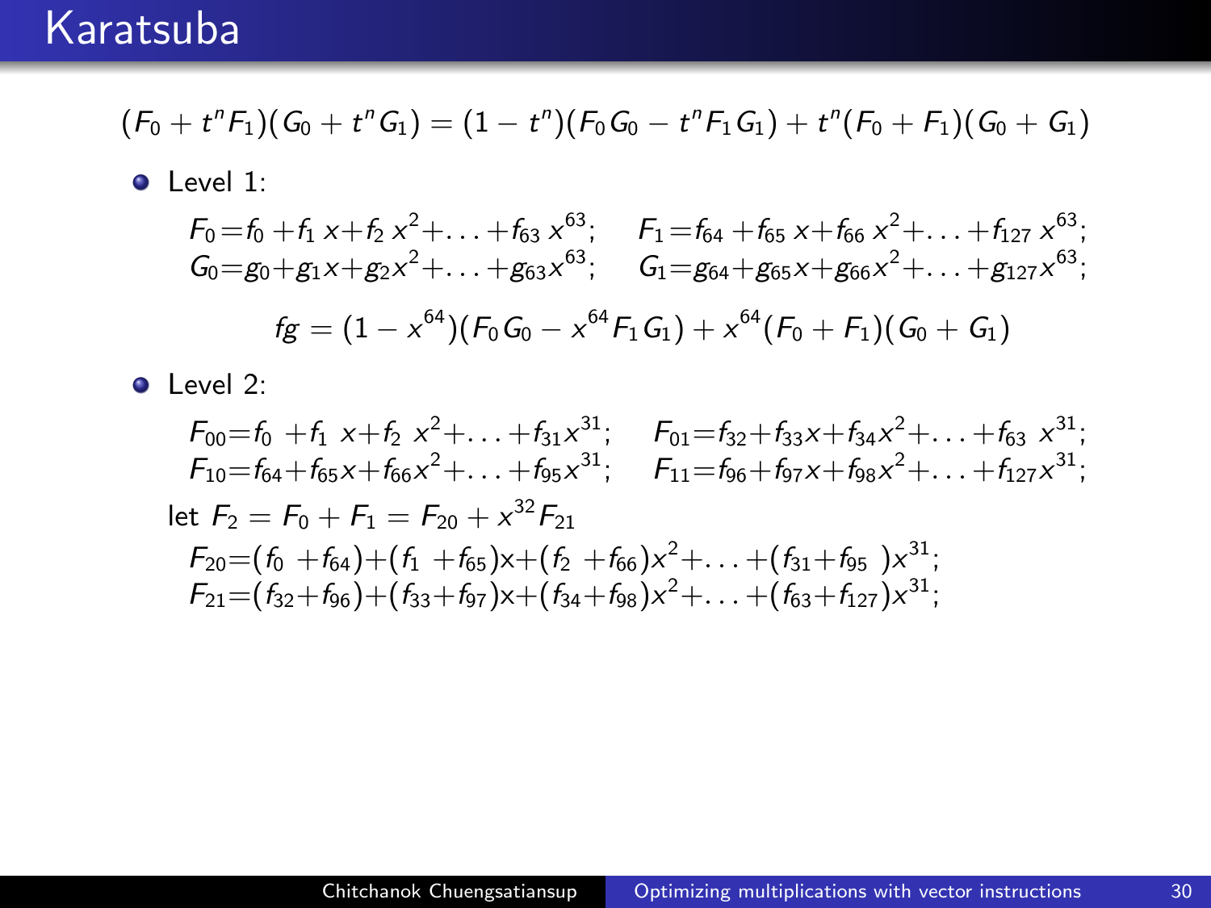# Karatsuba

$$(F_0 + t^n F_1)(G_0 + t^n G_1) = (1 - t^n)(F_0 G_0 - t^n F_1 G_1) + t^n (F_0 + F_1)(G_0 + G_1)$$

- Level 1:

$$F_0 = f_0 + f_1 x + f_2 x^2 + \ldots + f_{63} x^{63}; \quad F_1 = f_{64} + f_{65} x + f_{66} x^2 + \ldots + f_{127} x^{63};$$
$$G_0 = g_0 + g_1 x + g_2 x^2 + \ldots + g_{63} x^{63}; \quad G_1 = g_{64} + g_{65} x + g_{66} x^2 + \ldots + g_{127} x^{63};$$

$$fg = (1 - x^{64})(F_0 G_0 - x^{64} F_1 G_1) + x^{64}(F_0 + F_1)(G_0 + G_1)$$

- Level 2:

$$F_{00} = f_0 + f_1 x + f_2 x^2 + \ldots + f_{31} x^{31}; \quad F_{01} = f_{32} + f_{33} x + f_{34} x^2 + \ldots + f_{63} x^{31};$$
$$F_{10} = f_{64} + f_{65} x + f_{66} x^2 + \ldots + f_{95} x^{31}; \quad F_{11} = f_{96} + f_{97} x + f_{98} x^2 + \ldots + f_{127} x^{31};$$

let $F_2 = F_0 + F_1 = F_{20} + x^{32} F_{21}$

$$F_{20} = (f_0 + f_{64}) + (f_1 + f_{65})x + (f_2 + f_{66})x^2 + \ldots + (f_{31} + f_{95})x^{31};$$
$$F_{21} = (f_{32} + f_{96}) + (f_{33} + f_{97})x + (f_{34} + f_{98})x^2 + \ldots + (f_{63} + f_{127})x^{31};$$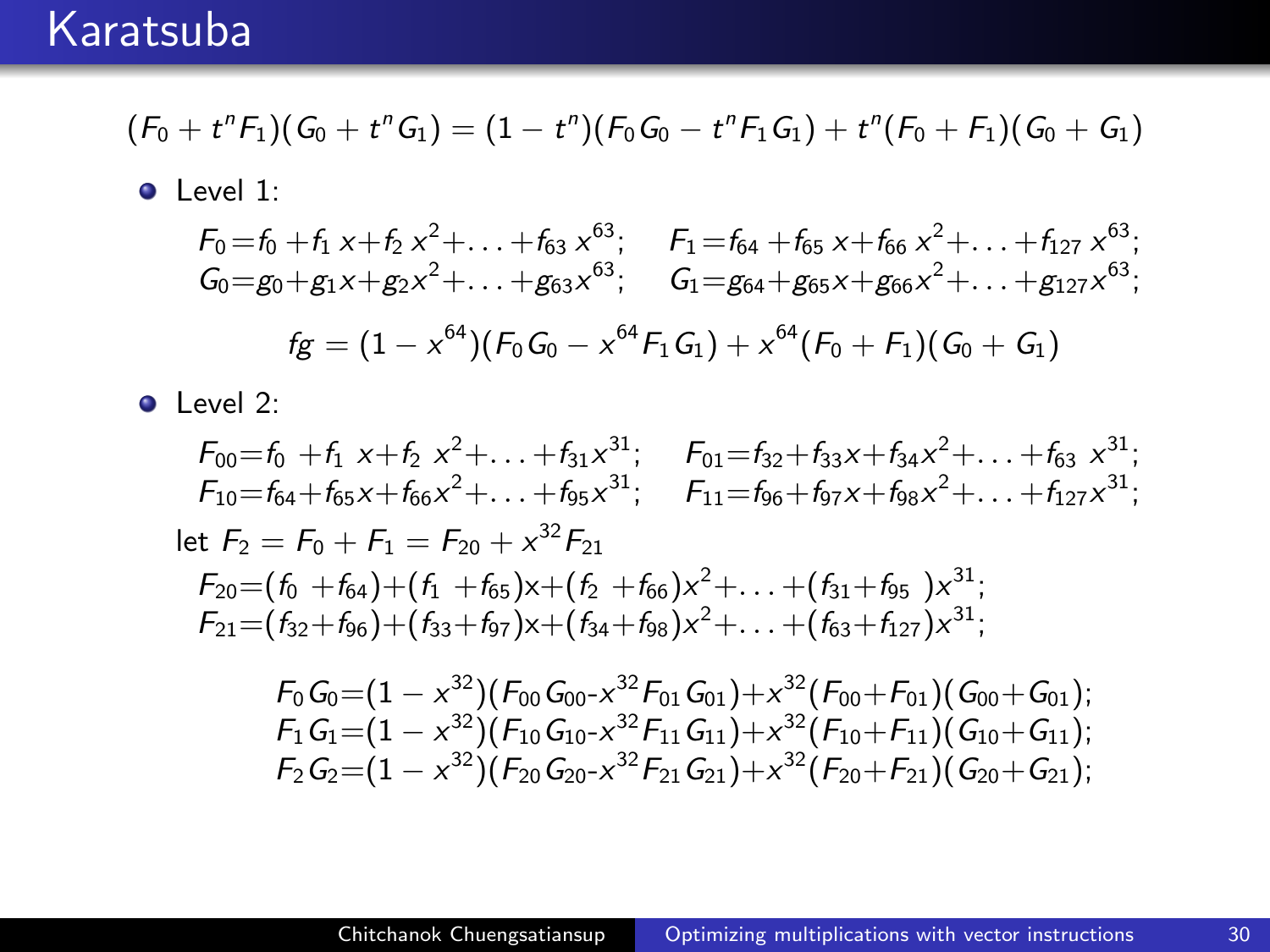# Karatsuba

$$(F_0 + t^n F_1)(G_0 + t^n G_1) = (1 - t^n)(F_0 G_0 - t^n F_1 G_1) + t^n (F_0 + F_1)(G_0 + G_1)$$

- Level 1:

$$F_0 = f_0 + f_1 x + f_2 x^2 + \ldots + f_{63} x^{63}; \quad F_1 = f_{64} + f_{65} x + f_{66} x^2 + \ldots + f_{127} x^{63};$$
$$G_0 = g_0 + g_1 x + g_2 x^2 + \ldots + g_{63} x^{63}; \quad G_1 = g_{64} + g_{65} x + g_{66} x^2 + \ldots + g_{127} x^{63};$$

$$fg = (1 - x^{64})(F_0 G_0 - x^{64} F_1 G_1) + x^{64}(F_0 + F_1)(G_0 + G_1)$$

- Level 2:

$$F_{00} = f_0 + f_1 x + f_2 x^2 + \ldots + f_{31} x^{31}; \quad F_{01} = f_{32} + f_{33} x + f_{34} x^2 + \ldots + f_{63} x^{31};$$
$$F_{10} = f_{64} + f_{65} x + f_{66} x^2 + \ldots + f_{95} x^{31}; \quad F_{11} = f_{96} + f_{97} x + f_{98} x^2 + \ldots + f_{127} x^{31};$$

let $F_2 = F_0 + F_1 = F_{20} + x^{32} F_{21}$

$$F_{20} = (f_0 + f_{64}) + (f_1 + f_{65}) x + (f_2 + f_{66}) x^2 + \ldots + (f_{31} + f_{95}) x^{31};$$
$$F_{21} = (f_{32} + f_{96}) + (f_{33} + f_{97}) x + (f_{34} + f_{98}) x^2 + \ldots + (f_{63} + f_{127}) x^{31};$$

$$F_0 G_0 = (1 - x^{32})(F_{00} G_{00} - x^{32} F_{01} G_{01}) + x^{32}(F_{00} + F_{01})(G_{00} + G_{01});$$
$$F_1 G_1 = (1 - x^{32})(F_{10} G_{10} - x^{32} F_{11} G_{11}) + x^{32}(F_{10} + F_{11})(G_{10} + G_{11});$$
$$F_2 G_2 = (1 - x^{32})(F_{20} G_{20} - x^{32} F_{21} G_{21}) + x^{32}(F_{20} + F_{21})(G_{20} + G_{21});$$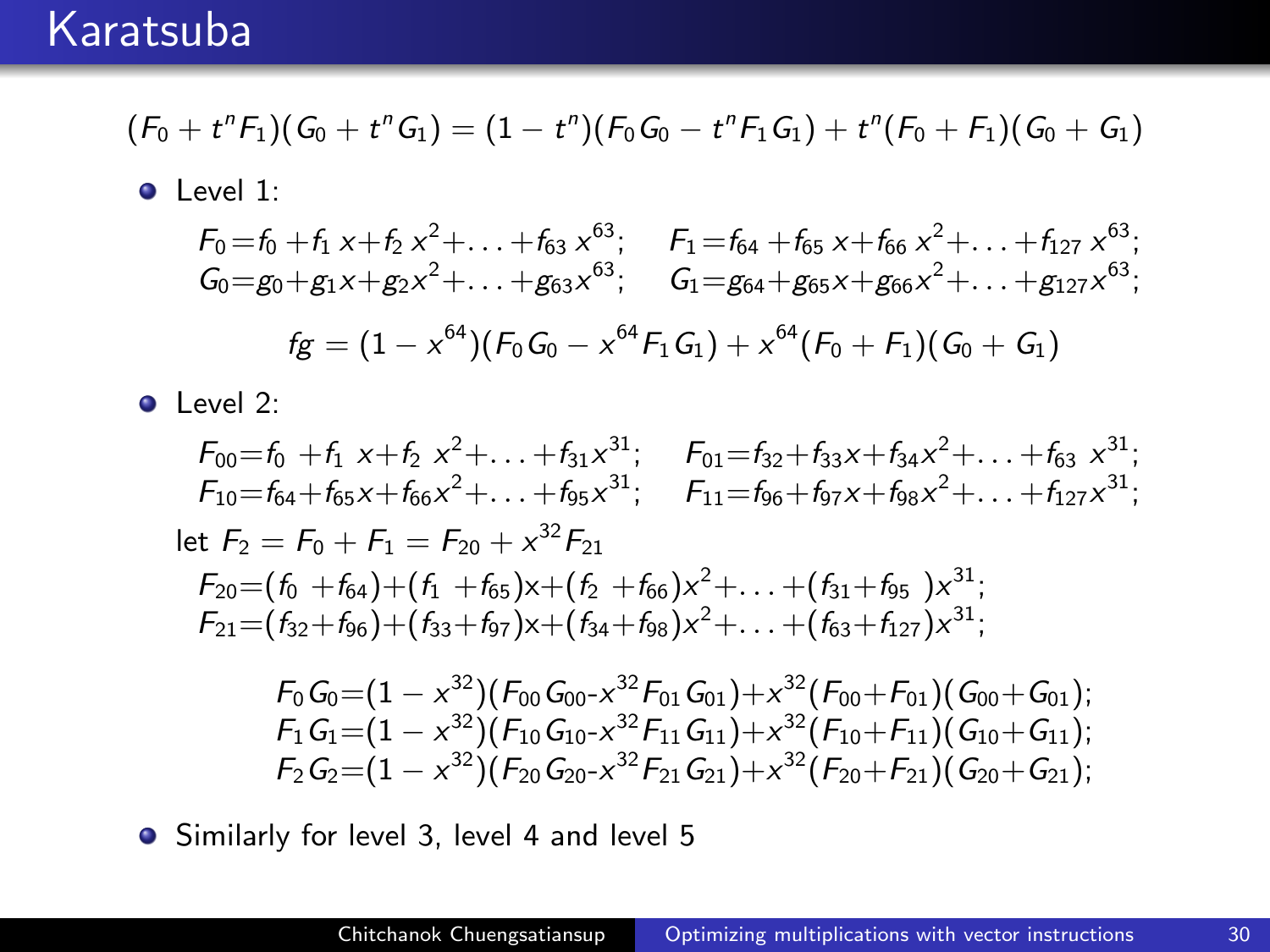# Karatsuba

$$(F_0 + t^n F_1)(G_0 + t^n G_1) = (1 - t^n)(F_0 G_0 - t^n F_1 G_1) + t^n (F_0 + F_1)(G_0 + G_1)$$

- Level 1:

$$F_0 = f_0 + f_1 x + f_2 x^2 + \ldots + f_{63} x^{63}; \quad F_1 = f_{64} + f_{65} x + f_{66} x^2 + \ldots + f_{127} x^{63};$$
$$G_0 = g_0 + g_1 x + g_2 x^2 + \ldots + g_{63} x^{63}; \quad G_1 = g_{64} + g_{65} x + g_{66} x^2 + \ldots + g_{127} x^{63};$$

$$fg = (1 - x^{64})(F_0 G_0 - x^{64} F_1 G_1) + x^{64}(F_0 + F_1)(G_0 + G_1)$$

- Level 2:

$$F_{00} = f_0 + f_1 x + f_2 x^2 + \ldots + f_{31} x^{31}; \quad F_{01} = f_{32} + f_{33} x + f_{34} x^2 + \ldots + f_{63} x^{31};$$
$$F_{10} = f_{64} + f_{65} x + f_{66} x^2 + \ldots + f_{95} x^{31}; \quad F_{11} = f_{96} + f_{97} x + f_{98} x^2 + \ldots + f_{127} x^{31};$$

let $F_2 = F_0 + F_1 = F_{20} + x^{32} F_{21}$

$$F_{20} = (f_0 + f_{64}) + (f_1 + f_{65})x + (f_2 + f_{66})x^2 + \ldots + (f_{31} + f_{95})x^{31};$$
$$F_{21} = (f_{32} + f_{96}) + (f_{33} + f_{97})x + (f_{34} + f_{98})x^2 + \ldots + (f_{63} + f_{127})x^{31};$$

$$F_0 G_0 = (1 - x^{32})(F_{00} G_{00} - x^{32} F_{01} G_{01}) + x^{32}(F_{00} + F_{01})(G_{00} + G_{01});$$
$$F_1 G_1 = (1 - x^{32})(F_{10} G_{10} - x^{32} F_{11} G_{11}) + x^{32}(F_{10} + F_{11})(G_{10} + G_{11});$$
$$F_2 G_2 = (1 - x^{32})(F_{20} G_{20} - x^{32} F_{21} G_{21}) + x^{32}(F_{20} + F_{21})(G_{20} + G_{21});$$

- Similarly for level 3, level 4 and level 5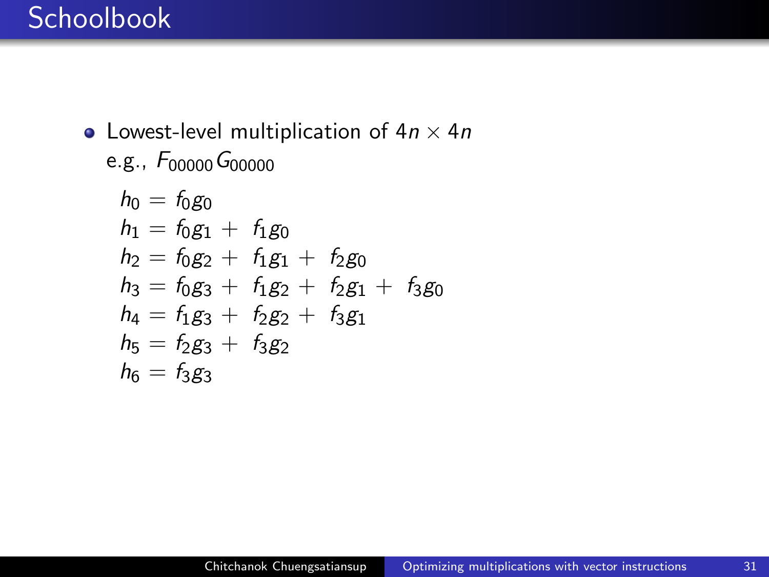# Schoolbook

- Lowest-level multiplication of $4n \times 4n$
  e.g., $F_{00000} G_{00000}$

$$
\begin{aligned}
h_0 &= f_0 g_0 \\
h_1 &= f_0 g_1 + f_1 g_0 \\
h_2 &= f_0 g_2 + f_1 g_1 + f_2 g_0 \\
h_3 &= f_0 g_3 + f_1 g_2 + f_2 g_1 + f_3 g_0 \\
h_4 &= f_1 g_3 + f_2 g_2 + f_3 g_1 \\
h_5 &= f_2 g_3 + f_3 g_2 \\
h_6 &= f_3 g_3
\end{aligned}
$$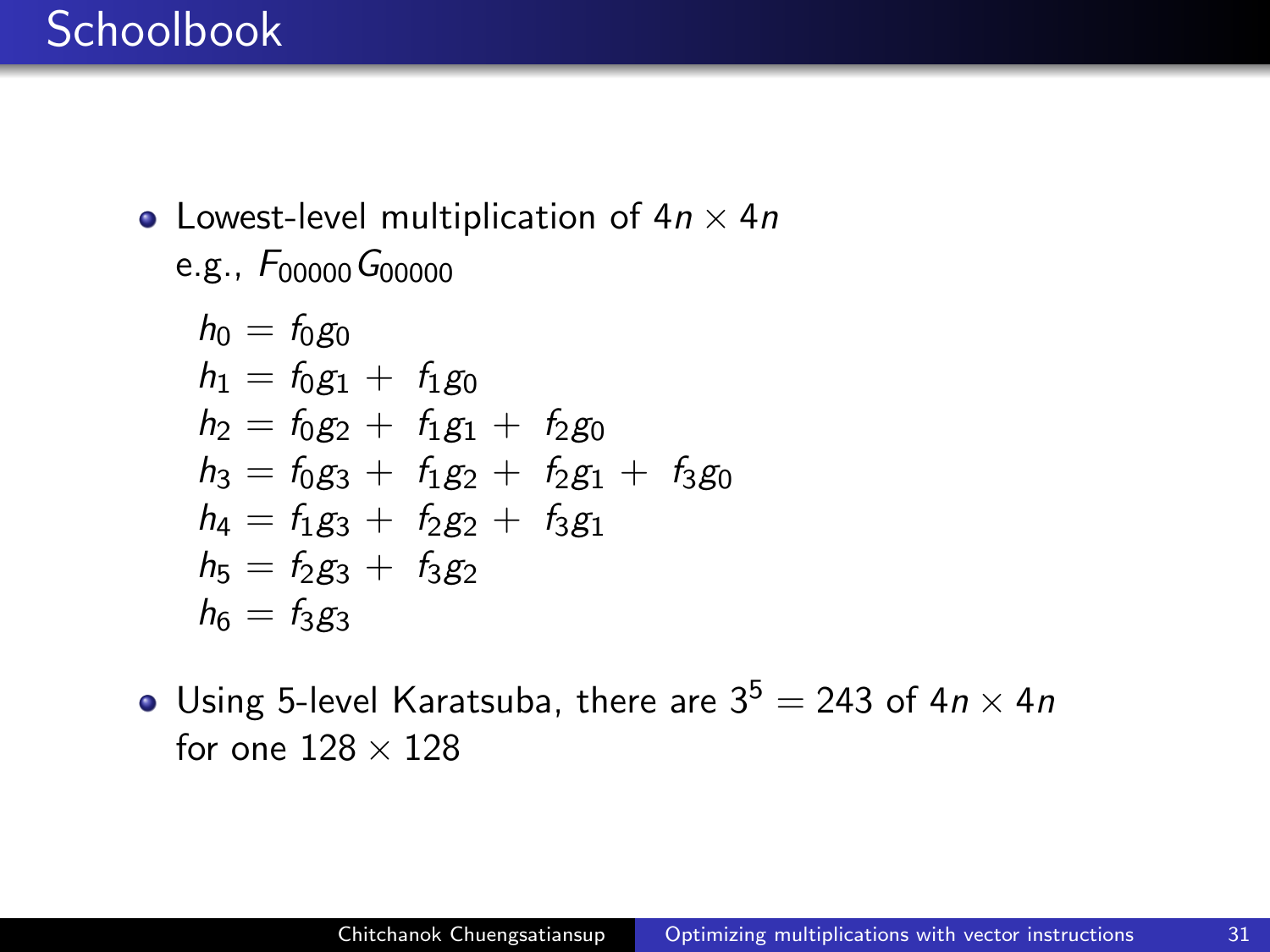# Schoolbook

- Lowest-level multiplication of $4n \times 4n$
  e.g., $F_{00000} G_{00000}$

$$
\begin{aligned}
h_0 &= f_0 g_0 \\
h_1 &= f_0 g_1 + f_1 g_0 \\
h_2 &= f_0 g_2 + f_1 g_1 + f_2 g_0 \\
h_3 &= f_0 g_3 + f_1 g_2 + f_2 g_1 + f_3 g_0 \\
h_4 &= f_1 g_3 + f_2 g_2 + f_3 g_1 \\
h_5 &= f_2 g_3 + f_3 g_2 \\
h_6 &= f_3 g_3
\end{aligned}
$$

- Using 5-level Karatsuba, there are $3^5 = 243$ of $4n \times 4n$ for one $128 \times 128$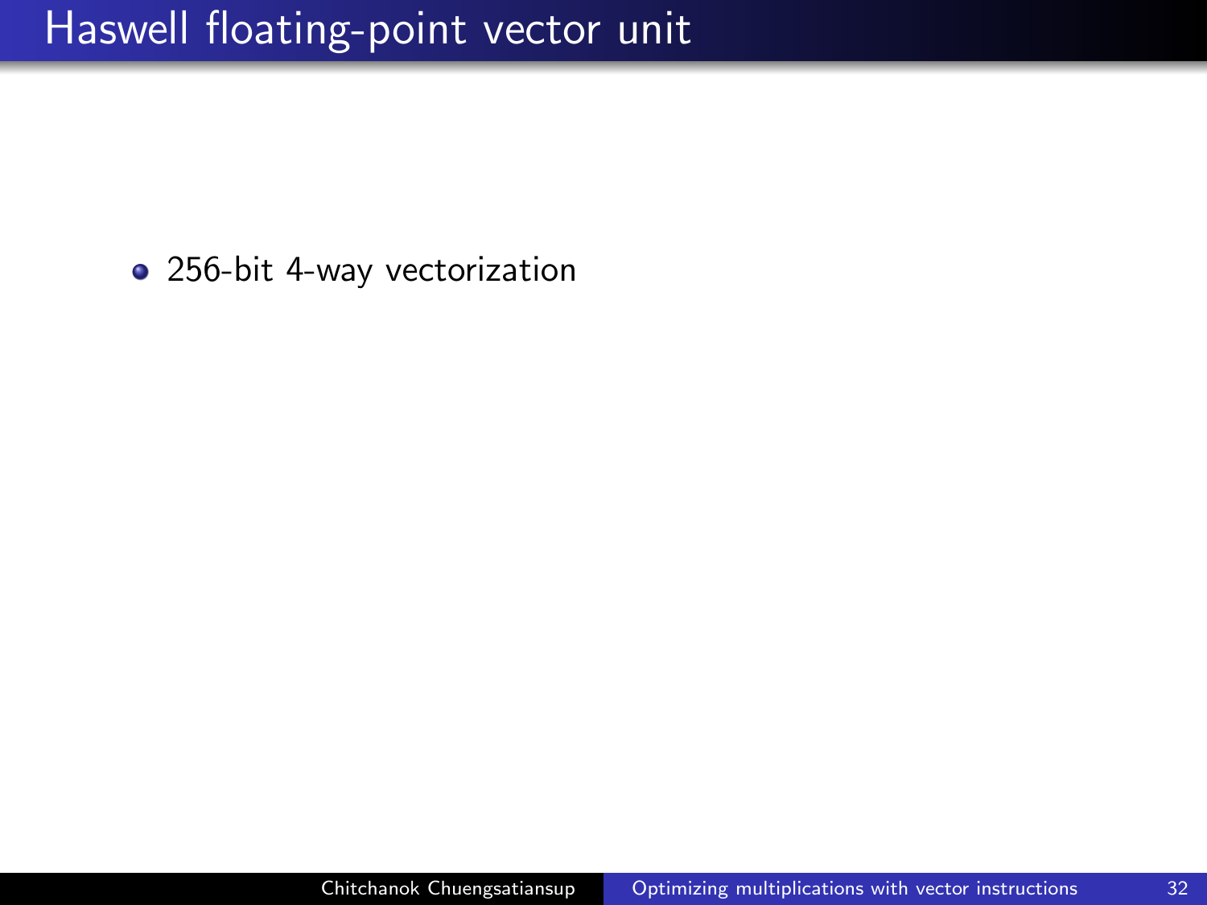# Haswell floating-point vector unit

- 256-bit 4-way vectorization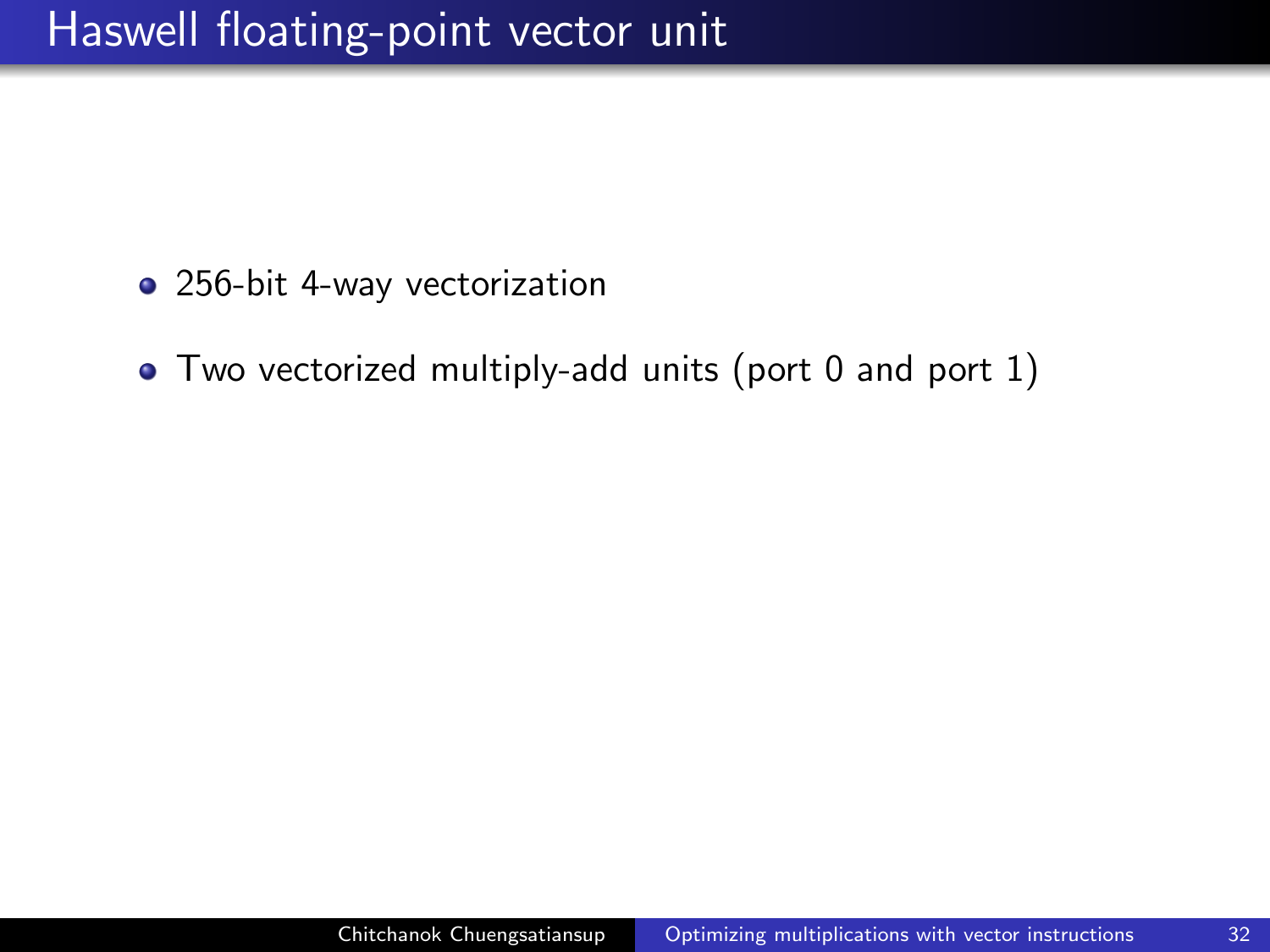# Haswell floating-point vector unit

- 256-bit 4-way vectorization
- Two vectorized multiply-add units (port 0 and port 1)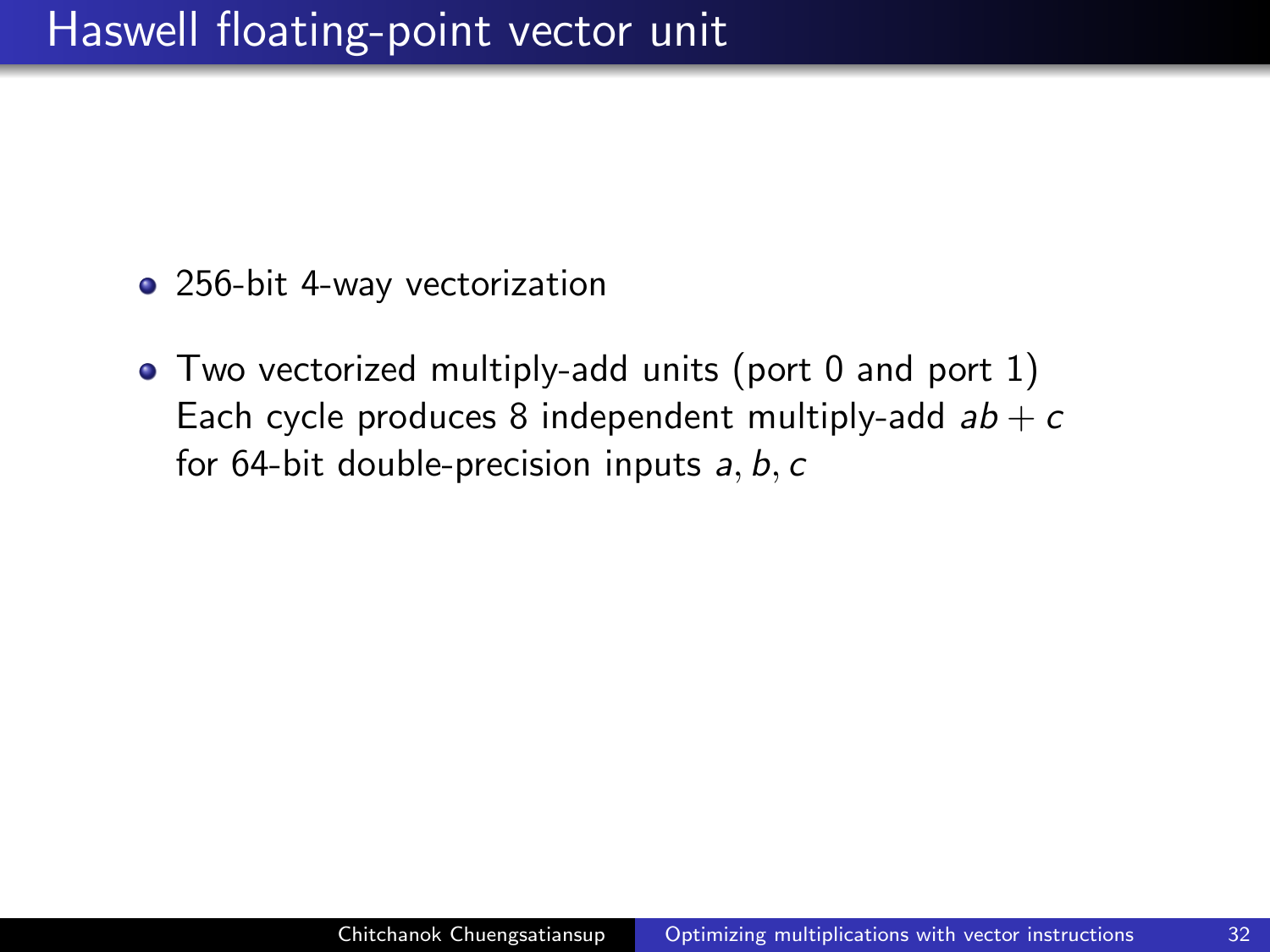# Haswell floating-point vector unit

- 256-bit 4-way vectorization
- Two vectorized multiply-add units (port 0 and port 1)
  Each cycle produces 8 independent multiply-add $ab + c$
  for 64-bit double-precision inputs $a, b, c$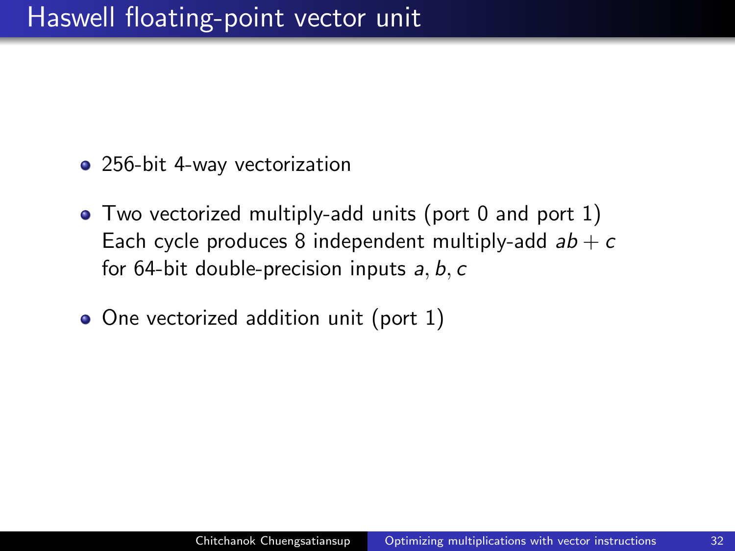# Haswell floating-point vector unit

- 256-bit 4-way vectorization
- Two vectorized multiply-add units (port 0 and port 1)
  Each cycle produces 8 independent multiply-add $ab + c$
  for 64-bit double-precision inputs $a, b, c$
- One vectorized addition unit (port 1)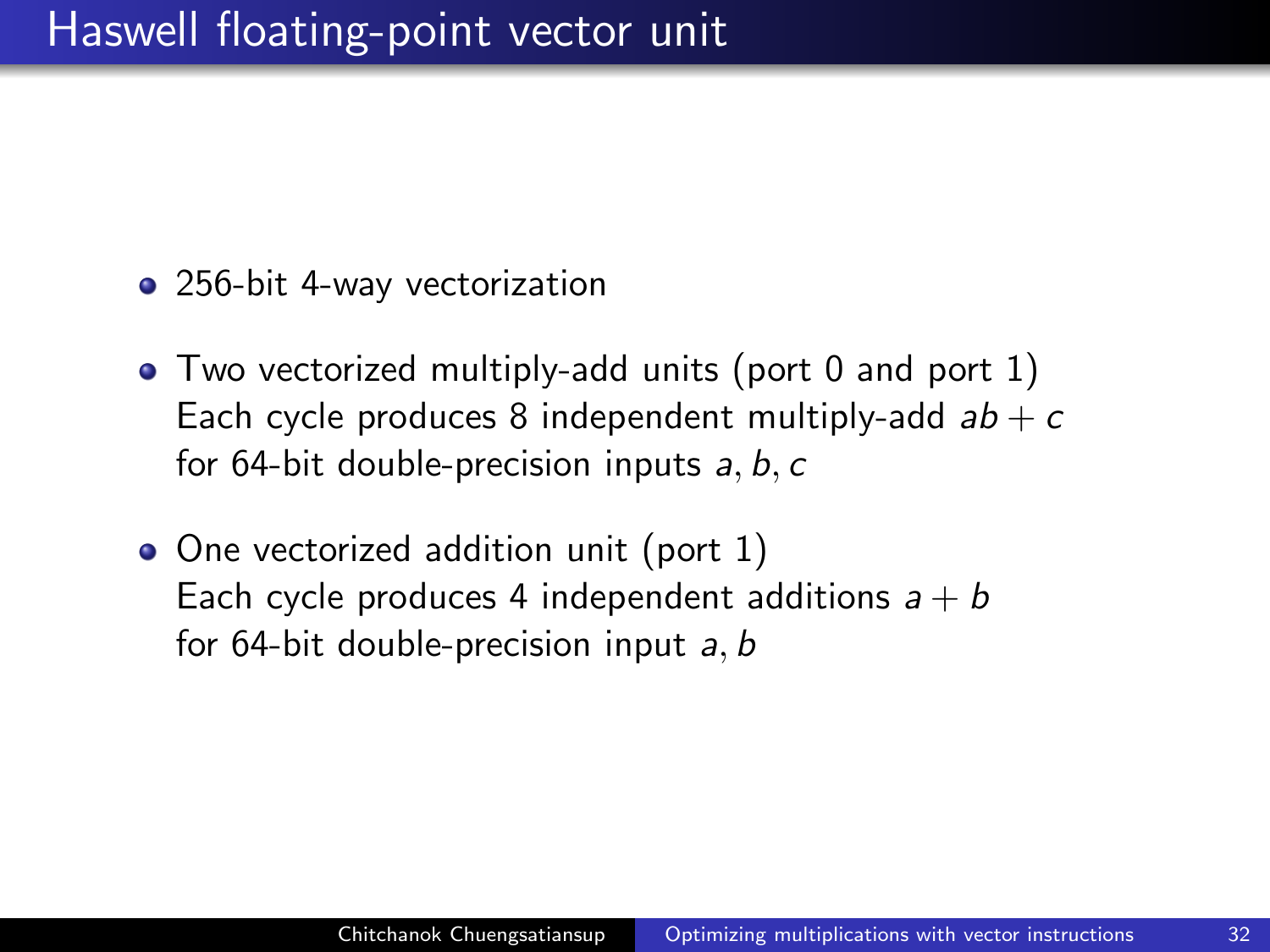# Haswell floating-point vector unit

- 256-bit 4-way vectorization
- Two vectorized multiply-add units (port 0 and port 1)
  Each cycle produces 8 independent multiply-add $ab + c$
  for 64-bit double-precision inputs $a, b, c$
- One vectorized addition unit (port 1)
  Each cycle produces 4 independent additions $a + b$
  for 64-bit double-precision input $a, b$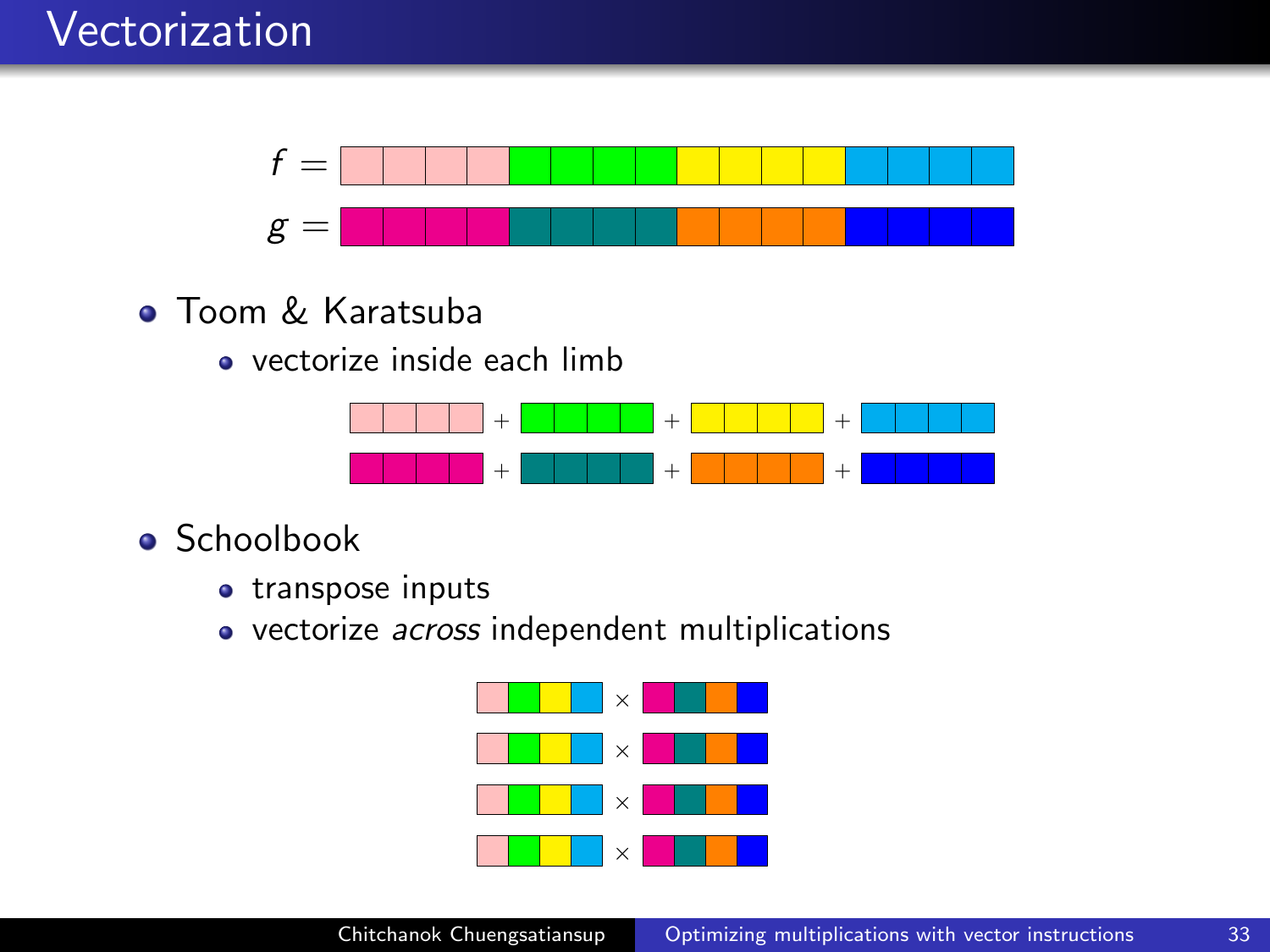# Vectorization

$f =$

$g =$

- Toom & Karatsuba
  - vectorize inside each limb

- Schoolbook
  - transpose inputs
  - vectorize *across* independent multiplications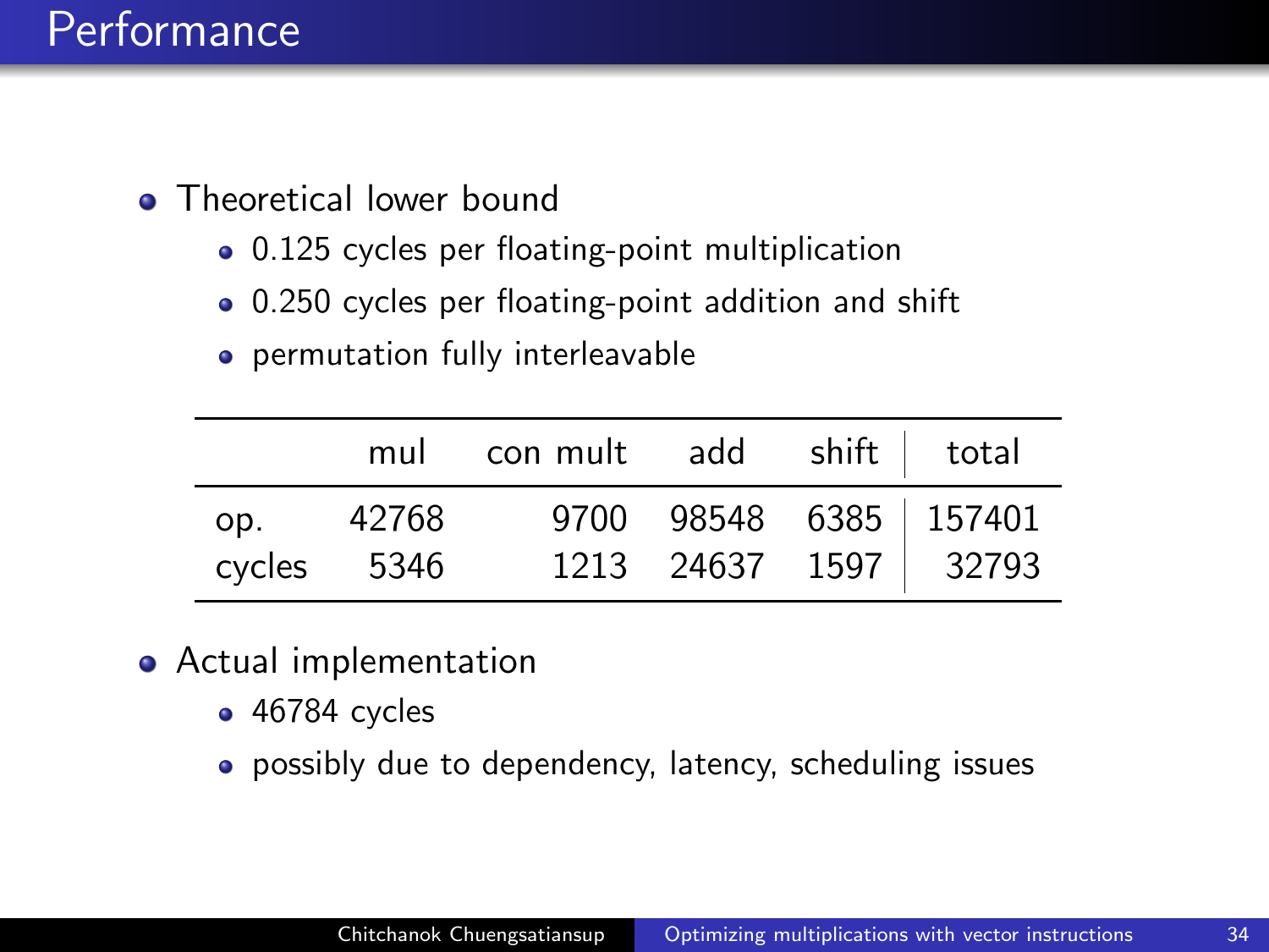# Performance

- Theoretical lower bound
  - 0.125 cycles per floating-point multiplication
  - 0.250 cycles per floating-point addition and shift
  - permutation fully interleavable

| | mul | con mult | add | shift | total |
|---|---|---|---|---|---|
| op. | 42768 | 9700 | 98548 | 6385 | 157401 |
| cycles | 5346 | 1213 | 24637 | 1597 | 32793 |

- Actual implementation
  - 46784 cycles
  - possibly due to dependency, latency, scheduling issues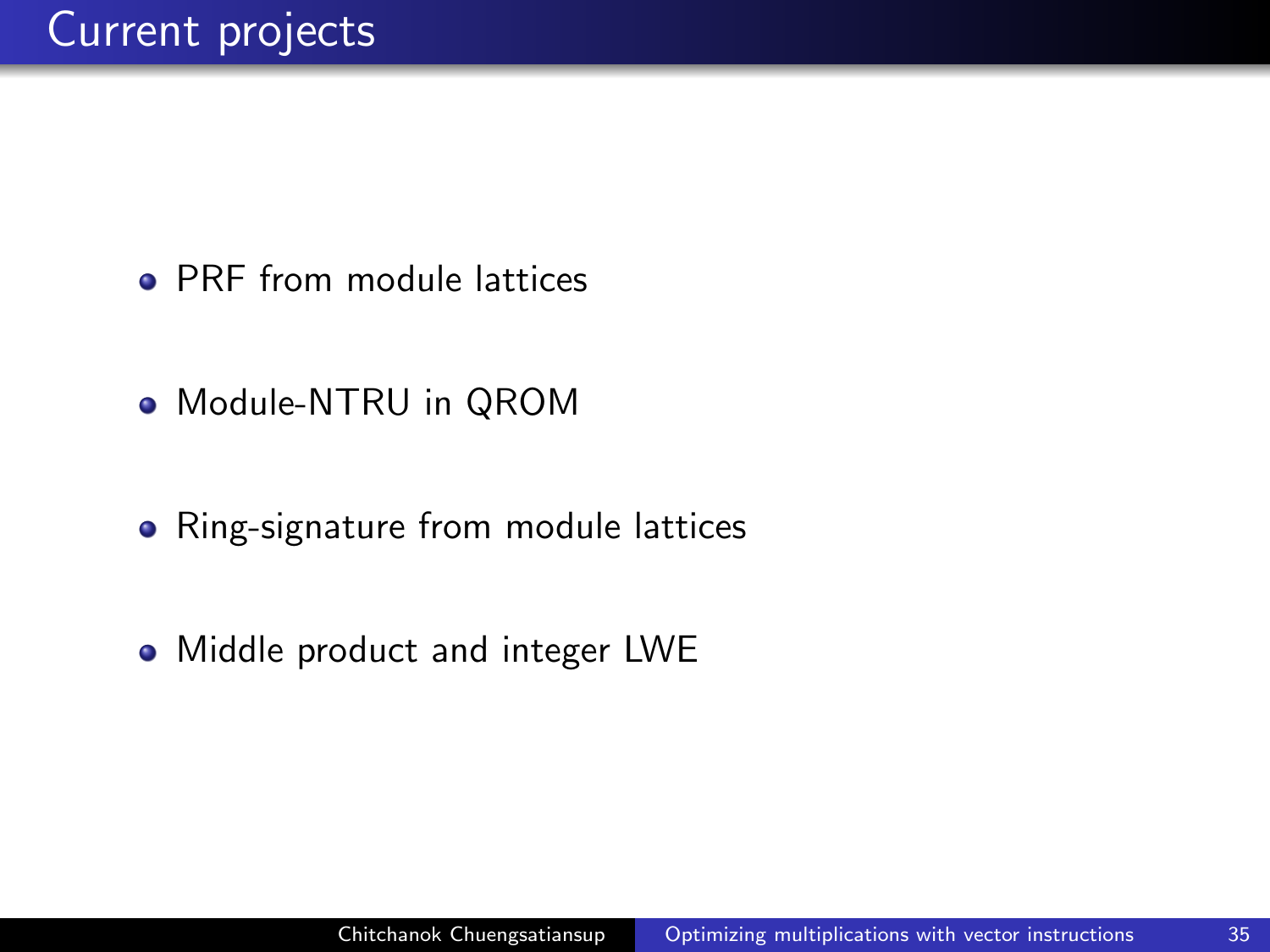# Current projects

- PRF from module lattices
- Module-NTRU in QROM
- Ring-signature from module lattices
- Middle product and integer LWE